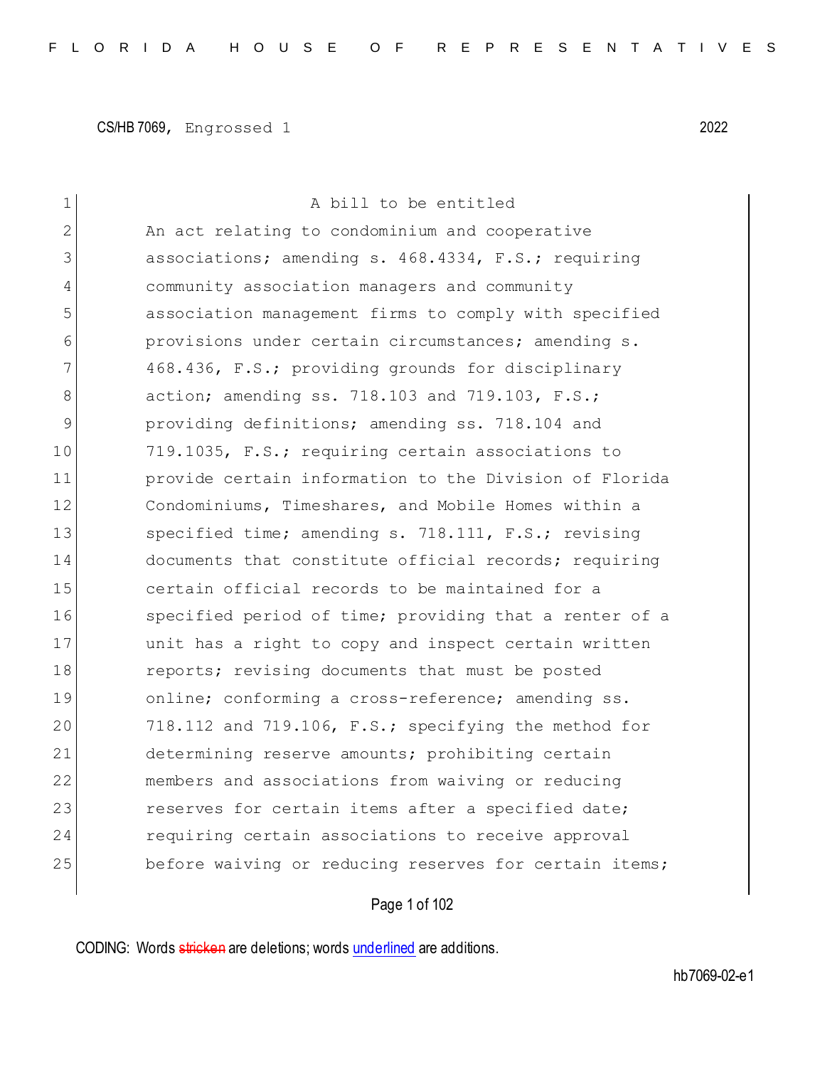CS/HB 7069, Engrossed 1 2022

A bill to be entitled

An act relating to condominium and cooperative associations; amending s. 468.4334, F.S.; requiring community association managers and community association management firms to comply with specified provisions under certain circumstances; amending s. 468.436, F.S.; providing grounds for disciplinary action; amending ss. 718.103 and 719.103, F.S.; providing definitions; amending ss. 718.104 and 719.1035, F.S.; requiring certain associations to provide certain information to the Division of Florida Condominiums, Timeshares, and Mobile Homes within a specified time; amending s. 718.111, F.S.; revising documents that constitute official records; requiring certain official records to be maintained for a specified period of time; providing that a renter of a unit has a right to copy and inspect certain written reports; revising documents that must be posted online; conforming a cross-reference; amending ss. 718.112 and 719.106, F.S.; specifying the method for determining reserve amounts; prohibiting certain members and associations from waiving or reducing reserves for certain items after a specified date; requiring certain associations to receive approval before waiving or reducing reserves for certain items;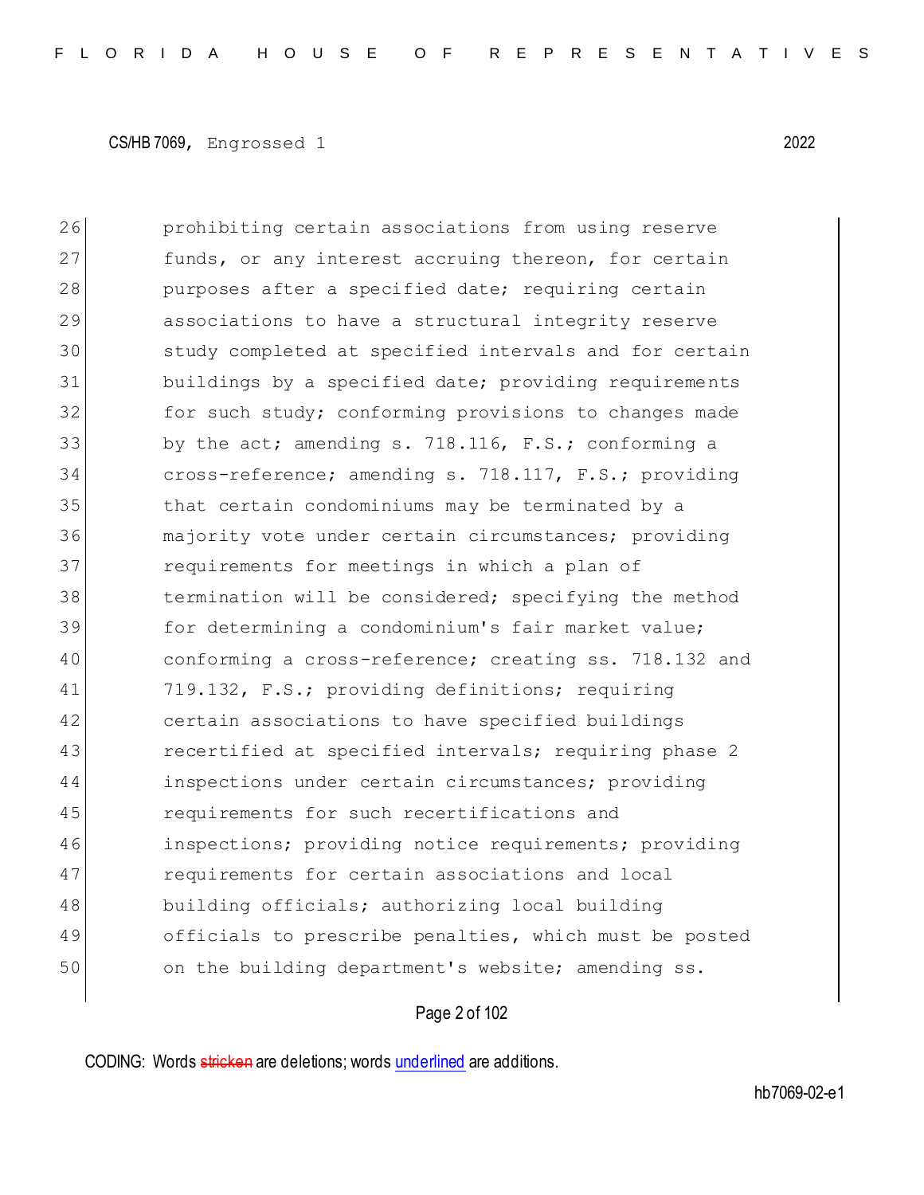prohibiting certain associations from using reserve funds, or any interest accruing thereon, for certain purposes after a specified date; requiring certain associations to have a structural integrity reserve study completed at specified intervals and for certain buildings by a specified date; providing requirements for such study; conforming provisions to changes made by the act; amending s. 718.116, F.S.; conforming a cross-reference; amending s. 718.117, F.S.; providing that certain condominiums may be terminated by a majority vote under certain circumstances; providing requirements for meetings in which a plan of termination will be considered; specifying the method for determining a condominium's fair market value; conforming a cross-reference; creating ss. 718.132 and 719.132, F.S.; providing definitions; requiring certain associations to have specified buildings recertified at specified intervals; requiring phase 2 inspections under certain circumstances; providing requirements for such recertifications and inspections; providing notice requirements; providing requirements for certain associations and local building officials; authorizing local building officials to prescribe penalties, which must be posted on the building department's website; amending ss.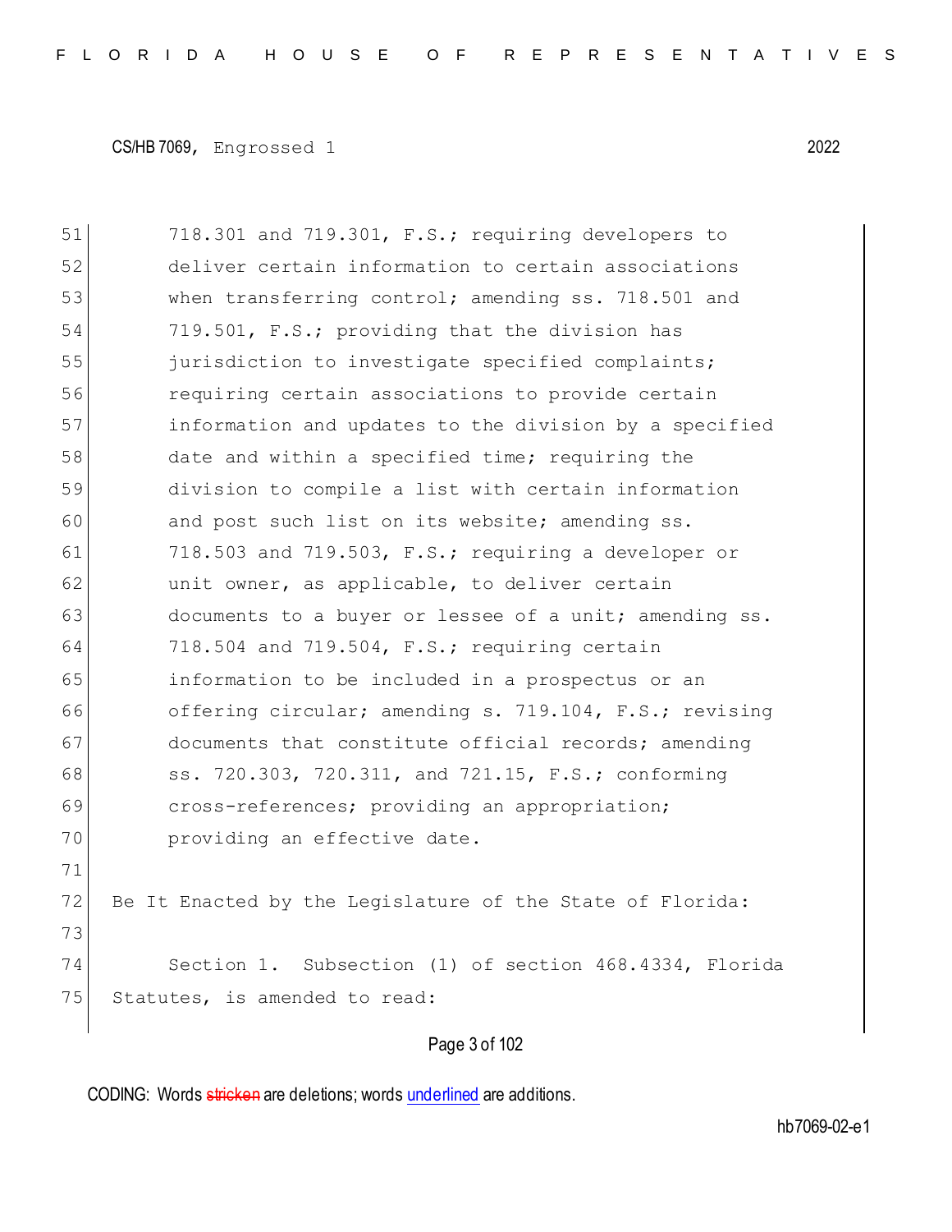718.301 and 719.301, F.S.; requiring developers to deliver certain information to certain associations when transferring control; amending ss. 718.501 and 719.501, F.S.; providing that the division has jurisdiction to investigate specified complaints; requiring certain associations to provide certain information and updates to the division by a specified date and within a specified time; requiring the division to compile a list with certain information and post such list on its website; amending ss. 718.503 and 719.503, F.S.; requiring a developer or unit owner, as applicable, to deliver certain documents to a buyer or lessee of a unit; amending ss. 718.504 and 719.504, F.S.; requiring certain information to be included in a prospectus or an offering circular; amending s. 719.104, F.S.; revising documents that constitute official records; amending ss. 720.303, 720.311, and 721.15, F.S.; conforming cross-references; providing an appropriation; providing an effective date.

Be It Enacted by the Legislature of the State of Florida:

Section 1. Subsection (1) of section 468.4334, Florida Statutes, is amended to read: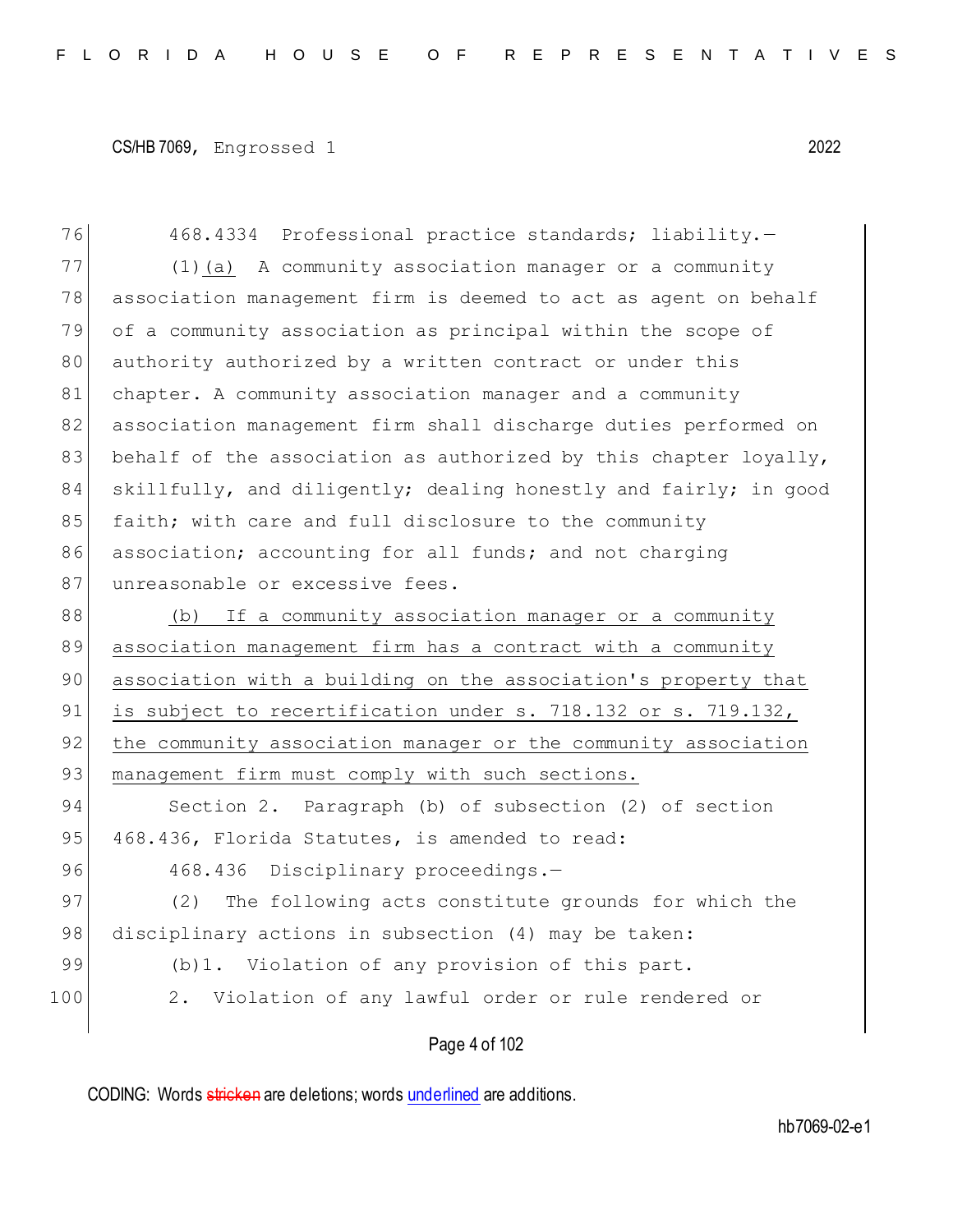468.4334 Professional practice standards; liability.—

(1)<u>(a)</u> A community association manager or a community association management firm is deemed to act as agent on behalf of a community association as principal within the scope of authority authorized by a written contract or under this chapter. A community association manager and a community association management firm shall discharge duties performed on behalf of the association as authorized by this chapter loyally, skillfully, and diligently; dealing honestly and fairly; in good faith; with care and full disclosure to the community association; accounting for all funds; and not charging unreasonable or excessive fees.

<u>(b) If a community association manager or a community association management firm has a contract with a community association with a building on the association's property that is subject to recertification under s. 718.132 or s. 719.132, the community association manager or the community association management firm must comply with such sections.</u>

Section 2. Paragraph (b) of subsection (2) of section 468.436, Florida Statutes, is amended to read:

468.436 Disciplinary proceedings.—

(2) The following acts constitute grounds for which the disciplinary actions in subsection (4) may be taken:

(b)1. Violation of any provision of this part.

2. Violation of any lawful order or rule rendered or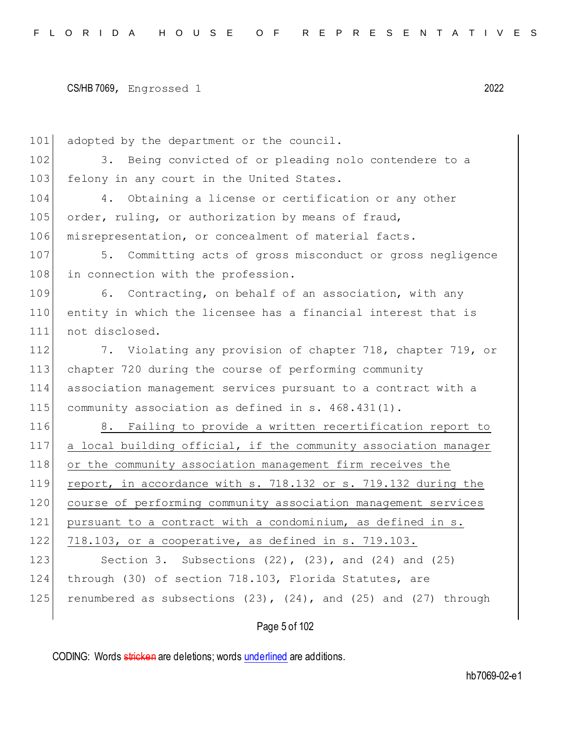adopted by the department or the council.

3. Being convicted of or pleading nolo contendere to a felony in any court in the United States.

4. Obtaining a license or certification or any other order, ruling, or authorization by means of fraud, misrepresentation, or concealment of material facts.

5. Committing acts of gross misconduct or gross negligence in connection with the profession.

6. Contracting, on behalf of an association, with any entity in which the licensee has a financial interest that is not disclosed.

7. Violating any provision of chapter 718, chapter 719, or chapter 720 during the course of performing community association management services pursuant to a contract with a community association as defined in s. 468.431(1).

8. Failing to provide a written recertification report to a local building official, if the community association manager or the community association management firm receives the report, in accordance with s. 718.132 or s. 719.132 during the course of performing community association management services pursuant to a contract with a condominium, as defined in s. 718.103, or a cooperative, as defined in s. 719.103.

Section 3. Subsections (22), (23), and (24) and (25) through (30) of section 718.103, Florida Statutes, are renumbered as subsections (23), (24), and (25) and (27) through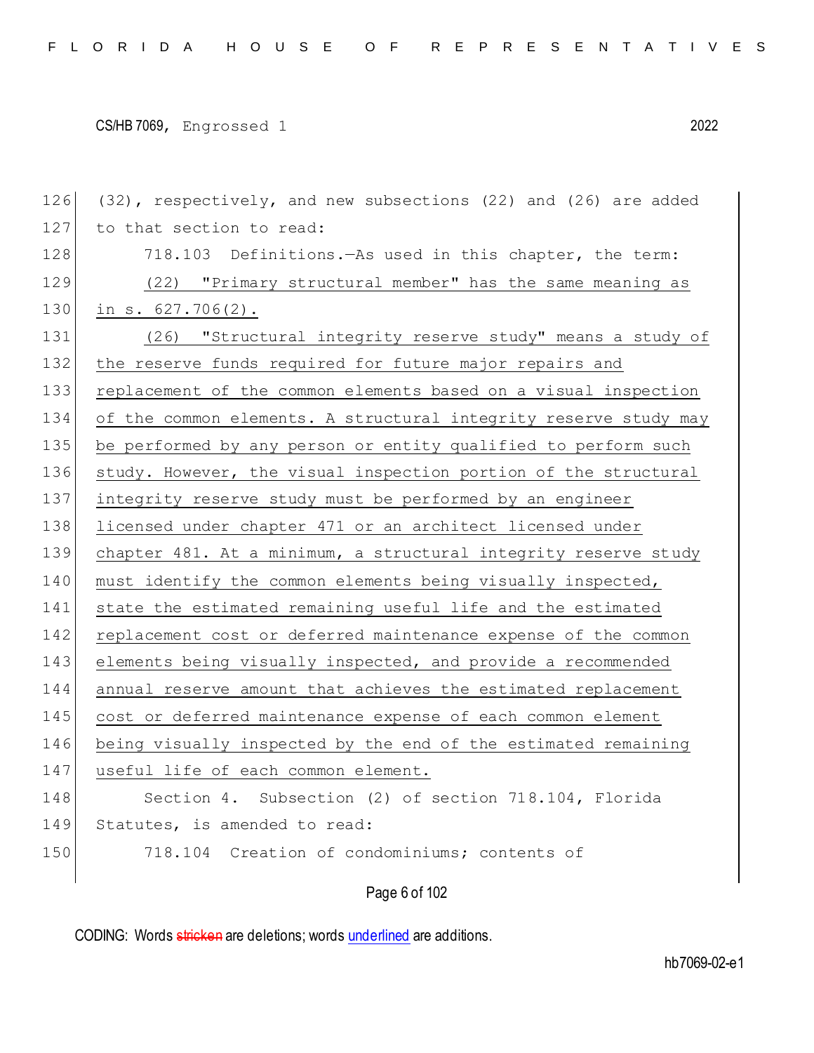(32), respectively, and new subsections (22) and (26) are added to that section to read:

718.103 Definitions.—As used in this chapter, the term:

(22) "Primary structural member" has the same meaning as in s. 627.706(2).

(26) "Structural integrity reserve study" means a study of the reserve funds required for future major repairs and replacement of the common elements based on a visual inspection of the common elements. A structural integrity reserve study may be performed by any person or entity qualified to perform such study. However, the visual inspection portion of the structural integrity reserve study must be performed by an engineer licensed under chapter 471 or an architect licensed under chapter 481. At a minimum, a structural integrity reserve study must identify the common elements being visually inspected, state the estimated remaining useful life and the estimated replacement cost or deferred maintenance expense of the common elements being visually inspected, and provide a recommended annual reserve amount that achieves the estimated replacement cost or deferred maintenance expense of each common element being visually inspected by the end of the estimated remaining useful life of each common element.

Section 4. Subsection (2) of section 718.104, Florida Statutes, is amended to read:

718.104 Creation of condominiums; contents of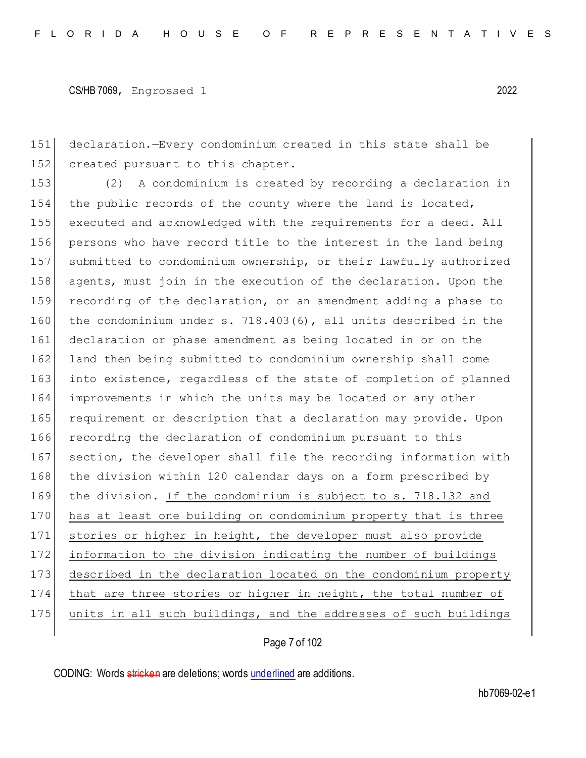151 declaration.—Every condominium created in this state shall be
152 created pursuant to this chapter.

153 (2) A condominium is created by recording a declaration in
154 the public records of the county where the land is located,
155 executed and acknowledged with the requirements for a deed. All
156 persons who have record title to the interest in the land being
157 submitted to condominium ownership, or their lawfully authorized
158 agents, must join in the execution of the declaration. Upon the
159 recording of the declaration, or an amendment adding a phase to
160 the condominium under s. 718.403(6), all units described in the
161 declaration or phase amendment as being located in or on the
162 land then being submitted to condominium ownership shall come
163 into existence, regardless of the state of completion of planned
164 improvements in which the units may be located or any other
165 requirement or description that a declaration may provide. Upon
166 recording the declaration of condominium pursuant to this
167 section, the developer shall file the recording information with
168 the division within 120 calendar days on a form prescribed by
169 the division. <u>If the condominium is subject to s. 718.132 and</u>
170 <u>has at least one building on condominium property that is three</u>
171 <u>stories or higher in height, the developer must also provide</u>
172 <u>information to the division indicating the number of buildings</u>
173 <u>described in the declaration located on the condominium property</u>
174 <u>that are three stories or higher in height, the total number of</u>
175 <u>units in all such buildings, and the addresses of such buildings</u>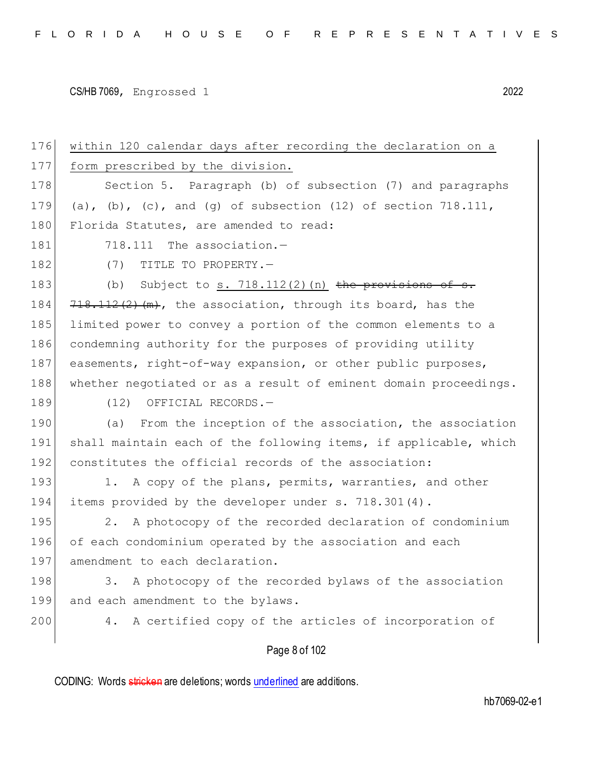within 120 calendar days after recording the declaration on a form prescribed by the division.

Section 5. Paragraph (b) of subsection (7) and paragraphs (a), (b), (c), and (g) of subsection (12) of section 718.111, Florida Statutes, are amended to read:

718.111 The association.—

(7) TITLE TO PROPERTY.—

(b) Subject to s. 718.112(2)(n) ~~the provisions of s. 718.112(2)(m)~~, the association, through its board, has the limited power to convey a portion of the common elements to a condemning authority for the purposes of providing utility easements, right-of-way expansion, or other public purposes, whether negotiated or as a result of eminent domain proceedings.

(12) OFFICIAL RECORDS.—

(a) From the inception of the association, the association shall maintain each of the following items, if applicable, which constitutes the official records of the association:

1. A copy of the plans, permits, warranties, and other items provided by the developer under s. 718.301(4).

2. A photocopy of the recorded declaration of condominium of each condominium operated by the association and each amendment to each declaration.

3. A photocopy of the recorded bylaws of the association and each amendment to the bylaws.

4. A certified copy of the articles of incorporation of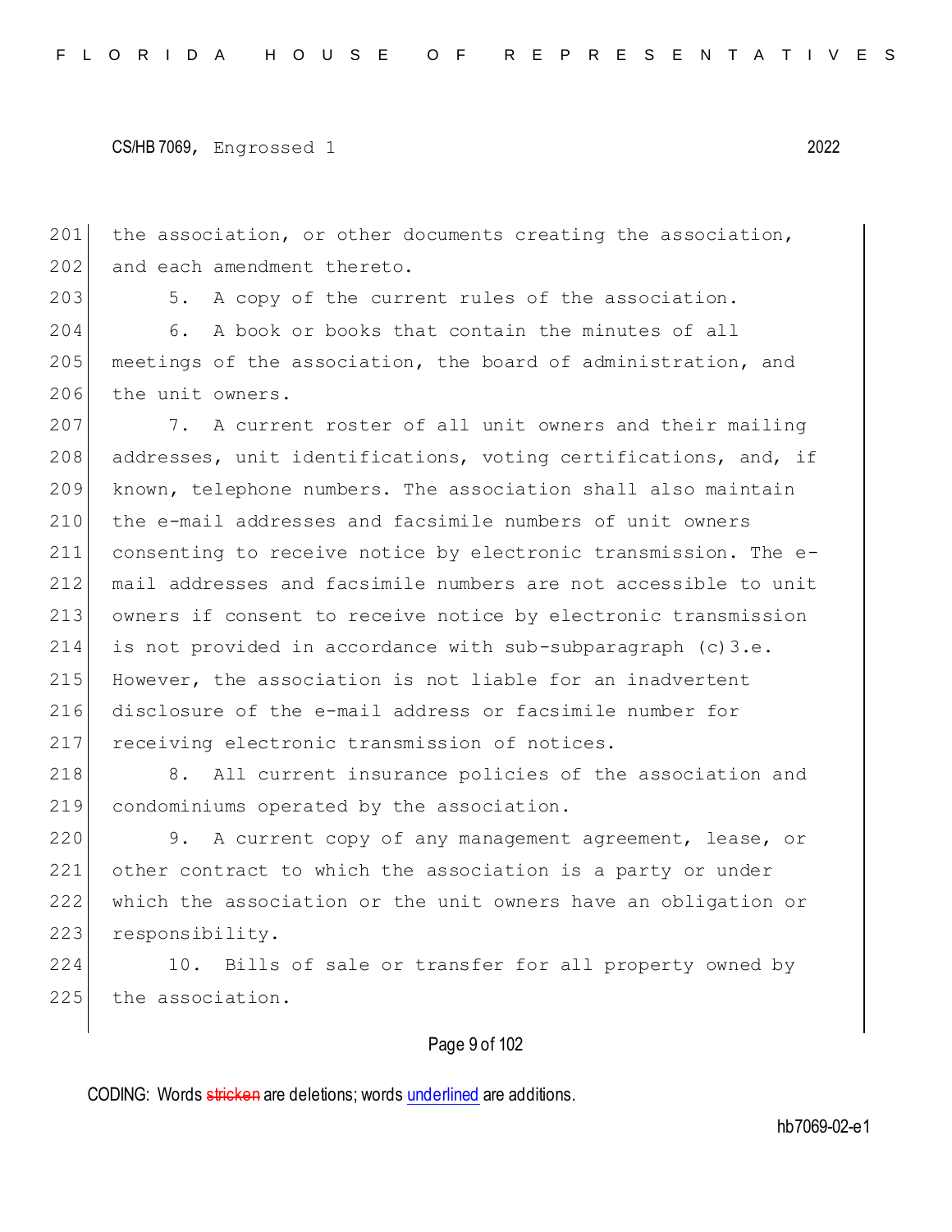the association, or other documents creating the association, and each amendment thereto.

5. A copy of the current rules of the association.

6. A book or books that contain the minutes of all meetings of the association, the board of administration, and the unit owners.

7. A current roster of all unit owners and their mailing addresses, unit identifications, voting certifications, and, if known, telephone numbers. The association shall also maintain the e-mail addresses and facsimile numbers of unit owners consenting to receive notice by electronic transmission. The e-mail addresses and facsimile numbers are not accessible to unit owners if consent to receive notice by electronic transmission is not provided in accordance with sub-subparagraph (c)3.e. However, the association is not liable for an inadvertent disclosure of the e-mail address or facsimile number for receiving electronic transmission of notices.

8. All current insurance policies of the association and condominiums operated by the association.

9. A current copy of any management agreement, lease, or other contract to which the association is a party or under which the association or the unit owners have an obligation or responsibility.

10. Bills of sale or transfer for all property owned by the association.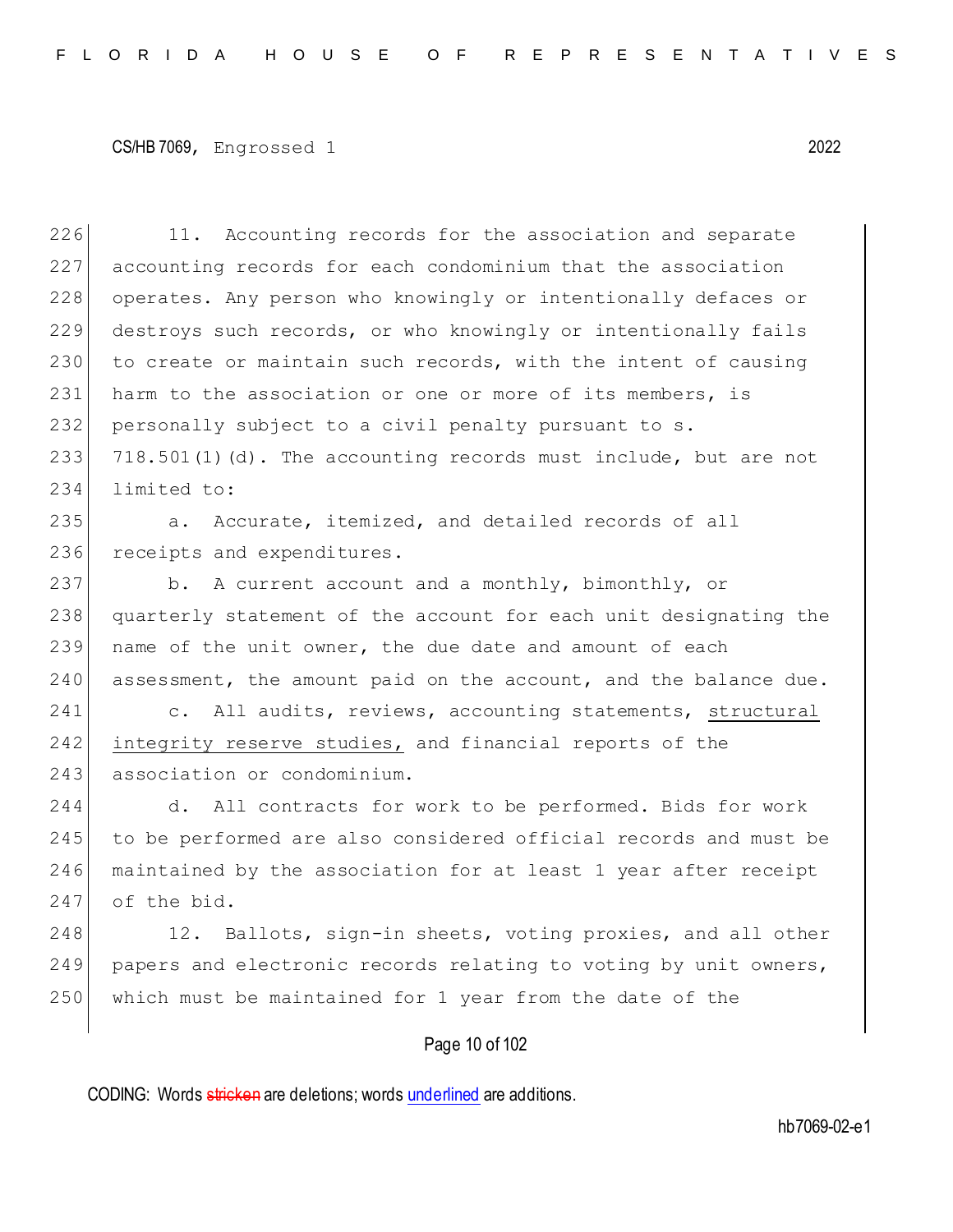11. Accounting records for the association and separate accounting records for each condominium that the association operates. Any person who knowingly or intentionally defaces or destroys such records, or who knowingly or intentionally fails to create or maintain such records, with the intent of causing harm to the association or one or more of its members, is personally subject to a civil penalty pursuant to s. 718.501(1)(d). The accounting records must include, but are not limited to:

a. Accurate, itemized, and detailed records of all receipts and expenditures.

b. A current account and a monthly, bimonthly, or quarterly statement of the account for each unit designating the name of the unit owner, the due date and amount of each assessment, the amount paid on the account, and the balance due.

c. All audits, reviews, accounting statements, <u>structural integrity reserve studies,</u> and financial reports of the association or condominium.

d. All contracts for work to be performed. Bids for work to be performed are also considered official records and must be maintained by the association for at least 1 year after receipt of the bid.

12. Ballots, sign-in sheets, voting proxies, and all other papers and electronic records relating to voting by unit owners, which must be maintained for 1 year from the date of the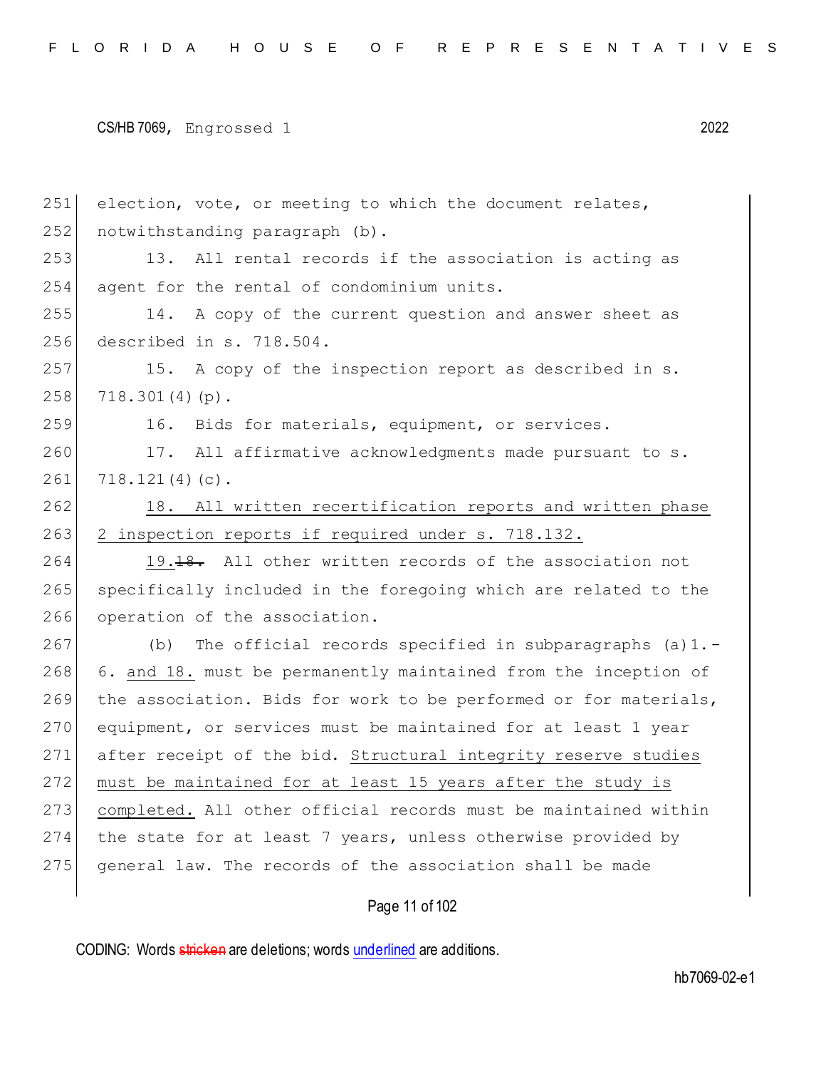election, vote, or meeting to which the document relates, notwithstanding paragraph (b).

13. All rental records if the association is acting as agent for the rental of condominium units.

14. A copy of the current question and answer sheet as described in s. 718.504.

15. A copy of the inspection report as described in s. 718.301(4)(p).

16. Bids for materials, equipment, or services.

17. All affirmative acknowledgments made pursuant to s. 718.121(4)(c).

18. All written recertification reports and written phase 2 inspection reports if required under s. 718.132.

19.~~18.~~ All other written records of the association not specifically included in the foregoing which are related to the operation of the association.

(b) The official records specified in subparagraphs (a)1.-6. and 18. must be permanently maintained from the inception of the association. Bids for work to be performed or for materials, equipment, or services must be maintained for at least 1 year after receipt of the bid. Structural integrity reserve studies must be maintained for at least 15 years after the study is completed. All other official records must be maintained within the state for at least 7 years, unless otherwise provided by general law. The records of the association shall be made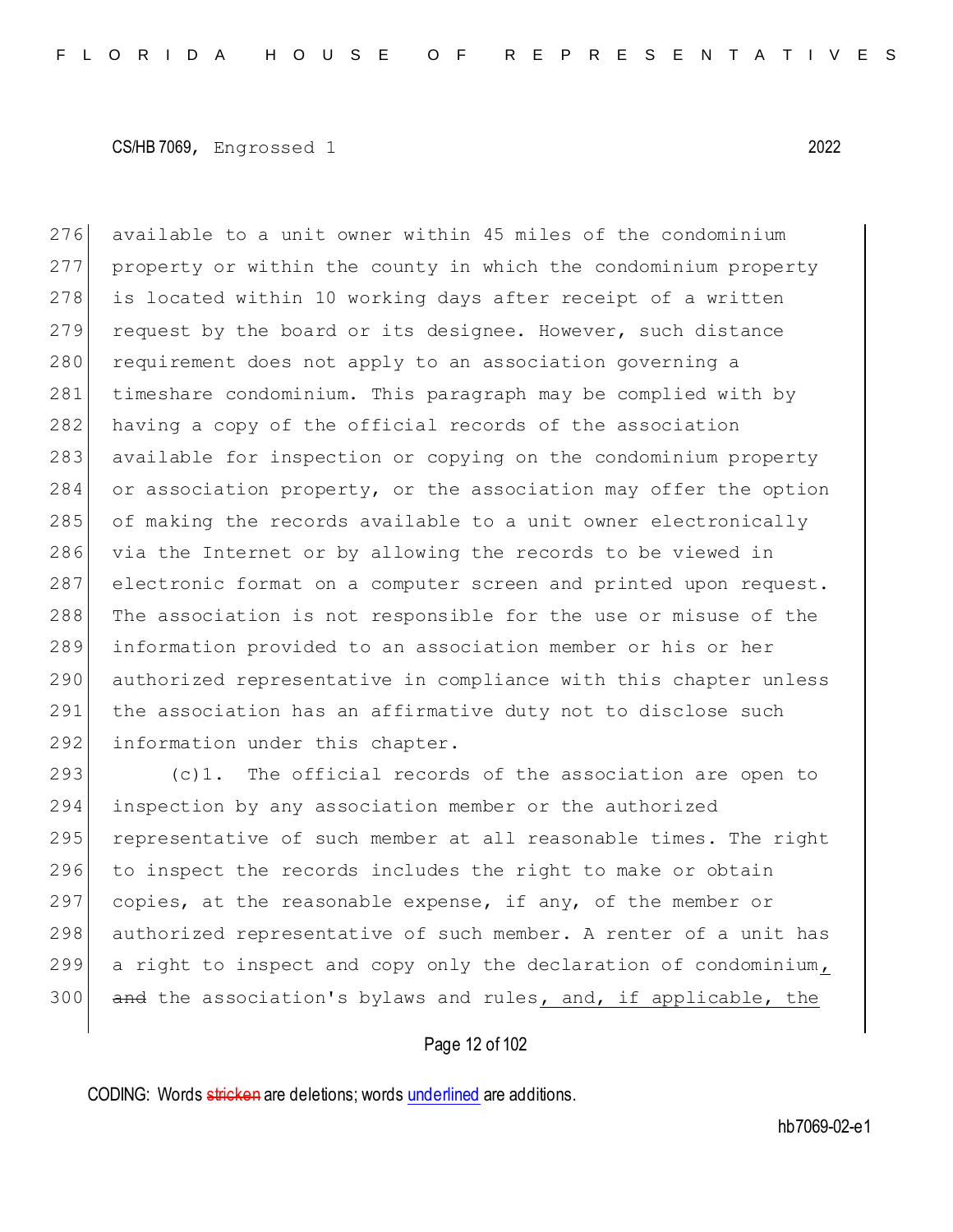available to a unit owner within 45 miles of the condominium property or within the county in which the condominium property is located within 10 working days after receipt of a written request by the board or its designee. However, such distance requirement does not apply to an association governing a timeshare condominium. This paragraph may be complied with by having a copy of the official records of the association available for inspection or copying on the condominium property or association property, or the association may offer the option of making the records available to a unit owner electronically via the Internet or by allowing the records to be viewed in electronic format on a computer screen and printed upon request. The association is not responsible for the use or misuse of the information provided to an association member or his or her authorized representative in compliance with this chapter unless the association has an affirmative duty not to disclose such information under this chapter.

(c)1. The official records of the association are open to inspection by any association member or the authorized representative of such member at all reasonable times. The right to inspect the records includes the right to make or obtain copies, at the reasonable expense, if any, of the member or authorized representative of such member. A renter of a unit has a right to inspect and copy only the declaration of condominium, ~~and~~ the association's bylaws and rules, and, if applicable, the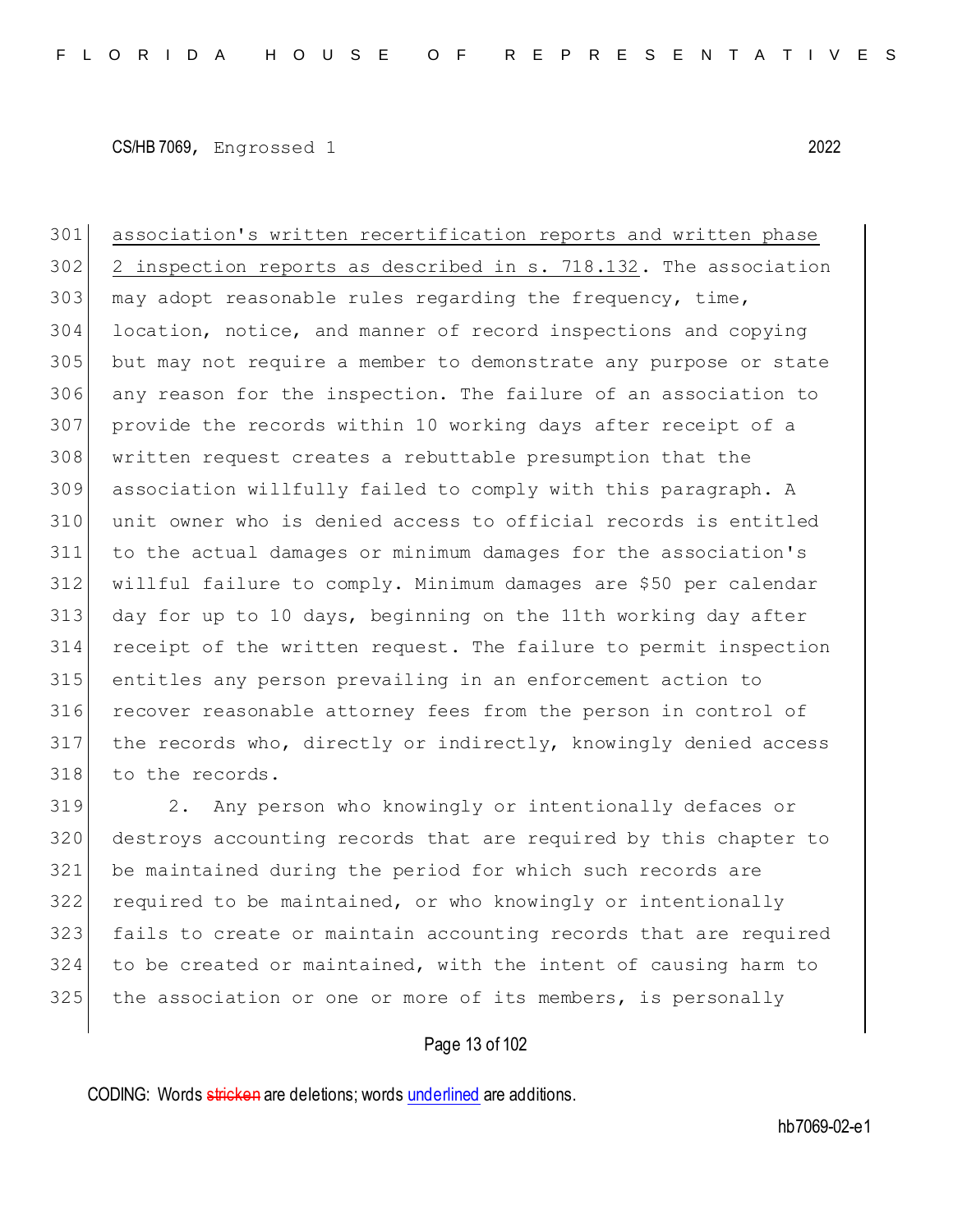<u>association's written recertification reports and written phase 2 inspection reports as described in s. 718.132</u>. The association may adopt reasonable rules regarding the frequency, time, location, notice, and manner of record inspections and copying but may not require a member to demonstrate any purpose or state any reason for the inspection. The failure of an association to provide the records within 10 working days after receipt of a written request creates a rebuttable presumption that the association willfully failed to comply with this paragraph. A unit owner who is denied access to official records is entitled to the actual damages or minimum damages for the association's willful failure to comply. Minimum damages are $50 per calendar day for up to 10 days, beginning on the 11th working day after receipt of the written request. The failure to permit inspection entitles any person prevailing in an enforcement action to recover reasonable attorney fees from the person in control of the records who, directly or indirectly, knowingly denied access to the records.

2. Any person who knowingly or intentionally defaces or destroys accounting records that are required by this chapter to be maintained during the period for which such records are required to be maintained, or who knowingly or intentionally fails to create or maintain accounting records that are required to be created or maintained, with the intent of causing harm to the association or one or more of its members, is personally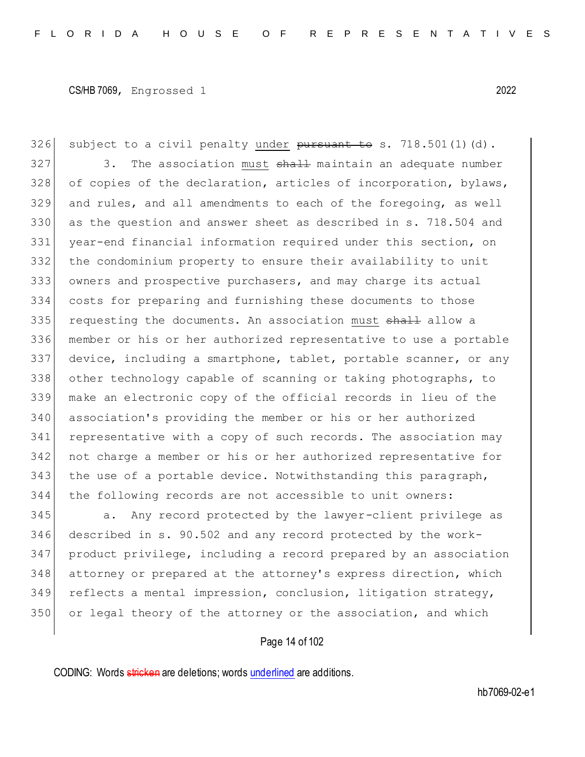326 subject to a civil penalty under ~~pursuant to~~ s. 718.501(1)(d).

327 3. The association must ~~shall~~ maintain an adequate number
328 of copies of the declaration, articles of incorporation, bylaws,
329 and rules, and all amendments to each of the foregoing, as well
330 as the question and answer sheet as described in s. 718.504 and
331 year-end financial information required under this section, on
332 the condominium property to ensure their availability to unit
333 owners and prospective purchasers, and may charge its actual
334 costs for preparing and furnishing these documents to those
335 requesting the documents. An association must ~~shall~~ allow a
336 member or his or her authorized representative to use a portable
337 device, including a smartphone, tablet, portable scanner, or any
338 other technology capable of scanning or taking photographs, to
339 make an electronic copy of the official records in lieu of the
340 association's providing the member or his or her authorized
341 representative with a copy of such records. The association may
342 not charge a member or his or her authorized representative for
343 the use of a portable device. Notwithstanding this paragraph,
344 the following records are not accessible to unit owners:

345 a. Any record protected by the lawyer-client privilege as
346 described in s. 90.502 and any record protected by the work-
347 product privilege, including a record prepared by an association
348 attorney or prepared at the attorney's express direction, which
349 reflects a mental impression, conclusion, litigation strategy,
350 or legal theory of the attorney or the association, and which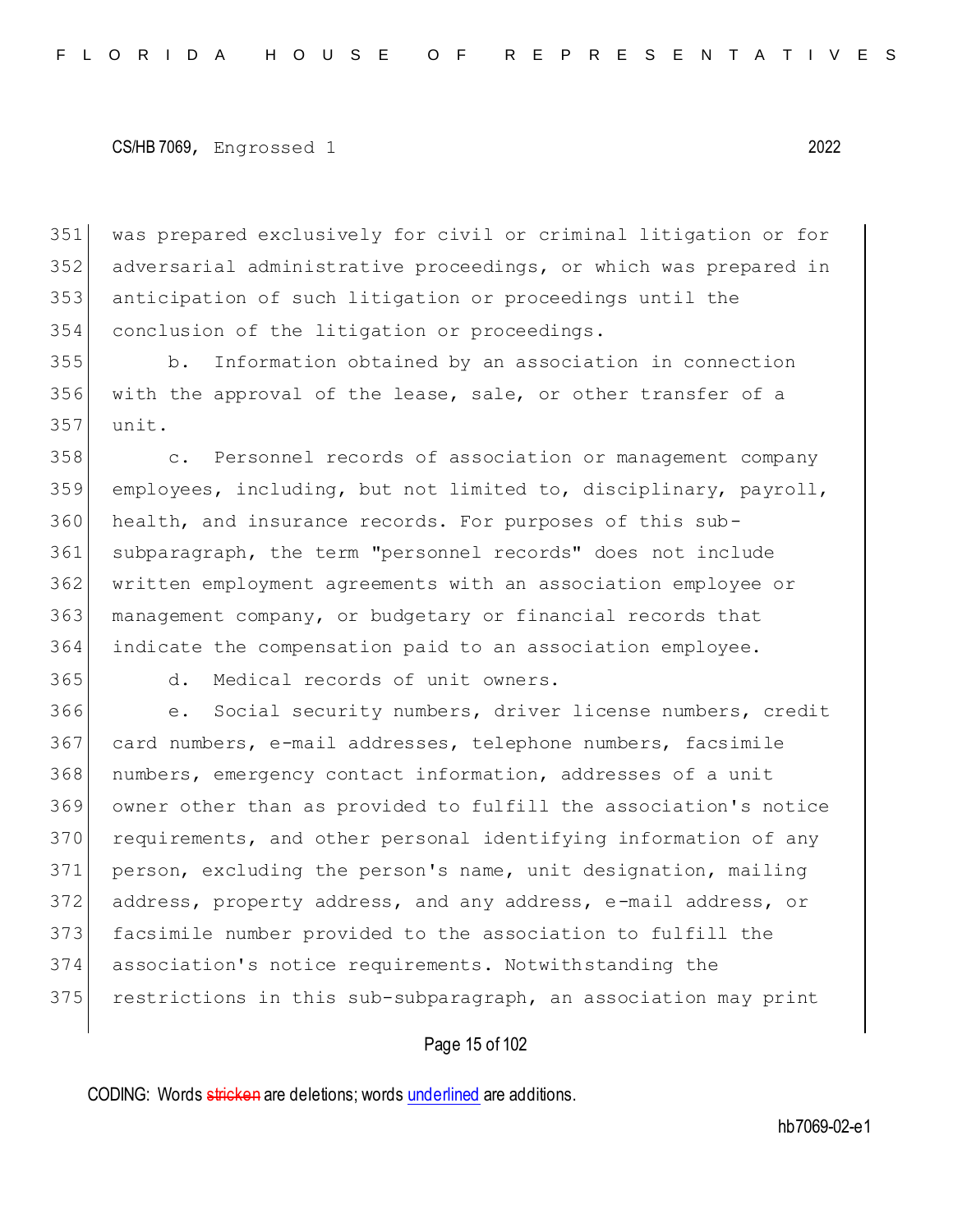was prepared exclusively for civil or criminal litigation or for adversarial administrative proceedings, or which was prepared in anticipation of such litigation or proceedings until the conclusion of the litigation or proceedings.

b. Information obtained by an association in connection with the approval of the lease, sale, or other transfer of a unit.

c. Personnel records of association or management company employees, including, but not limited to, disciplinary, payroll, health, and insurance records. For purposes of this sub-subparagraph, the term "personnel records" does not include written employment agreements with an association employee or management company, or budgetary or financial records that indicate the compensation paid to an association employee.

d. Medical records of unit owners.

e. Social security numbers, driver license numbers, credit card numbers, e-mail addresses, telephone numbers, facsimile numbers, emergency contact information, addresses of a unit owner other than as provided to fulfill the association's notice requirements, and other personal identifying information of any person, excluding the person's name, unit designation, mailing address, property address, and any address, e-mail address, or facsimile number provided to the association to fulfill the association's notice requirements. Notwithstanding the restrictions in this sub-subparagraph, an association may print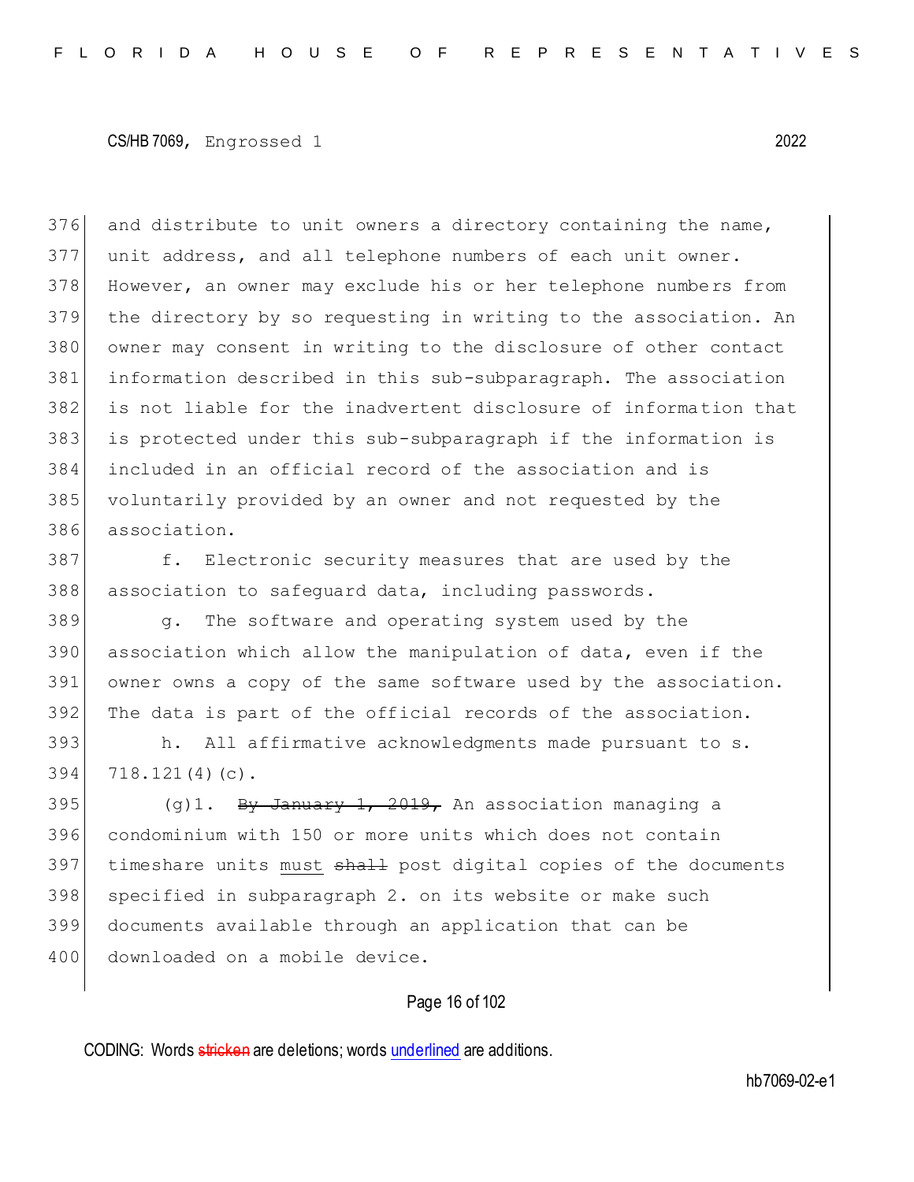and distribute to unit owners a directory containing the name, unit address, and all telephone numbers of each unit owner. However, an owner may exclude his or her telephone numbers from the directory by so requesting in writing to the association. An owner may consent in writing to the disclosure of other contact information described in this sub-subparagraph. The association is not liable for the inadvertent disclosure of information that is protected under this sub-subparagraph if the information is included in an official record of the association and is voluntarily provided by an owner and not requested by the association.

f. Electronic security measures that are used by the association to safeguard data, including passwords.

g. The software and operating system used by the association which allow the manipulation of data, even if the owner owns a copy of the same software used by the association. The data is part of the official records of the association.

h. All affirmative acknowledgments made pursuant to s. 718.121(4)(c).

(g)1. ~~By January 1, 2019,~~ An association managing a condominium with 150 or more units which does not contain timeshare units <u>must</u> ~~shall~~ post digital copies of the documents specified in subparagraph 2. on its website or make such documents available through an application that can be downloaded on a mobile device.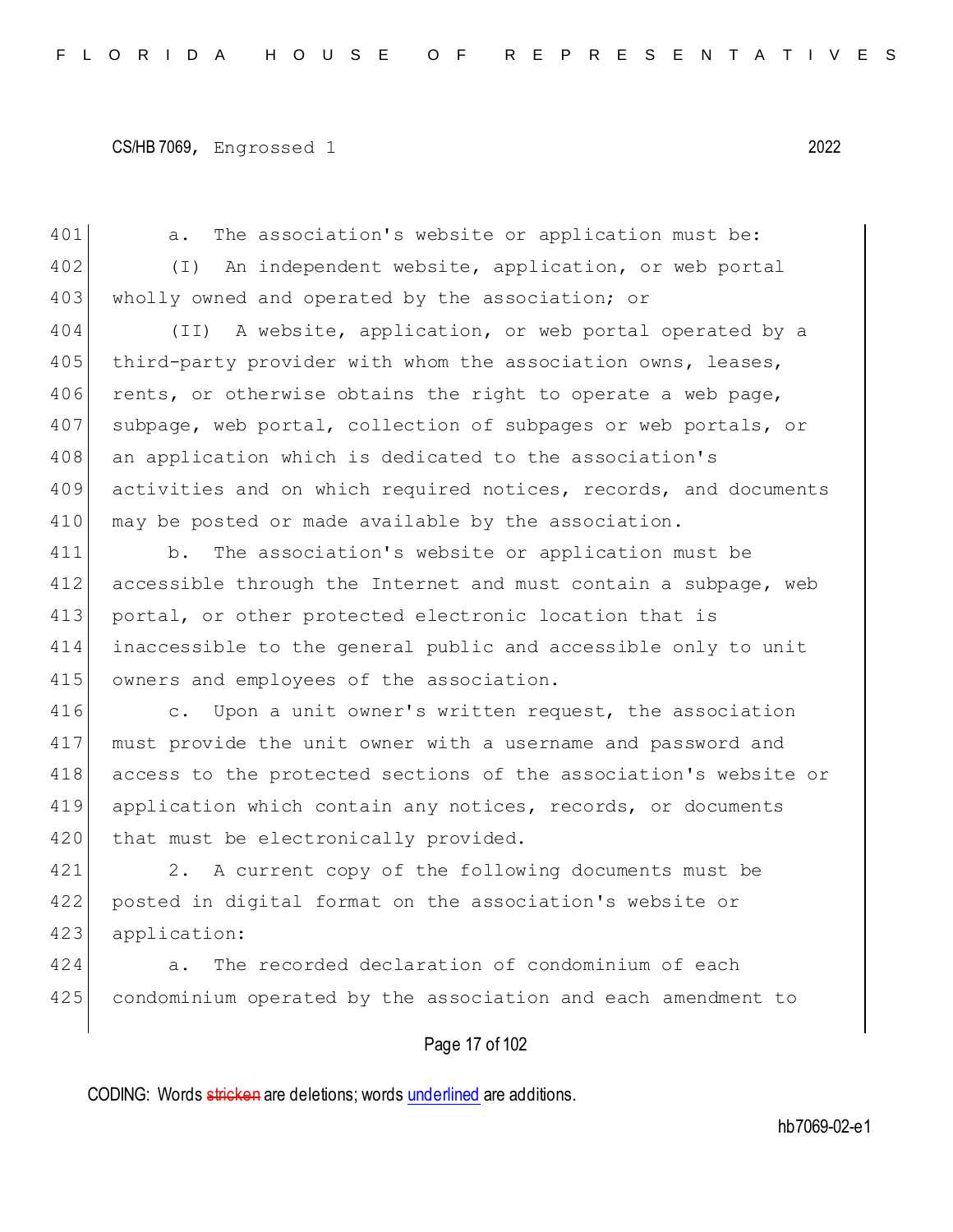a. The association's website or application must be:

(I) An independent website, application, or web portal wholly owned and operated by the association; or

(II) A website, application, or web portal operated by a third-party provider with whom the association owns, leases, rents, or otherwise obtains the right to operate a web page, subpage, web portal, collection of subpages or web portals, or an application which is dedicated to the association's activities and on which required notices, records, and documents may be posted or made available by the association.

b. The association's website or application must be accessible through the Internet and must contain a subpage, web portal, or other protected electronic location that is inaccessible to the general public and accessible only to unit owners and employees of the association.

c. Upon a unit owner's written request, the association must provide the unit owner with a username and password and access to the protected sections of the association's website or application which contain any notices, records, or documents that must be electronically provided.

2. A current copy of the following documents must be posted in digital format on the association's website or application:

a. The recorded declaration of condominium of each condominium operated by the association and each amendment to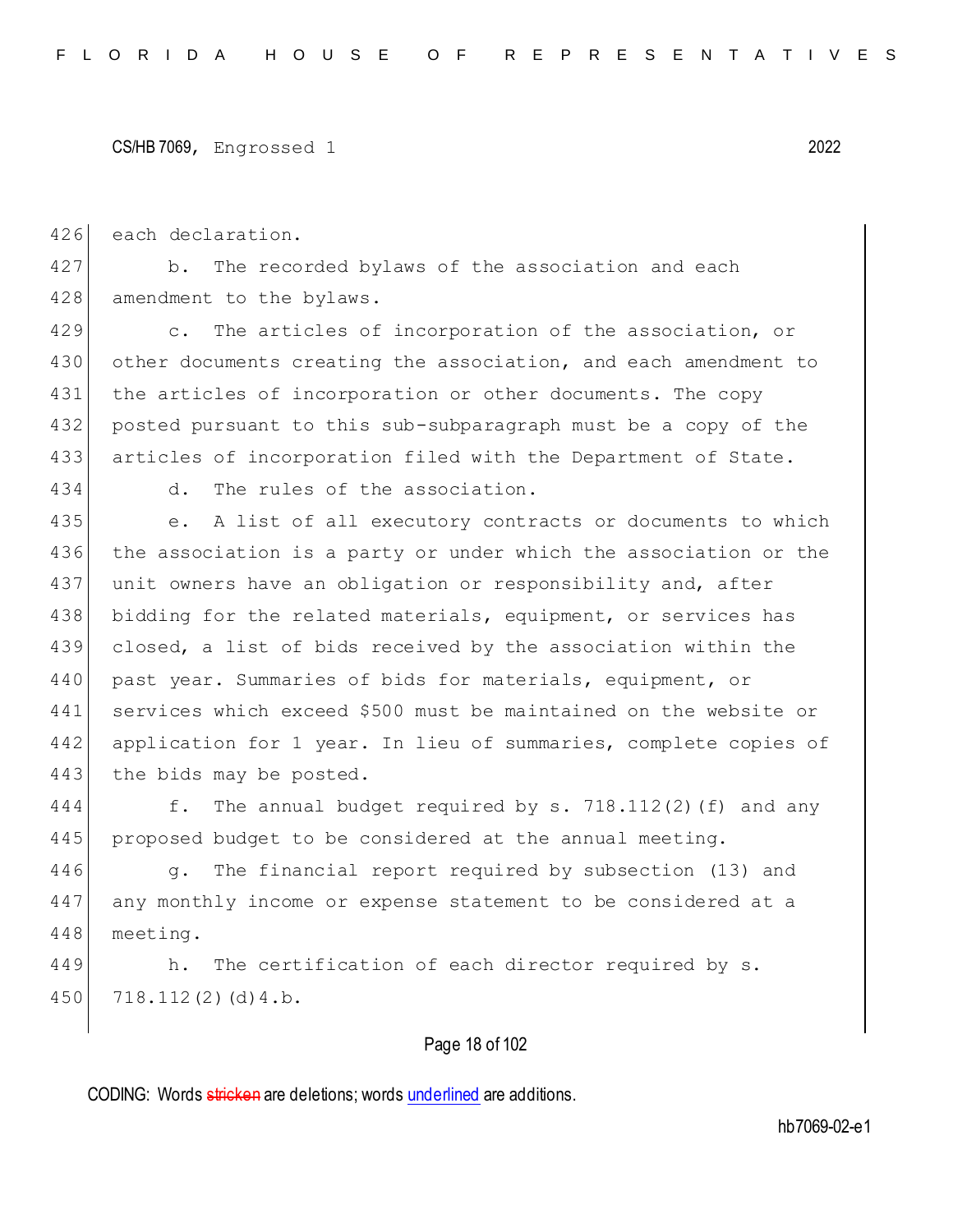each declaration.

b. The recorded bylaws of the association and each amendment to the bylaws.

c. The articles of incorporation of the association, or other documents creating the association, and each amendment to the articles of incorporation or other documents. The copy posted pursuant to this sub-subparagraph must be a copy of the articles of incorporation filed with the Department of State.

d. The rules of the association.

e. A list of all executory contracts or documents to which the association is a party or under which the association or the unit owners have an obligation or responsibility and, after bidding for the related materials, equipment, or services has closed, a list of bids received by the association within the past year. Summaries of bids for materials, equipment, or services which exceed $500 must be maintained on the website or application for 1 year. In lieu of summaries, complete copies of the bids may be posted.

f. The annual budget required by s. 718.112(2)(f) and any proposed budget to be considered at the annual meeting.

g. The financial report required by subsection (13) and any monthly income or expense statement to be considered at a meeting.

h. The certification of each director required by s. 718.112(2)(d)4.b.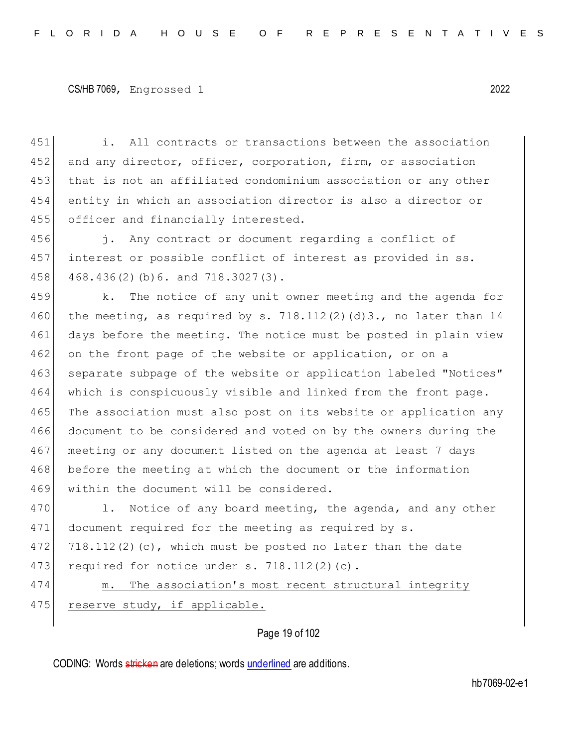i. All contracts or transactions between the association and any director, officer, corporation, firm, or association that is not an affiliated condominium association or any other entity in which an association director is also a director or officer and financially interested.

j. Any contract or document regarding a conflict of interest or possible conflict of interest as provided in ss. 468.436(2)(b)6. and 718.3027(3).

k. The notice of any unit owner meeting and the agenda for the meeting, as required by s. 718.112(2)(d)3., no later than 14 days before the meeting. The notice must be posted in plain view on the front page of the website or application, or on a separate subpage of the website or application labeled "Notices" which is conspicuously visible and linked from the front page. The association must also post on its website or application any document to be considered and voted on by the owners during the meeting or any document listed on the agenda at least 7 days before the meeting at which the document or the information within the document will be considered.

l. Notice of any board meeting, the agenda, and any other document required for the meeting as required by s. 718.112(2)(c), which must be posted no later than the date required for notice under s. 718.112(2)(c).

<u>m. The association's most recent structural integrity reserve study, if applicable.</u>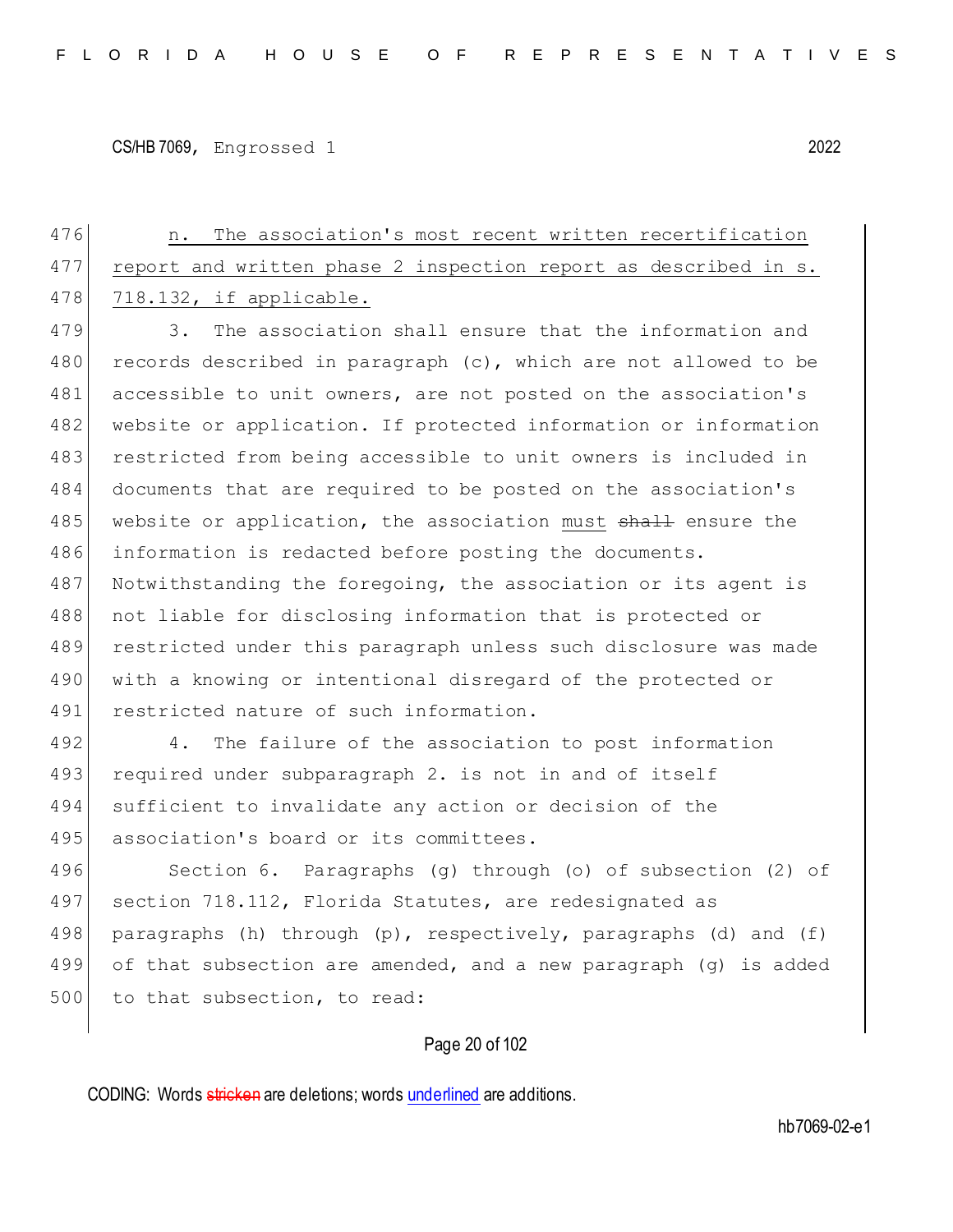n. The association's most recent written recertification report and written phase 2 inspection report as described in s. 718.132, if applicable.

3. The association shall ensure that the information and records described in paragraph (c), which are not allowed to be accessible to unit owners, are not posted on the association's website or application. If protected information or information restricted from being accessible to unit owners is included in documents that are required to be posted on the association's website or application, the association must ~~shall~~ ensure the information is redacted before posting the documents. Notwithstanding the foregoing, the association or its agent is not liable for disclosing information that is protected or restricted under this paragraph unless such disclosure was made with a knowing or intentional disregard of the protected or restricted nature of such information.

4. The failure of the association to post information required under subparagraph 2. is not in and of itself sufficient to invalidate any action or decision of the association's board or its committees.

Section 6. Paragraphs (g) through (o) of subsection (2) of section 718.112, Florida Statutes, are redesignated as paragraphs (h) through (p), respectively, paragraphs (d) and (f) of that subsection are amended, and a new paragraph (g) is added to that subsection, to read: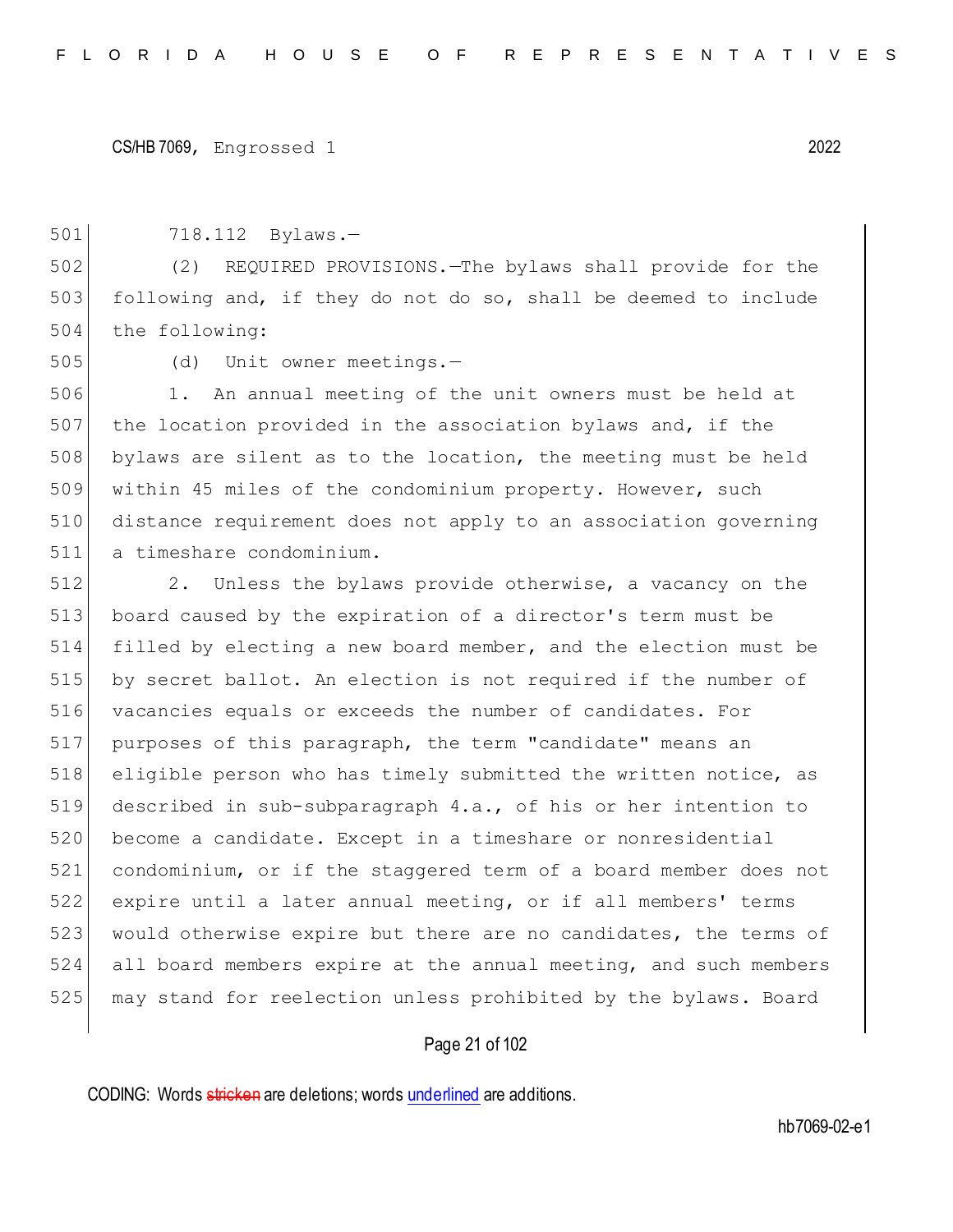718.112 Bylaws.—

(2) REQUIRED PROVISIONS.—The bylaws shall provide for the following and, if they do not do so, shall be deemed to include the following:

(d) Unit owner meetings.—

1. An annual meeting of the unit owners must be held at the location provided in the association bylaws and, if the bylaws are silent as to the location, the meeting must be held within 45 miles of the condominium property. However, such distance requirement does not apply to an association governing a timeshare condominium.

2. Unless the bylaws provide otherwise, a vacancy on the board caused by the expiration of a director's term must be filled by electing a new board member, and the election must be by secret ballot. An election is not required if the number of vacancies equals or exceeds the number of candidates. For purposes of this paragraph, the term "candidate" means an eligible person who has timely submitted the written notice, as described in sub-subparagraph 4.a., of his or her intention to become a candidate. Except in a timeshare or nonresidential condominium, or if the staggered term of a board member does not expire until a later annual meeting, or if all members' terms would otherwise expire but there are no candidates, the terms of all board members expire at the annual meeting, and such members may stand for reelection unless prohibited by the bylaws. Board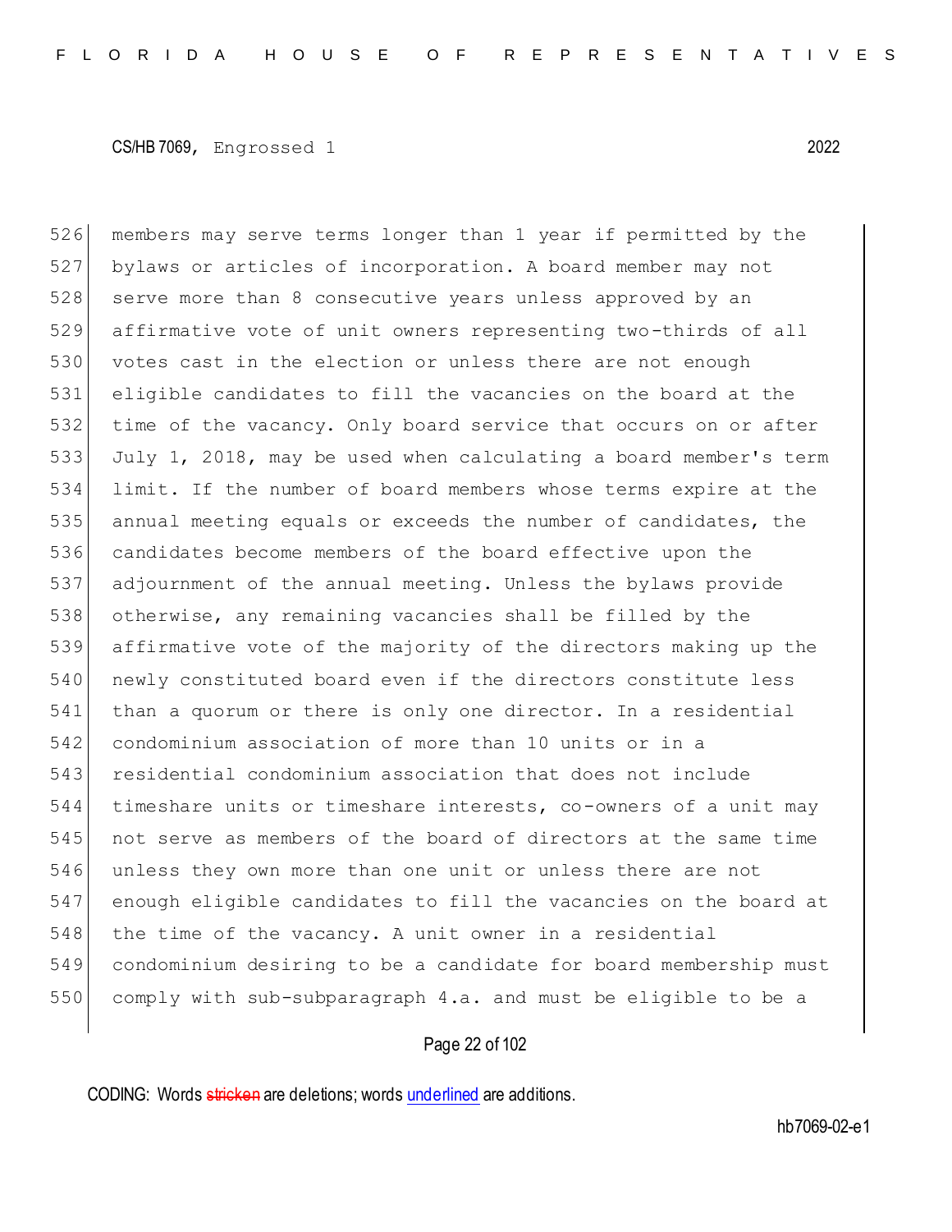members may serve terms longer than 1 year if permitted by the bylaws or articles of incorporation. A board member may not serve more than 8 consecutive years unless approved by an affirmative vote of unit owners representing two-thirds of all votes cast in the election or unless there are not enough eligible candidates to fill the vacancies on the board at the time of the vacancy. Only board service that occurs on or after July 1, 2018, may be used when calculating a board member's term limit. If the number of board members whose terms expire at the annual meeting equals or exceeds the number of candidates, the candidates become members of the board effective upon the adjournment of the annual meeting. Unless the bylaws provide otherwise, any remaining vacancies shall be filled by the affirmative vote of the majority of the directors making up the newly constituted board even if the directors constitute less than a quorum or there is only one director. In a residential condominium association of more than 10 units or in a residential condominium association that does not include timeshare units or timeshare interests, co-owners of a unit may not serve as members of the board of directors at the same time unless they own more than one unit or unless there are not enough eligible candidates to fill the vacancies on the board at the time of the vacancy. A unit owner in a residential condominium desiring to be a candidate for board membership must comply with sub-subparagraph 4.a. and must be eligible to be a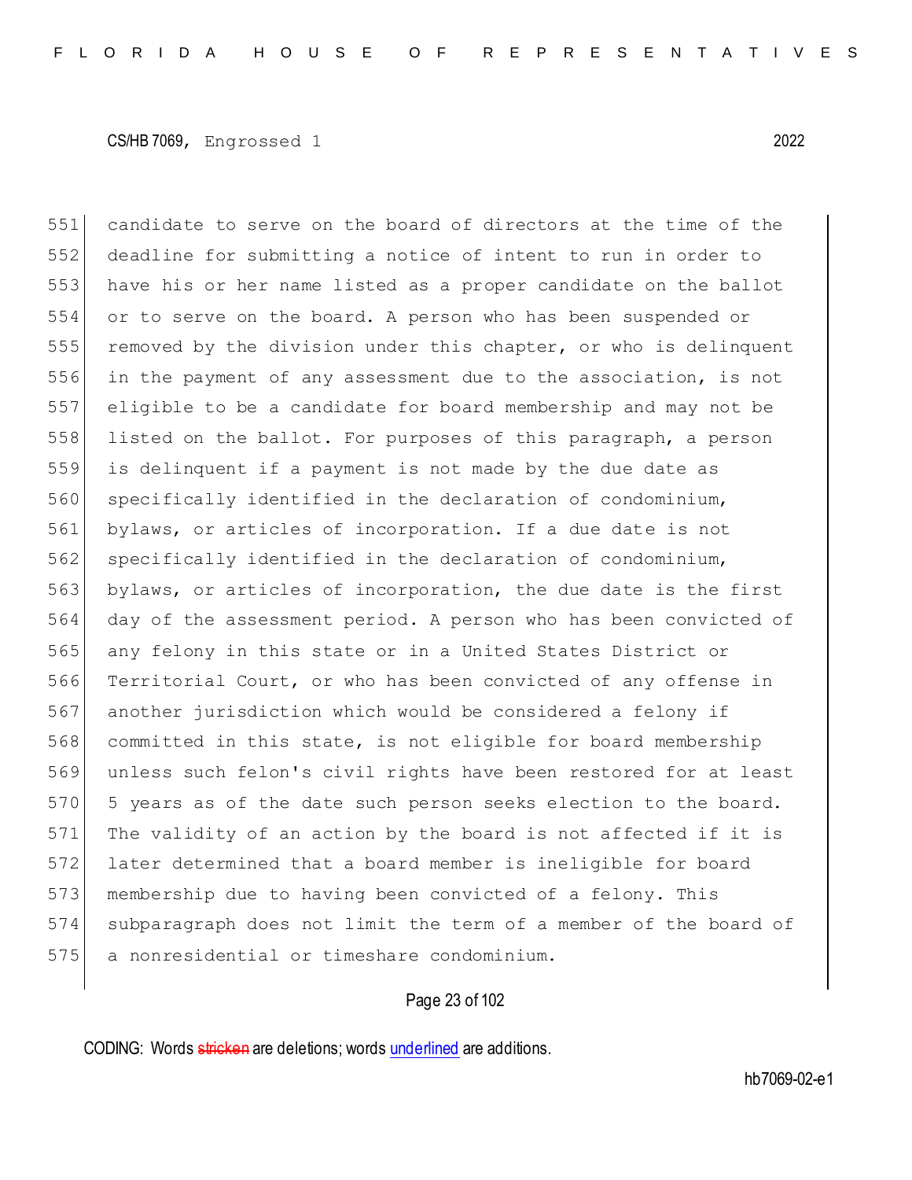candidate to serve on the board of directors at the time of the deadline for submitting a notice of intent to run in order to have his or her name listed as a proper candidate on the ballot or to serve on the board. A person who has been suspended or removed by the division under this chapter, or who is delinquent in the payment of any assessment due to the association, is not eligible to be a candidate for board membership and may not be listed on the ballot. For purposes of this paragraph, a person is delinquent if a payment is not made by the due date as specifically identified in the declaration of condominium, bylaws, or articles of incorporation. If a due date is not specifically identified in the declaration of condominium, bylaws, or articles of incorporation, the due date is the first day of the assessment period. A person who has been convicted of any felony in this state or in a United States District or Territorial Court, or who has been convicted of any offense in another jurisdiction which would be considered a felony if committed in this state, is not eligible for board membership unless such felon's civil rights have been restored for at least 5 years as of the date such person seeks election to the board. The validity of an action by the board is not affected if it is later determined that a board member is ineligible for board membership due to having been convicted of a felony. This subparagraph does not limit the term of a member of the board of a nonresidential or timeshare condominium.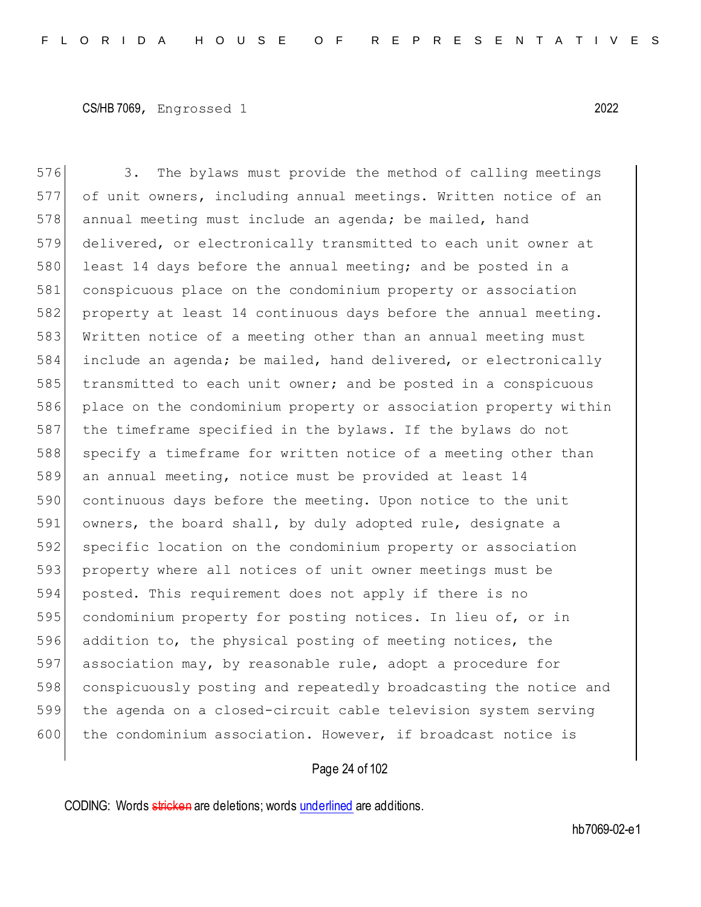3. The bylaws must provide the method of calling meetings of unit owners, including annual meetings. Written notice of an annual meeting must include an agenda; be mailed, hand delivered, or electronically transmitted to each unit owner at least 14 days before the annual meeting; and be posted in a conspicuous place on the condominium property or association property at least 14 continuous days before the annual meeting. Written notice of a meeting other than an annual meeting must include an agenda; be mailed, hand delivered, or electronically transmitted to each unit owner; and be posted in a conspicuous place on the condominium property or association property within the timeframe specified in the bylaws. If the bylaws do not specify a timeframe for written notice of a meeting other than an annual meeting, notice must be provided at least 14 continuous days before the meeting. Upon notice to the unit owners, the board shall, by duly adopted rule, designate a specific location on the condominium property or association property where all notices of unit owner meetings must be posted. This requirement does not apply if there is no condominium property for posting notices. In lieu of, or in addition to, the physical posting of meeting notices, the association may, by reasonable rule, adopt a procedure for conspicuously posting and repeatedly broadcasting the notice and the agenda on a closed-circuit cable television system serving the condominium association. However, if broadcast notice is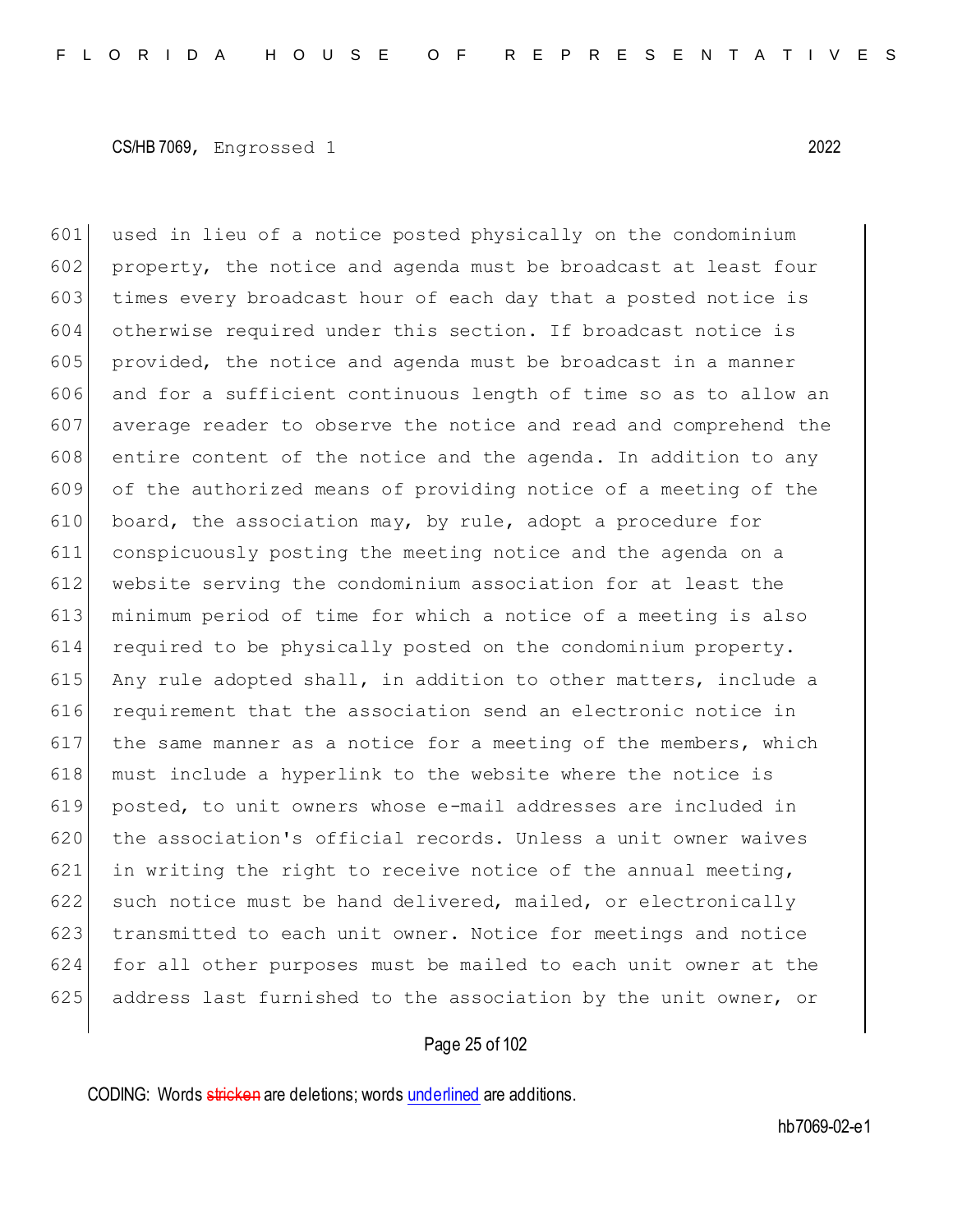used in lieu of a notice posted physically on the condominium property, the notice and agenda must be broadcast at least four times every broadcast hour of each day that a posted notice is otherwise required under this section. If broadcast notice is provided, the notice and agenda must be broadcast in a manner and for a sufficient continuous length of time so as to allow an average reader to observe the notice and read and comprehend the entire content of the notice and the agenda. In addition to any of the authorized means of providing notice of a meeting of the board, the association may, by rule, adopt a procedure for conspicuously posting the meeting notice and the agenda on a website serving the condominium association for at least the minimum period of time for which a notice of a meeting is also required to be physically posted on the condominium property. Any rule adopted shall, in addition to other matters, include a requirement that the association send an electronic notice in the same manner as a notice for a meeting of the members, which must include a hyperlink to the website where the notice is posted, to unit owners whose e-mail addresses are included in the association's official records. Unless a unit owner waives in writing the right to receive notice of the annual meeting, such notice must be hand delivered, mailed, or electronically transmitted to each unit owner. Notice for meetings and notice for all other purposes must be mailed to each unit owner at the address last furnished to the association by the unit owner, or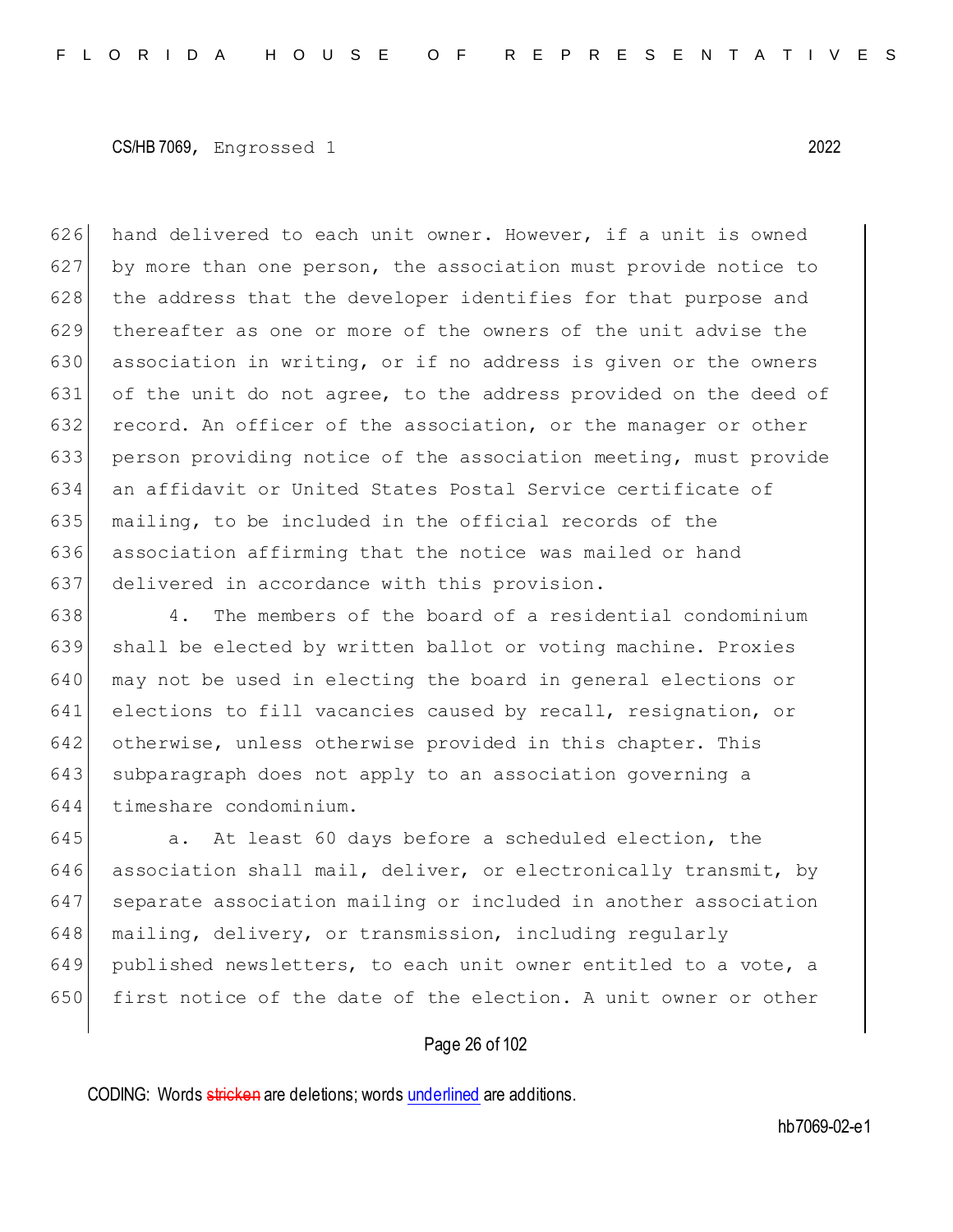hand delivered to each unit owner. However, if a unit is owned by more than one person, the association must provide notice to the address that the developer identifies for that purpose and thereafter as one or more of the owners of the unit advise the association in writing, or if no address is given or the owners of the unit do not agree, to the address provided on the deed of record. An officer of the association, or the manager or other person providing notice of the association meeting, must provide an affidavit or United States Postal Service certificate of mailing, to be included in the official records of the association affirming that the notice was mailed or hand delivered in accordance with this provision.

4. The members of the board of a residential condominium shall be elected by written ballot or voting machine. Proxies may not be used in electing the board in general elections or elections to fill vacancies caused by recall, resignation, or otherwise, unless otherwise provided in this chapter. This subparagraph does not apply to an association governing a timeshare condominium.

a. At least 60 days before a scheduled election, the association shall mail, deliver, or electronically transmit, by separate association mailing or included in another association mailing, delivery, or transmission, including regularly published newsletters, to each unit owner entitled to a vote, a first notice of the date of the election. A unit owner or other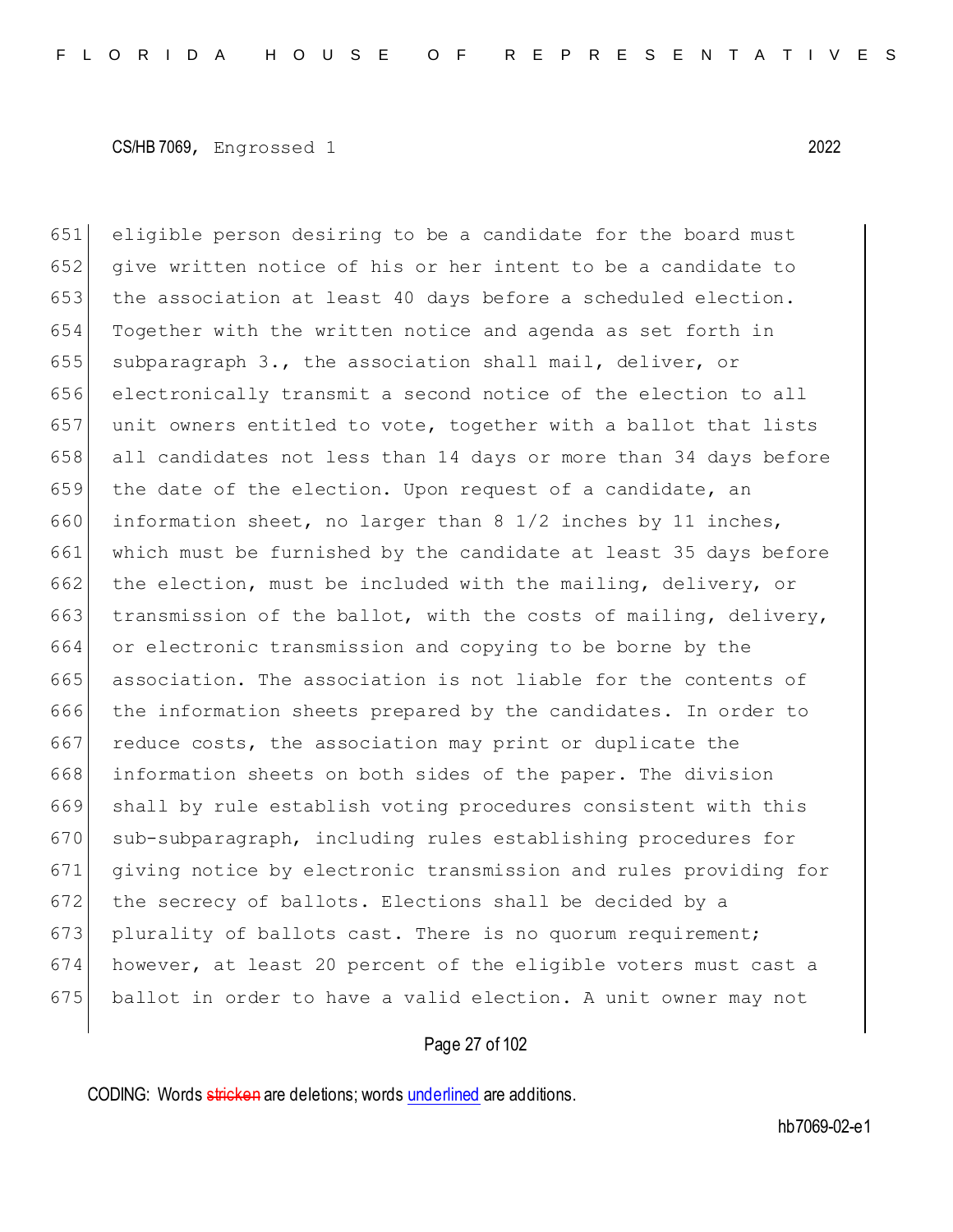eligible person desiring to be a candidate for the board must give written notice of his or her intent to be a candidate to the association at least 40 days before a scheduled election. Together with the written notice and agenda as set forth in subparagraph 3., the association shall mail, deliver, or electronically transmit a second notice of the election to all unit owners entitled to vote, together with a ballot that lists all candidates not less than 14 days or more than 34 days before the date of the election. Upon request of a candidate, an information sheet, no larger than 8 1/2 inches by 11 inches, which must be furnished by the candidate at least 35 days before the election, must be included with the mailing, delivery, or transmission of the ballot, with the costs of mailing, delivery, or electronic transmission and copying to be borne by the association. The association is not liable for the contents of the information sheets prepared by the candidates. In order to reduce costs, the association may print or duplicate the information sheets on both sides of the paper. The division shall by rule establish voting procedures consistent with this sub-subparagraph, including rules establishing procedures for giving notice by electronic transmission and rules providing for the secrecy of ballots. Elections shall be decided by a plurality of ballots cast. There is no quorum requirement; however, at least 20 percent of the eligible voters must cast a ballot in order to have a valid election. A unit owner may not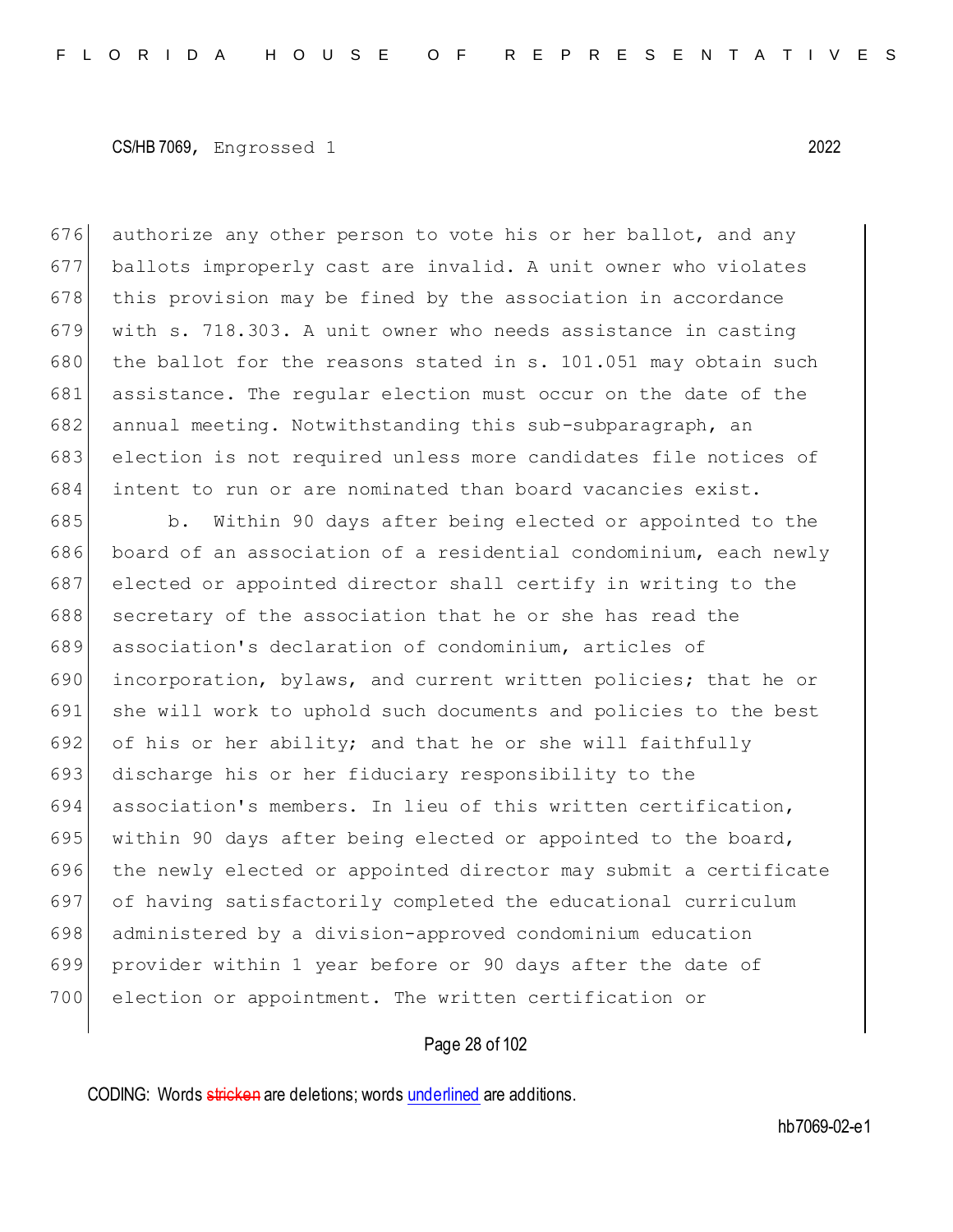authorize any other person to vote his or her ballot, and any ballots improperly cast are invalid. A unit owner who violates this provision may be fined by the association in accordance with s. 718.303. A unit owner who needs assistance in casting the ballot for the reasons stated in s. 101.051 may obtain such assistance. The regular election must occur on the date of the annual meeting. Notwithstanding this sub-subparagraph, an election is not required unless more candidates file notices of intent to run or are nominated than board vacancies exist.

b. Within 90 days after being elected or appointed to the board of an association of a residential condominium, each newly elected or appointed director shall certify in writing to the secretary of the association that he or she has read the association's declaration of condominium, articles of incorporation, bylaws, and current written policies; that he or she will work to uphold such documents and policies to the best of his or her ability; and that he or she will faithfully discharge his or her fiduciary responsibility to the association's members. In lieu of this written certification, within 90 days after being elected or appointed to the board, the newly elected or appointed director may submit a certificate of having satisfactorily completed the educational curriculum administered by a division-approved condominium education provider within 1 year before or 90 days after the date of election or appointment. The written certification or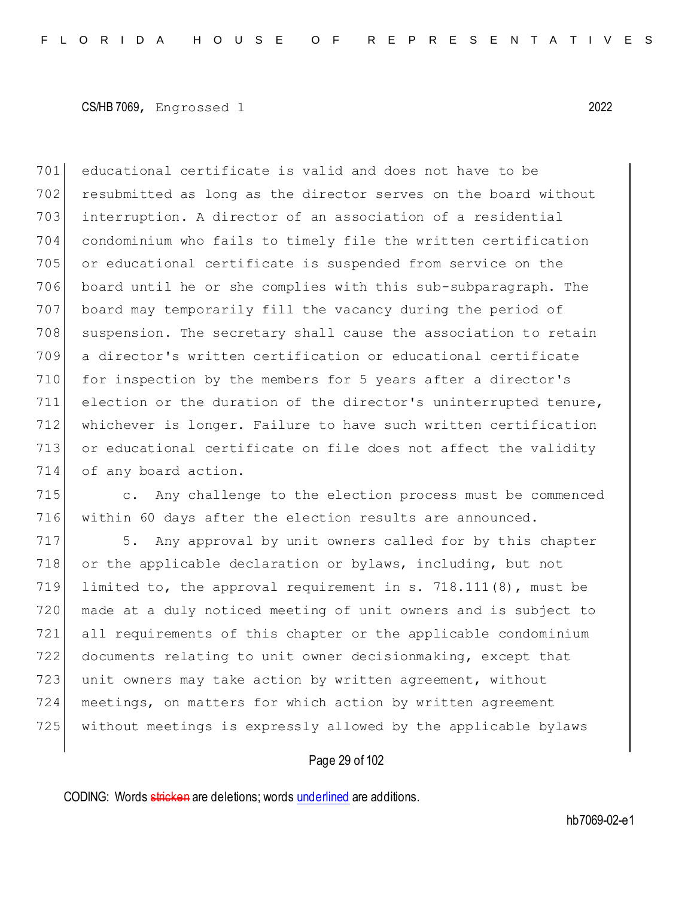educational certificate is valid and does not have to be resubmitted as long as the director serves on the board without interruption. A director of an association of a residential condominium who fails to timely file the written certification or educational certificate is suspended from service on the board until he or she complies with this sub-subparagraph. The board may temporarily fill the vacancy during the period of suspension. The secretary shall cause the association to retain a director's written certification or educational certificate for inspection by the members for 5 years after a director's election or the duration of the director's uninterrupted tenure, whichever is longer. Failure to have such written certification or educational certificate on file does not affect the validity of any board action.

c. Any challenge to the election process must be commenced within 60 days after the election results are announced.

5. Any approval by unit owners called for by this chapter or the applicable declaration or bylaws, including, but not limited to, the approval requirement in s. 718.111(8), must be made at a duly noticed meeting of unit owners and is subject to all requirements of this chapter or the applicable condominium documents relating to unit owner decisionmaking, except that unit owners may take action by written agreement, without meetings, on matters for which action by written agreement without meetings is expressly allowed by the applicable bylaws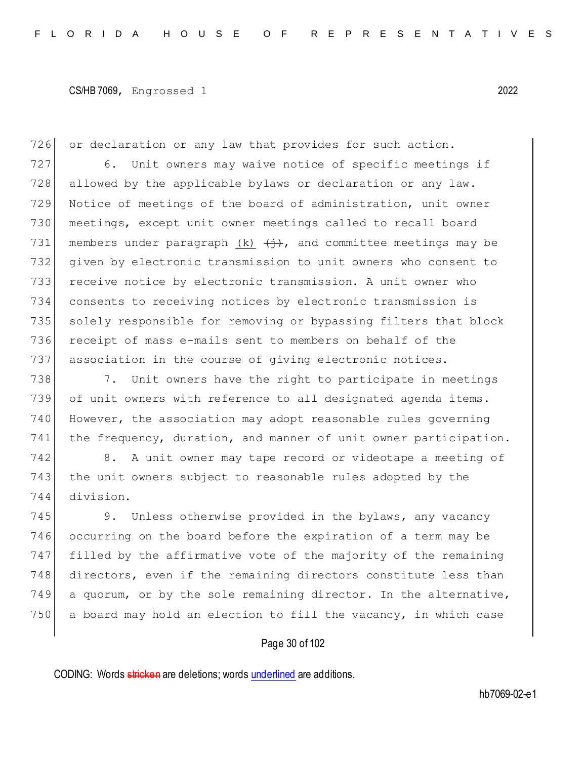or declaration or any law that provides for such action.

6. Unit owners may waive notice of specific meetings if allowed by the applicable bylaws or declaration or any law. Notice of meetings of the board of administration, unit owner meetings, except unit owner meetings called to recall board members under paragraph <u>(k)</u> ~~(j)~~, and committee meetings may be given by electronic transmission to unit owners who consent to receive notice by electronic transmission. A unit owner who consents to receiving notices by electronic transmission is solely responsible for removing or bypassing filters that block receipt of mass e-mails sent to members on behalf of the association in the course of giving electronic notices.

7. Unit owners have the right to participate in meetings of unit owners with reference to all designated agenda items. However, the association may adopt reasonable rules governing the frequency, duration, and manner of unit owner participation.

8. A unit owner may tape record or videotape a meeting of the unit owners subject to reasonable rules adopted by the division.

9. Unless otherwise provided in the bylaws, any vacancy occurring on the board before the expiration of a term may be filled by the affirmative vote of the majority of the remaining directors, even if the remaining directors constitute less than a quorum, or by the sole remaining director. In the alternative, a board may hold an election to fill the vacancy, in which case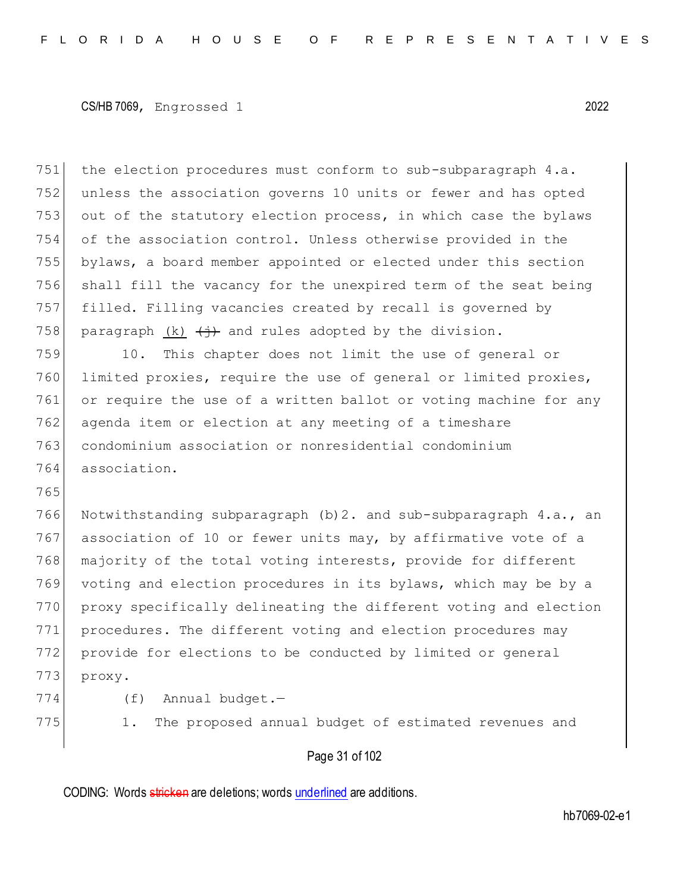the election procedures must conform to sub-subparagraph 4.a. unless the association governs 10 units or fewer and has opted out of the statutory election process, in which case the bylaws of the association control. Unless otherwise provided in the bylaws, a board member appointed or elected under this section shall fill the vacancy for the unexpired term of the seat being filled. Filling vacancies created by recall is governed by paragraph <u>(k)</u> ~~(j)~~ and rules adopted by the division.

10. This chapter does not limit the use of general or limited proxies, require the use of general or limited proxies, or require the use of a written ballot or voting machine for any agenda item or election at any meeting of a timeshare condominium association or nonresidential condominium association.

Notwithstanding subparagraph (b)2. and sub-subparagraph 4.a., an association of 10 or fewer units may, by affirmative vote of a majority of the total voting interests, provide for different voting and election procedures in its bylaws, which may be by a proxy specifically delineating the different voting and election procedures. The different voting and election procedures may provide for elections to be conducted by limited or general proxy.

(f) Annual budget.—

1. The proposed annual budget of estimated revenues and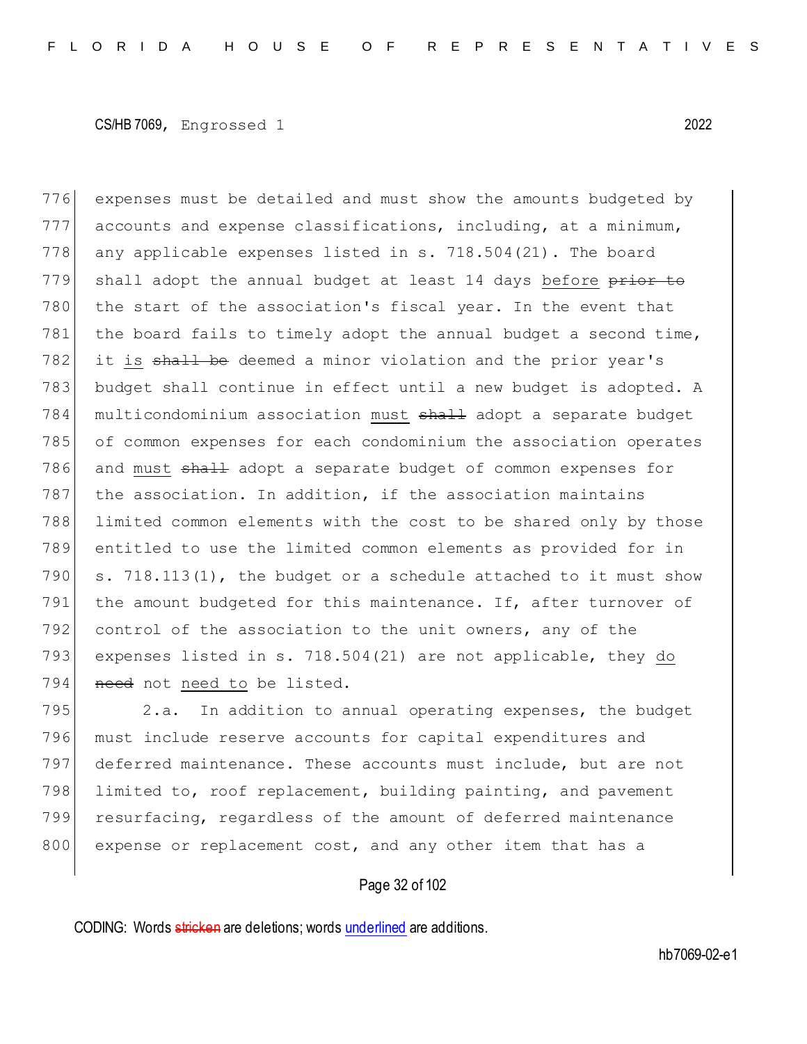776 expenses must be detailed and must show the amounts budgeted by
777 accounts and expense classifications, including, at a minimum,
778 any applicable expenses listed in s. 718.504(21). The board
779 shall adopt the annual budget at least 14 days before ~~prior to~~
780 the start of the association's fiscal year. In the event that
781 the board fails to timely adopt the annual budget a second time,
782 it is ~~shall be~~ deemed a minor violation and the prior year's
783 budget shall continue in effect until a new budget is adopted. A
784 multicondominium association must ~~shall~~ adopt a separate budget
785 of common expenses for each condominium the association operates
786 and must ~~shall~~ adopt a separate budget of common expenses for
787 the association. In addition, if the association maintains
788 limited common elements with the cost to be shared only by those
789 entitled to use the limited common elements as provided for in
790 s. 718.113(1), the budget or a schedule attached to it must show
791 the amount budgeted for this maintenance. If, after turnover of
792 control of the association to the unit owners, any of the
793 expenses listed in s. 718.504(21) are not applicable, they do
794 ~~need~~ not need to be listed.

795 2.a. In addition to annual operating expenses, the budget
796 must include reserve accounts for capital expenditures and
797 deferred maintenance. These accounts must include, but are not
798 limited to, roof replacement, building painting, and pavement
799 resurfacing, regardless of the amount of deferred maintenance
800 expense or replacement cost, and any other item that has a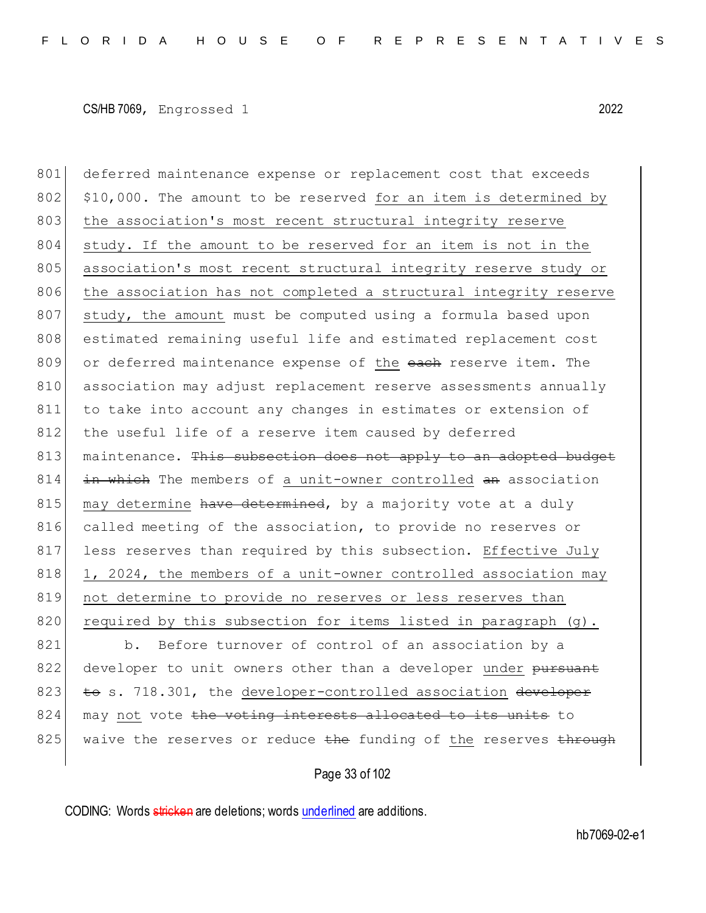801 deferred maintenance expense or replacement cost that exceeds
802 $10,000. The amount to be reserved <u>for an item is determined by</u>
803 <u>the association's most recent structural integrity reserve</u>
804 <u>study. If the amount to be reserved for an item is not in the</u>
805 <u>association's most recent structural integrity reserve study or</u>
806 <u>the association has not completed a structural integrity reserve</u>
807 <u>study, the amount</u> must be computed using a formula based upon
808 estimated remaining useful life and estimated replacement cost
809 or deferred maintenance expense of <u>the</u> ~~each~~ reserve item. The
810 association may adjust replacement reserve assessments annually
811 to take into account any changes in estimates or extension of
812 the useful life of a reserve item caused by deferred
813 maintenance. ~~This subsection does not apply to an adopted budget~~
814 ~~in which~~ The members of <u>a unit-owner controlled</u> ~~an~~ association
815 <u>may determine</u> ~~have determined~~, by a majority vote at a duly
816 called meeting of the association, to provide no reserves or
817 less reserves than required by this subsection. <u>Effective July</u>
818 <u>1, 2024, the members of a unit-owner controlled association may</u>
819 <u>not determine to provide no reserves or less reserves than</u>
820 <u>required by this subsection for items listed in paragraph (g).</u>
821 b. Before turnover of control of an association by a
822 developer to unit owners other than a developer <u>under</u> ~~pursuant~~
823 ~~to~~ s. 718.301, the <u>developer-controlled association</u> ~~developer~~
824 may <u>not</u> vote ~~the voting interests allocated to its units~~ to
825 waive the reserves or reduce ~~the~~ funding of <u>the</u> reserves ~~through~~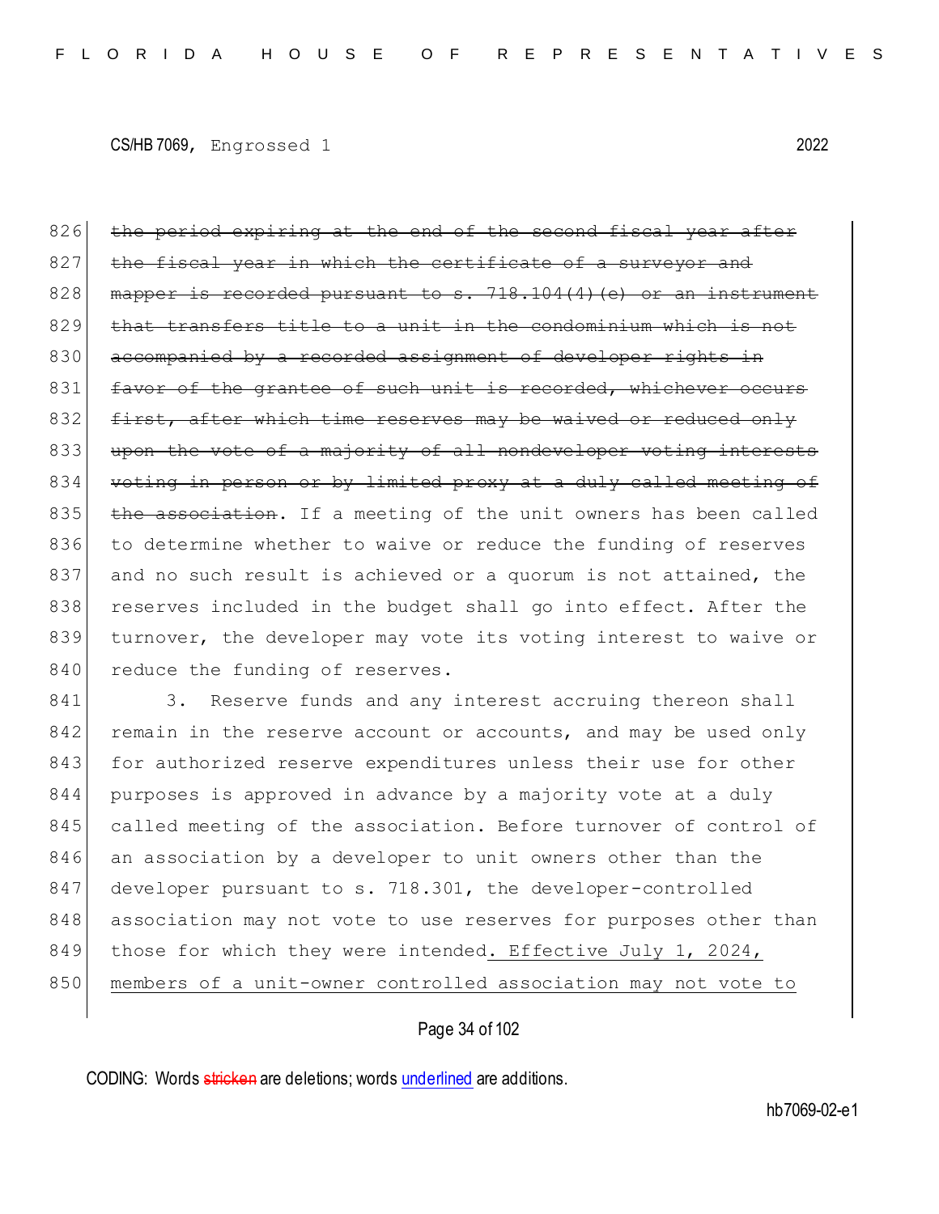826 ~~the period expiring at the end of the second fiscal year after~~
827 ~~the fiscal year in which the certificate of a surveyor and~~
828 ~~mapper is recorded pursuant to s. 718.104(4)(e) or an instrument~~
829 ~~that transfers title to a unit in the condominium which is not~~
830 ~~accompanied by a recorded assignment of developer rights in~~
831 ~~favor of the grantee of such unit is recorded, whichever occurs~~
832 ~~first, after which time reserves may be waived or reduced only~~
833 ~~upon the vote of a majority of all nondeveloper voting interests~~
834 ~~voting in person or by limited proxy at a duly called meeting of~~
835 ~~the association~~. If a meeting of the unit owners has been called
836 to determine whether to waive or reduce the funding of reserves
837 and no such result is achieved or a quorum is not attained, the
838 reserves included in the budget shall go into effect. After the
839 turnover, the developer may vote its voting interest to waive or
840 reduce the funding of reserves.

841 3. Reserve funds and any interest accruing thereon shall
842 remain in the reserve account or accounts, and may be used only
843 for authorized reserve expenditures unless their use for other
844 purposes is approved in advance by a majority vote at a duly
845 called meeting of the association. Before turnover of control of
846 an association by a developer to unit owners other than the
847 developer pursuant to s. 718.301, the developer-controlled
848 association may not vote to use reserves for purposes other than
849 those for which they were intended<u>. Effective July 1, 2024,</u>
850 <u>members of a unit-owner controlled association may not vote to</u>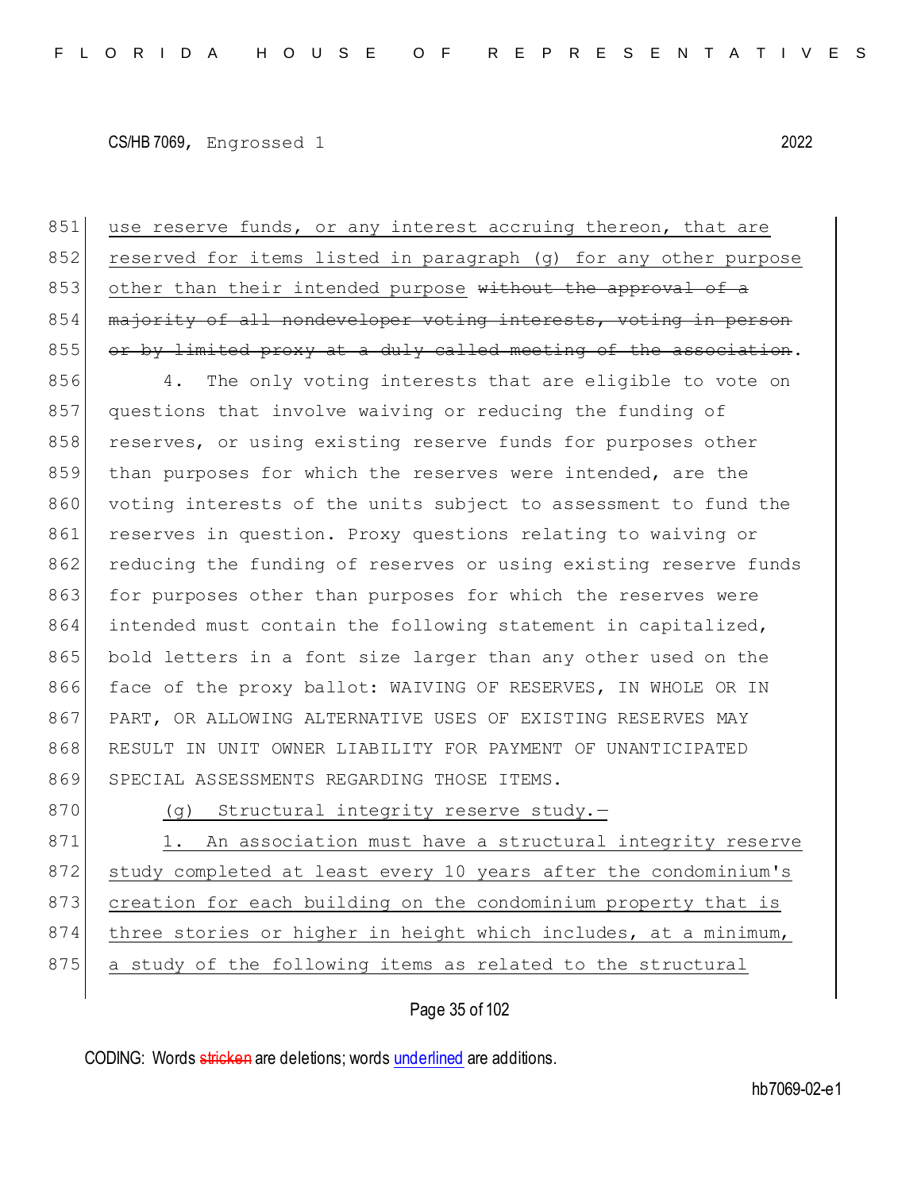use reserve funds, or any interest accruing thereon, that are reserved for items listed in paragraph (g) for any other purpose other than their intended purpose ~~without the approval of a majority of all nondeveloper voting interests, voting in person or by limited proxy at a duly called meeting of the association~~.

4. The only voting interests that are eligible to vote on questions that involve waiving or reducing the funding of reserves, or using existing reserve funds for purposes other than purposes for which the reserves were intended, are the voting interests of the units subject to assessment to fund the reserves in question. Proxy questions relating to waiving or reducing the funding of reserves or using existing reserve funds for purposes other than purposes for which the reserves were intended must contain the following statement in capitalized, bold letters in a font size larger than any other used on the face of the proxy ballot: WAIVING OF RESERVES, IN WHOLE OR IN PART, OR ALLOWING ALTERNATIVE USES OF EXISTING RESERVES MAY RESULT IN UNIT OWNER LIABILITY FOR PAYMENT OF UNANTICIPATED SPECIAL ASSESSMENTS REGARDING THOSE ITEMS.

(g) Structural integrity reserve study.—

1. An association must have a structural integrity reserve study completed at least every 10 years after the condominium's creation for each building on the condominium property that is three stories or higher in height which includes, at a minimum, a study of the following items as related to the structural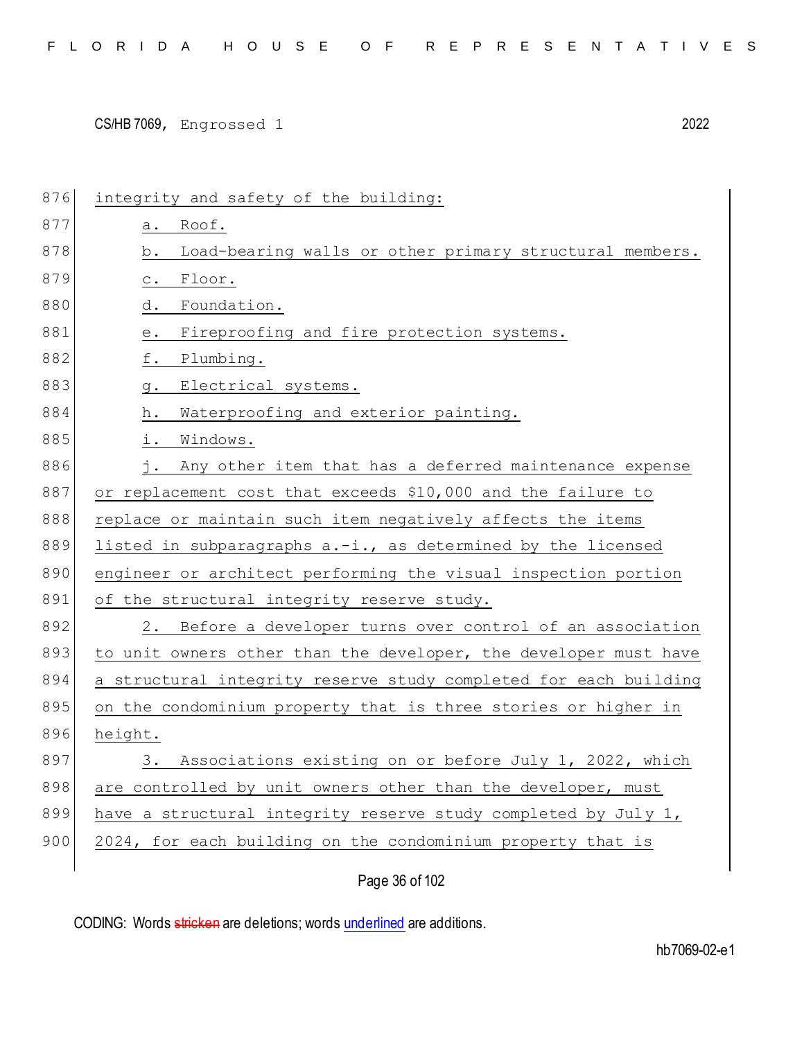integrity and safety of the building:

a. Roof.

b. Load-bearing walls or other primary structural members.

c. Floor.

d. Foundation.

e. Fireproofing and fire protection systems.

f. Plumbing.

g. Electrical systems.

h. Waterproofing and exterior painting.

i. Windows.

j. Any other item that has a deferred maintenance expense or replacement cost that exceeds $10,000 and the failure to replace or maintain such item negatively affects the items listed in subparagraphs a.-i., as determined by the licensed engineer or architect performing the visual inspection portion of the structural integrity reserve study.

2. Before a developer turns over control of an association to unit owners other than the developer, the developer must have a structural integrity reserve study completed for each building on the condominium property that is three stories or higher in height.

3. Associations existing on or before July 1, 2022, which are controlled by unit owners other than the developer, must have a structural integrity reserve study completed by July 1, 2024, for each building on the condominium property that is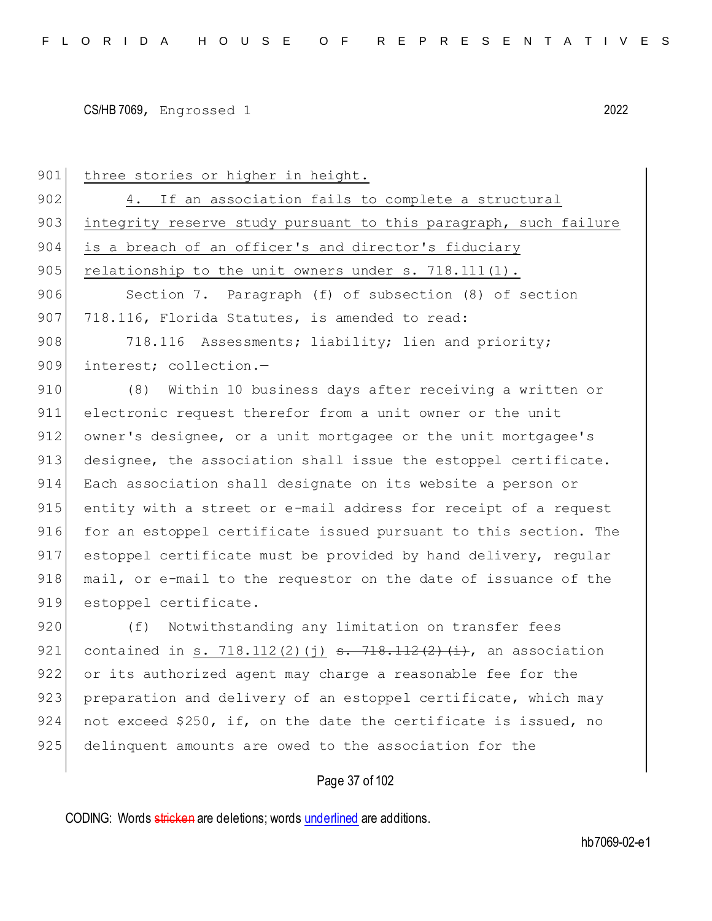three stories or higher in height.

4. If an association fails to complete a structural integrity reserve study pursuant to this paragraph, such failure is a breach of an officer's and director's fiduciary relationship to the unit owners under s. 718.111(1).

Section 7. Paragraph (f) of subsection (8) of section 718.116, Florida Statutes, is amended to read:

718.116 Assessments; liability; lien and priority; interest; collection.—

(8) Within 10 business days after receiving a written or electronic request therefor from a unit owner or the unit owner's designee, or a unit mortgagee or the unit mortgagee's designee, the association shall issue the estoppel certificate. Each association shall designate on its website a person or entity with a street or e-mail address for receipt of a request for an estoppel certificate issued pursuant to this section. The estoppel certificate must be provided by hand delivery, regular mail, or e-mail to the requestor on the date of issuance of the estoppel certificate.

(f) Notwithstanding any limitation on transfer fees contained in s. 718.112(2)(j) ~~s. 718.112(2)(i)~~, an association or its authorized agent may charge a reasonable fee for the preparation and delivery of an estoppel certificate, which may not exceed $250, if, on the date the certificate is issued, no delinquent amounts are owed to the association for the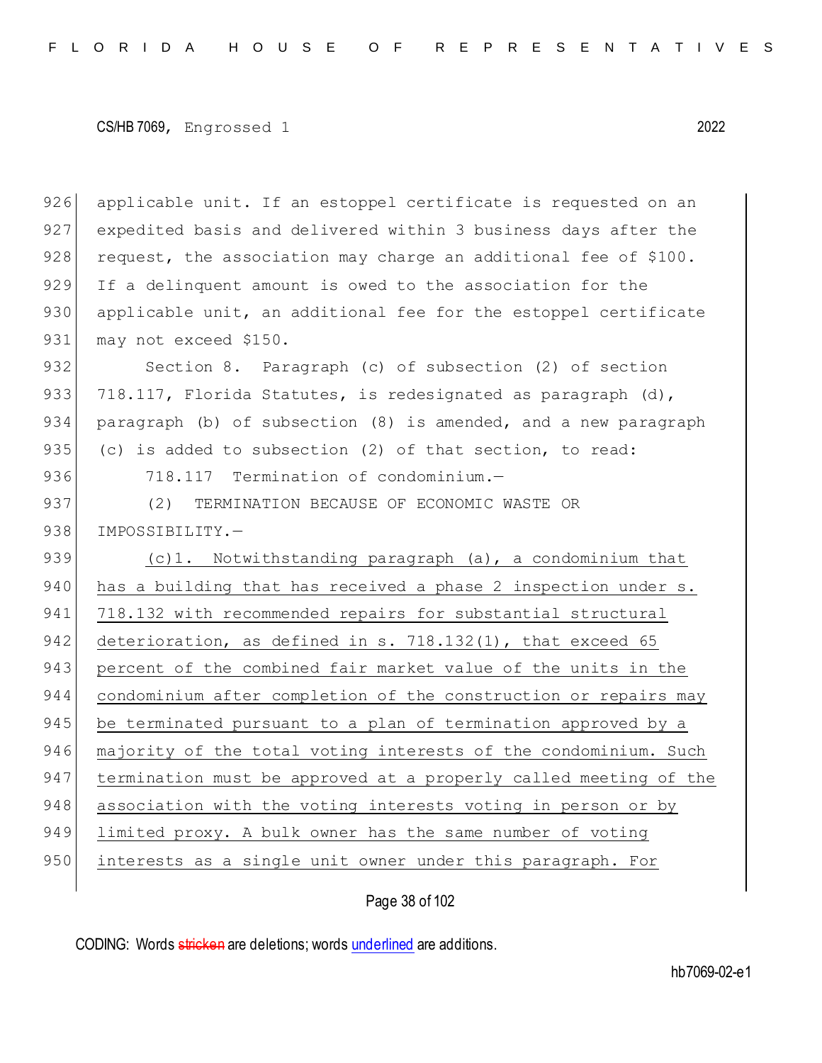applicable unit. If an estoppel certificate is requested on an expedited basis and delivered within 3 business days after the request, the association may charge an additional fee of $100. If a delinquent amount is owed to the association for the applicable unit, an additional fee for the estoppel certificate may not exceed $150.

Section 8. Paragraph (c) of subsection (2) of section 718.117, Florida Statutes, is redesignated as paragraph (d), paragraph (b) of subsection (8) is amended, and a new paragraph (c) is added to subsection (2) of that section, to read:

718.117 Termination of condominium.—

(2) TERMINATION BECAUSE OF ECONOMIC WASTE OR IMPOSSIBILITY.—

<u>(c)1. Notwithstanding paragraph (a), a condominium that has a building that has received a phase 2 inspection under s. 718.132 with recommended repairs for substantial structural deterioration, as defined in s. 718.132(1), that exceed 65 percent of the combined fair market value of the units in the condominium after completion of the construction or repairs may be terminated pursuant to a plan of termination approved by a majority of the total voting interests of the condominium. Such termination must be approved at a properly called meeting of the association with the voting interests voting in person or by limited proxy. A bulk owner has the same number of voting interests as a single unit owner under this paragraph. For</u>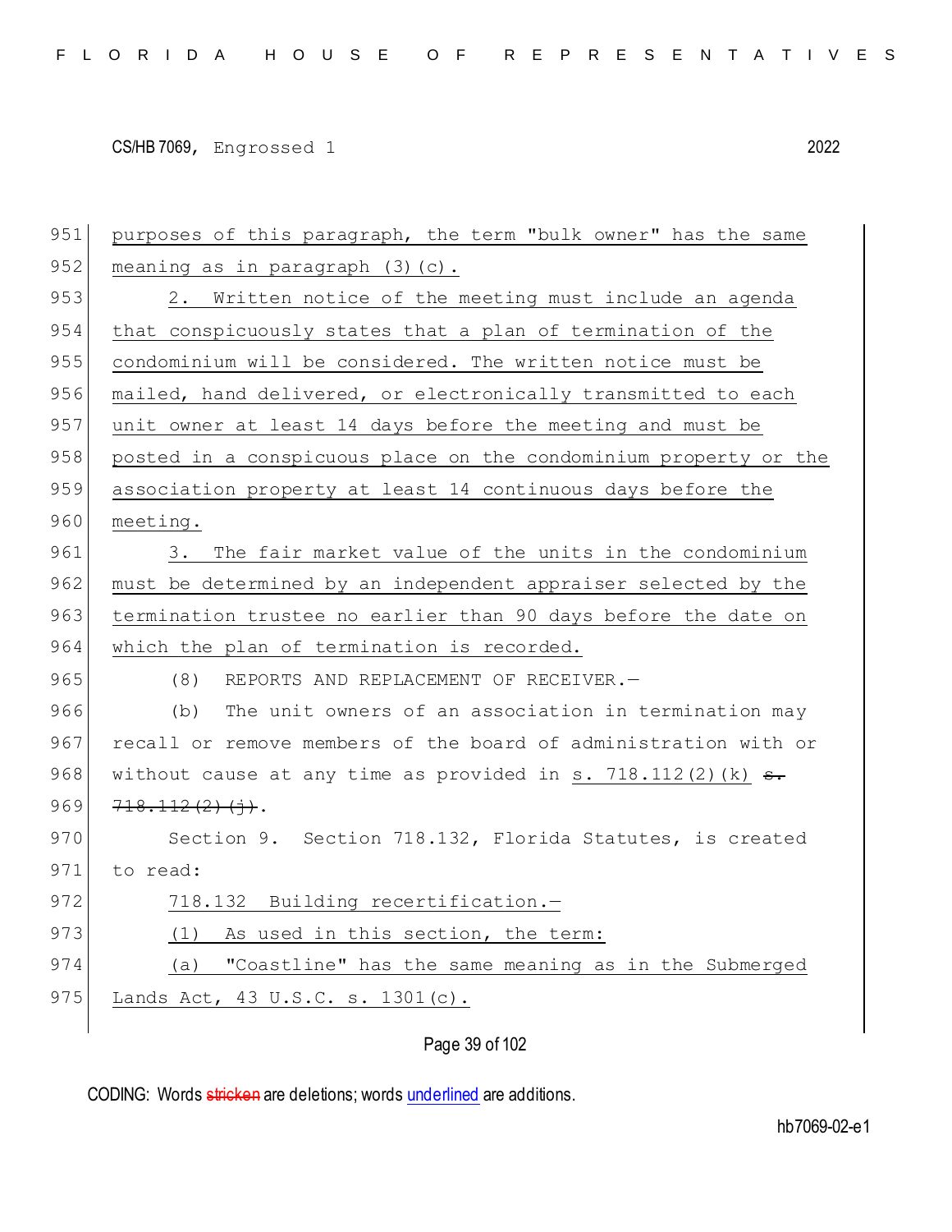purposes of this paragraph, the term "bulk owner" has the same meaning as in paragraph (3)(c).

2. Written notice of the meeting must include an agenda that conspicuously states that a plan of termination of the condominium will be considered. The written notice must be mailed, hand delivered, or electronically transmitted to each unit owner at least 14 days before the meeting and must be posted in a conspicuous place on the condominium property or the association property at least 14 continuous days before the meeting.

3. The fair market value of the units in the condominium must be determined by an independent appraiser selected by the termination trustee no earlier than 90 days before the date on which the plan of termination is recorded.

(8) REPORTS AND REPLACEMENT OF RECEIVER.—

(b) The unit owners of an association in termination may recall or remove members of the board of administration with or without cause at any time as provided in s. 718.112(2)(k) ~~s. 718.112(2)(j)~~.

Section 9. Section 718.132, Florida Statutes, is created to read:

718.132 Building recertification.—

(1) As used in this section, the term:

(a) "Coastline" has the same meaning as in the Submerged Lands Act, 43 U.S.C. s. 1301(c).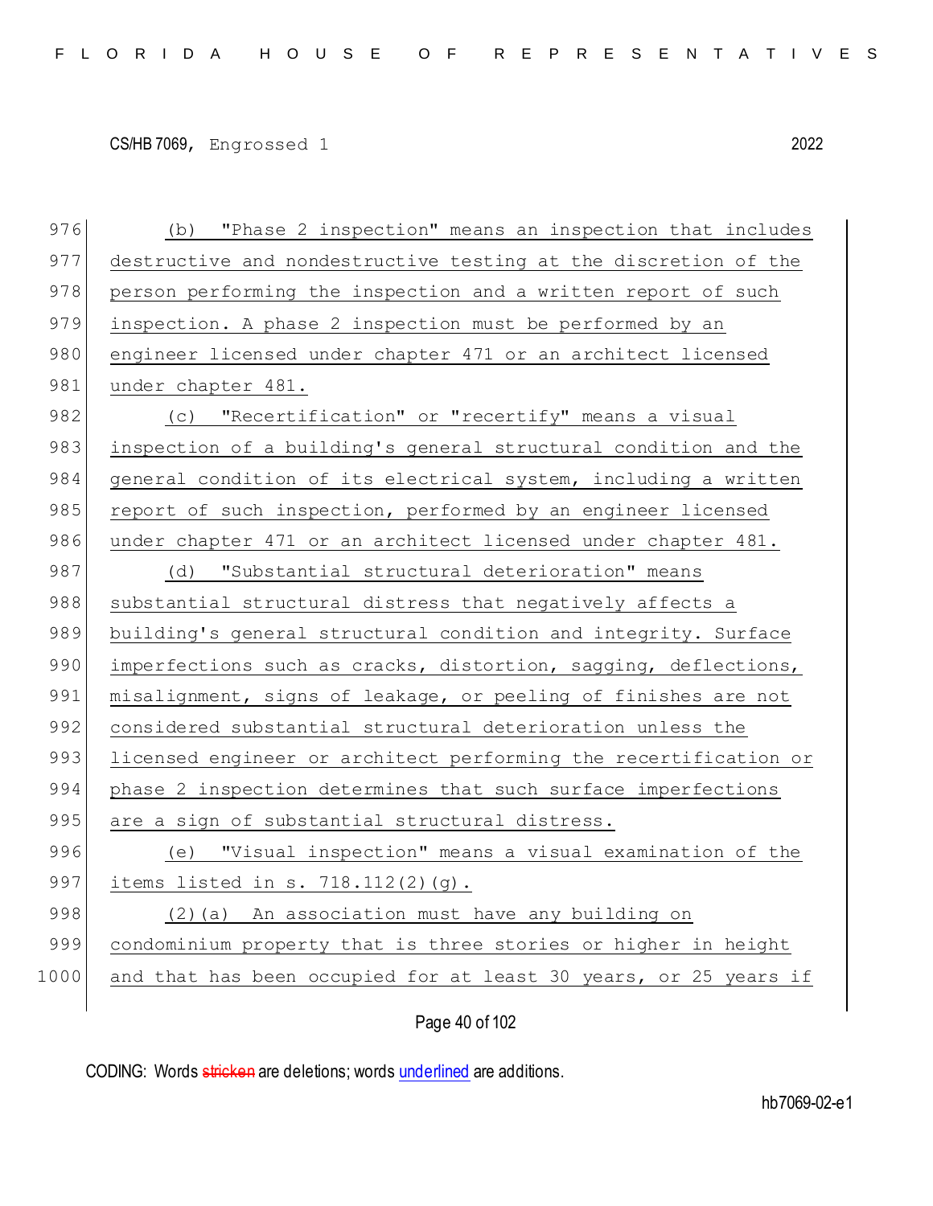(b) "Phase 2 inspection" means an inspection that includes destructive and nondestructive testing at the discretion of the person performing the inspection and a written report of such inspection. A phase 2 inspection must be performed by an engineer licensed under chapter 471 or an architect licensed under chapter 481.

(c) "Recertification" or "recertify" means a visual inspection of a building's general structural condition and the general condition of its electrical system, including a written report of such inspection, performed by an engineer licensed under chapter 471 or an architect licensed under chapter 481.

(d) "Substantial structural deterioration" means substantial structural distress that negatively affects a building's general structural condition and integrity. Surface imperfections such as cracks, distortion, sagging, deflections, misalignment, signs of leakage, or peeling of finishes are not considered substantial structural deterioration unless the licensed engineer or architect performing the recertification or phase 2 inspection determines that such surface imperfections are a sign of substantial structural distress.

(e) "Visual inspection" means a visual examination of the items listed in s. 718.112(2)(g).

(2)(a) An association must have any building on condominium property that is three stories or higher in height and that has been occupied for at least 30 years, or 25 years if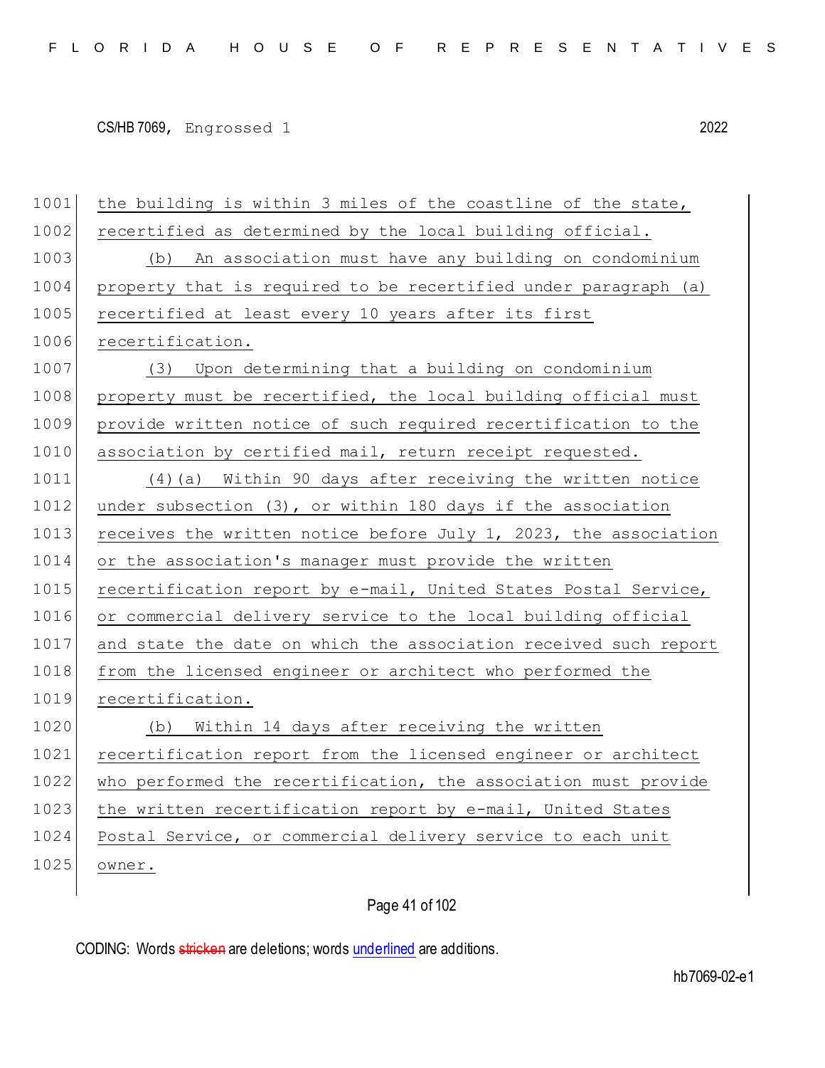the building is within 3 miles of the coastline of the state, recertified as determined by the local building official.

(b) An association must have any building on condominium property that is required to be recertified under paragraph (a) recertified at least every 10 years after its first recertification.

(3) Upon determining that a building on condominium property must be recertified, the local building official must provide written notice of such required recertification to the association by certified mail, return receipt requested.

(4)(a) Within 90 days after receiving the written notice under subsection (3), or within 180 days if the association receives the written notice before July 1, 2023, the association or the association's manager must provide the written recertification report by e-mail, United States Postal Service, or commercial delivery service to the local building official and state the date on which the association received such report from the licensed engineer or architect who performed the recertification.

(b) Within 14 days after receiving the written recertification report from the licensed engineer or architect who performed the recertification, the association must provide the written recertification report by e-mail, United States Postal Service, or commercial delivery service to each unit owner.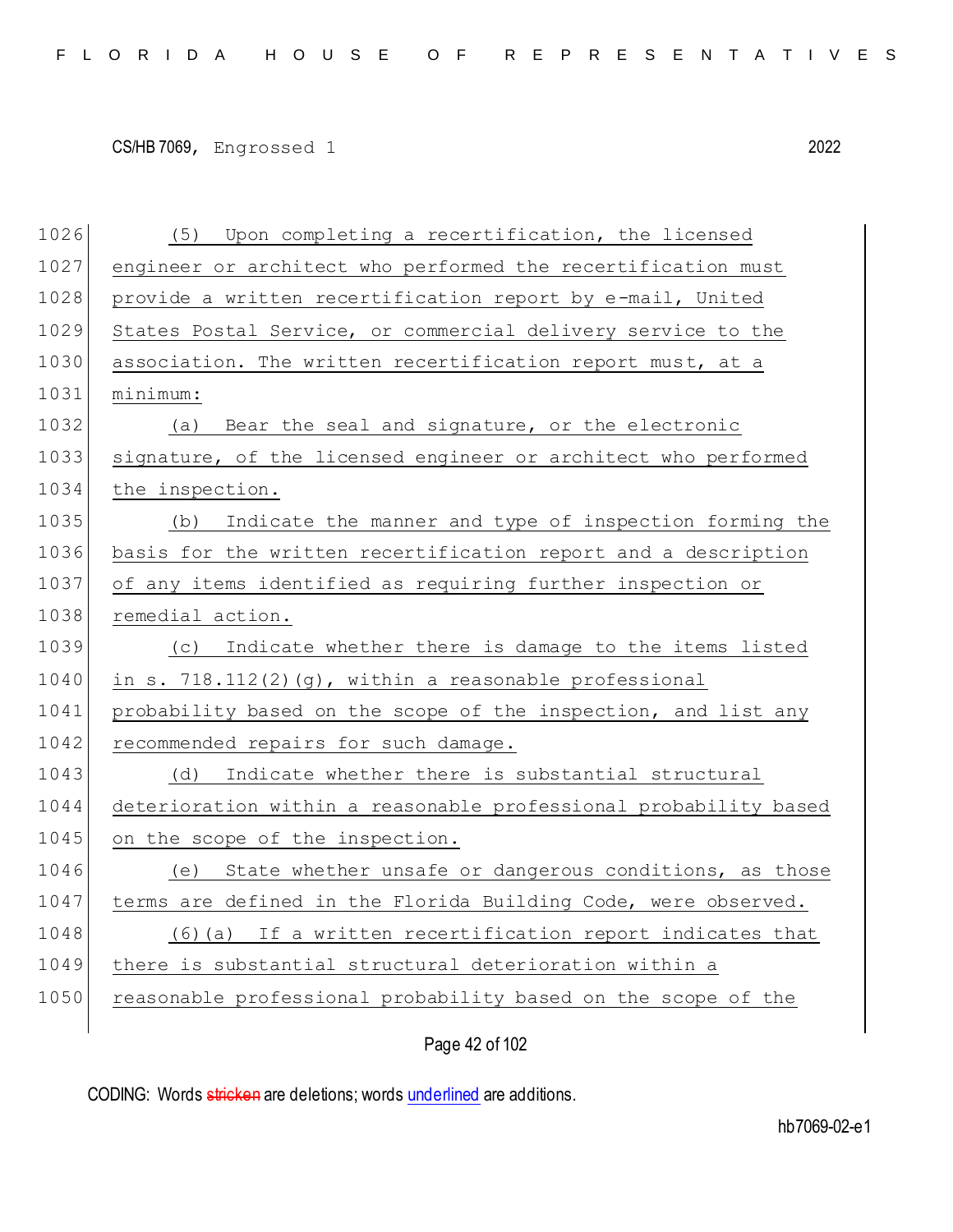(5) Upon completing a recertification, the licensed engineer or architect who performed the recertification must provide a written recertification report by e-mail, United States Postal Service, or commercial delivery service to the association. The written recertification report must, at a minimum:

(a) Bear the seal and signature, or the electronic signature, of the licensed engineer or architect who performed the inspection.

(b) Indicate the manner and type of inspection forming the basis for the written recertification report and a description of any items identified as requiring further inspection or remedial action.

(c) Indicate whether there is damage to the items listed in s. 718.112(2)(g), within a reasonable professional probability based on the scope of the inspection, and list any recommended repairs for such damage.

(d) Indicate whether there is substantial structural deterioration within a reasonable professional probability based on the scope of the inspection.

(e) State whether unsafe or dangerous conditions, as those terms are defined in the Florida Building Code, were observed.

(6)(a) If a written recertification report indicates that there is substantial structural deterioration within a reasonable professional probability based on the scope of the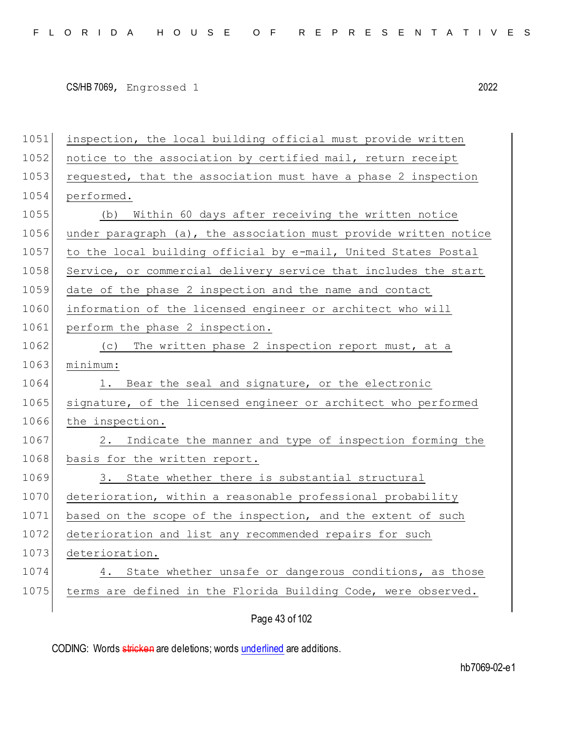inspection, the local building official must provide written notice to the association by certified mail, return receipt requested, that the association must have a phase 2 inspection performed.

(b) Within 60 days after receiving the written notice under paragraph (a), the association must provide written notice to the local building official by e-mail, United States Postal Service, or commercial delivery service that includes the start date of the phase 2 inspection and the name and contact information of the licensed engineer or architect who will perform the phase 2 inspection.

(c) The written phase 2 inspection report must, at a minimum:

1. Bear the seal and signature, or the electronic signature, of the licensed engineer or architect who performed the inspection.

2. Indicate the manner and type of inspection forming the basis for the written report.

3. State whether there is substantial structural deterioration, within a reasonable professional probability based on the scope of the inspection, and the extent of such deterioration and list any recommended repairs for such deterioration.

4. State whether unsafe or dangerous conditions, as those terms are defined in the Florida Building Code, were observed.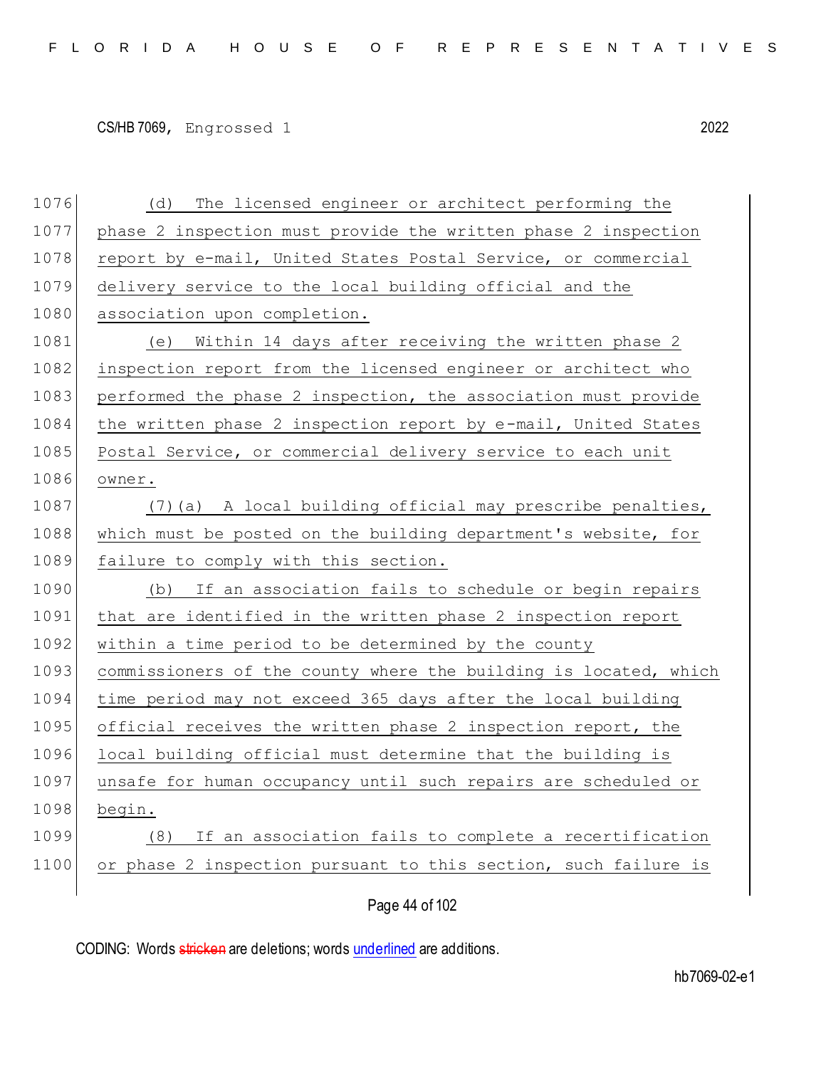(d) The licensed engineer or architect performing the phase 2 inspection must provide the written phase 2 inspection report by e-mail, United States Postal Service, or commercial delivery service to the local building official and the association upon completion.

(e) Within 14 days after receiving the written phase 2 inspection report from the licensed engineer or architect who performed the phase 2 inspection, the association must provide the written phase 2 inspection report by e-mail, United States Postal Service, or commercial delivery service to each unit owner.

(7)(a) A local building official may prescribe penalties, which must be posted on the building department's website, for failure to comply with this section.

(b) If an association fails to schedule or begin repairs that are identified in the written phase 2 inspection report within a time period to be determined by the county commissioners of the county where the building is located, which time period may not exceed 365 days after the local building official receives the written phase 2 inspection report, the local building official must determine that the building is unsafe for human occupancy until such repairs are scheduled or begin.

(8) If an association fails to complete a recertification or phase 2 inspection pursuant to this section, such failure is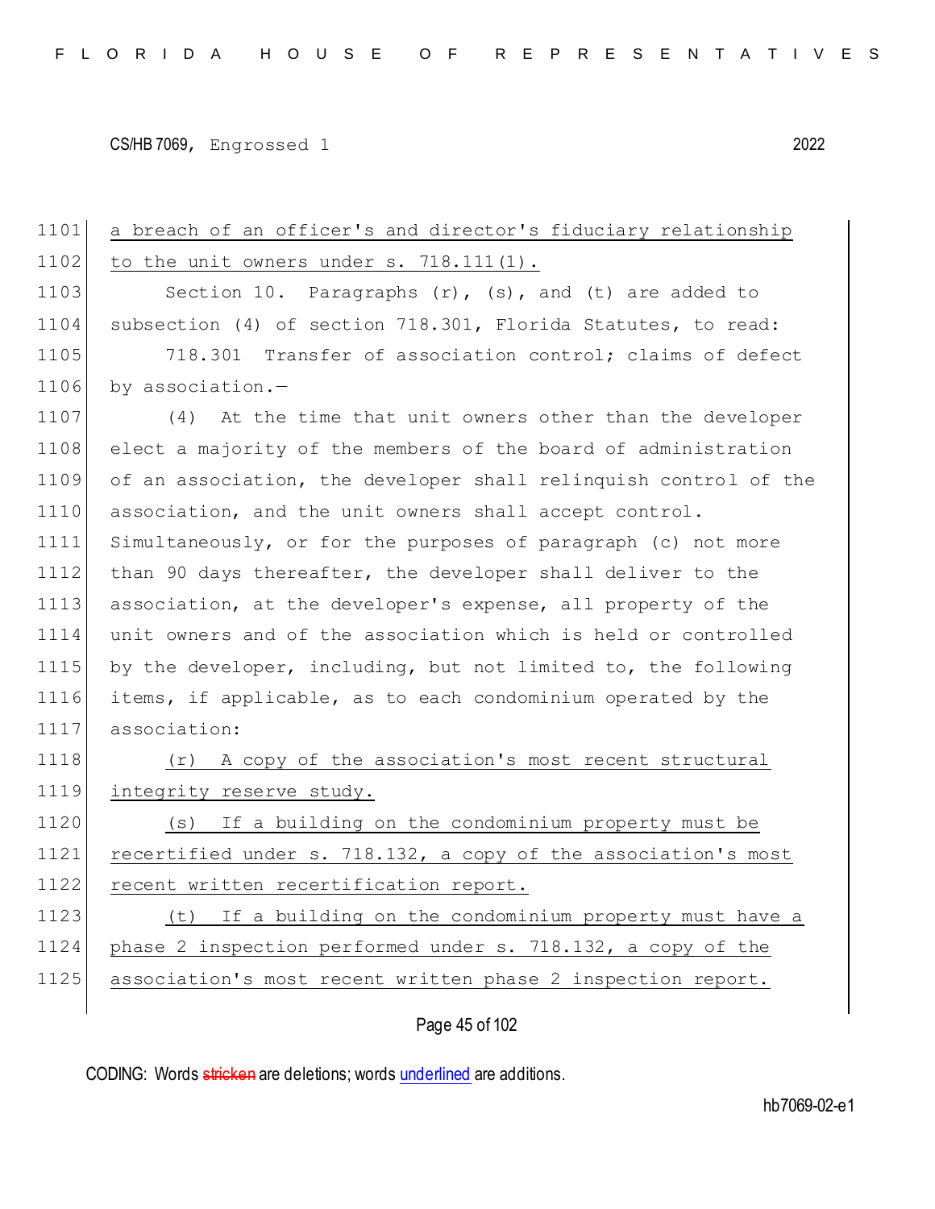a breach of an officer's and director's fiduciary relationship to the unit owners under s. 718.111(1).

Section 10. Paragraphs (r), (s), and (t) are added to subsection (4) of section 718.301, Florida Statutes, to read:

718.301 Transfer of association control; claims of defect by association.—

(4) At the time that unit owners other than the developer elect a majority of the members of the board of administration of an association, the developer shall relinquish control of the association, and the unit owners shall accept control. Simultaneously, or for the purposes of paragraph (c) not more than 90 days thereafter, the developer shall deliver to the association, at the developer's expense, all property of the unit owners and of the association which is held or controlled by the developer, including, but not limited to, the following items, if applicable, as to each condominium operated by the association:

(r) A copy of the association's most recent structural integrity reserve study.

(s) If a building on the condominium property must be recertified under s. 718.132, a copy of the association's most recent written recertification report.

(t) If a building on the condominium property must have a phase 2 inspection performed under s. 718.132, a copy of the association's most recent written phase 2 inspection report.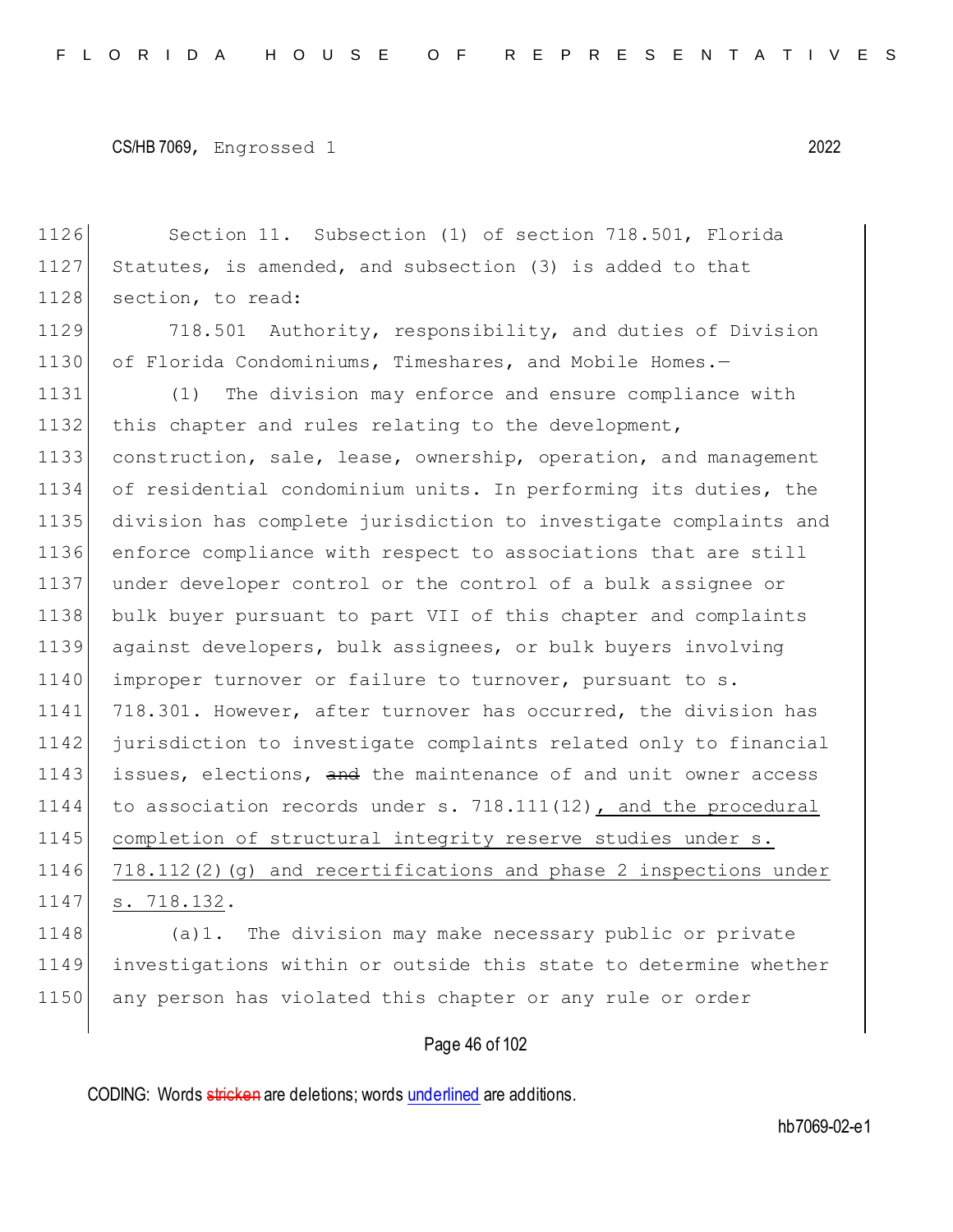Section 11. Subsection (1) of section 718.501, Florida Statutes, is amended, and subsection (3) is added to that section, to read:

718.501 Authority, responsibility, and duties of Division of Florida Condominiums, Timeshares, and Mobile Homes.—

(1) The division may enforce and ensure compliance with this chapter and rules relating to the development, construction, sale, lease, ownership, operation, and management of residential condominium units. In performing its duties, the division has complete jurisdiction to investigate complaints and enforce compliance with respect to associations that are still under developer control or the control of a bulk assignee or bulk buyer pursuant to part VII of this chapter and complaints against developers, bulk assignees, or bulk buyers involving improper turnover or failure to turnover, pursuant to s. 718.301. However, after turnover has occurred, the division has jurisdiction to investigate complaints related only to financial issues, elections, ~~and~~ the maintenance of and unit owner access to association records under s. 718.111(12), and the procedural completion of structural integrity reserve studies under s. 718.112(2)(g) and recertifications and phase 2 inspections under s. 718.132.

(a)1. The division may make necessary public or private investigations within or outside this state to determine whether any person has violated this chapter or any rule or order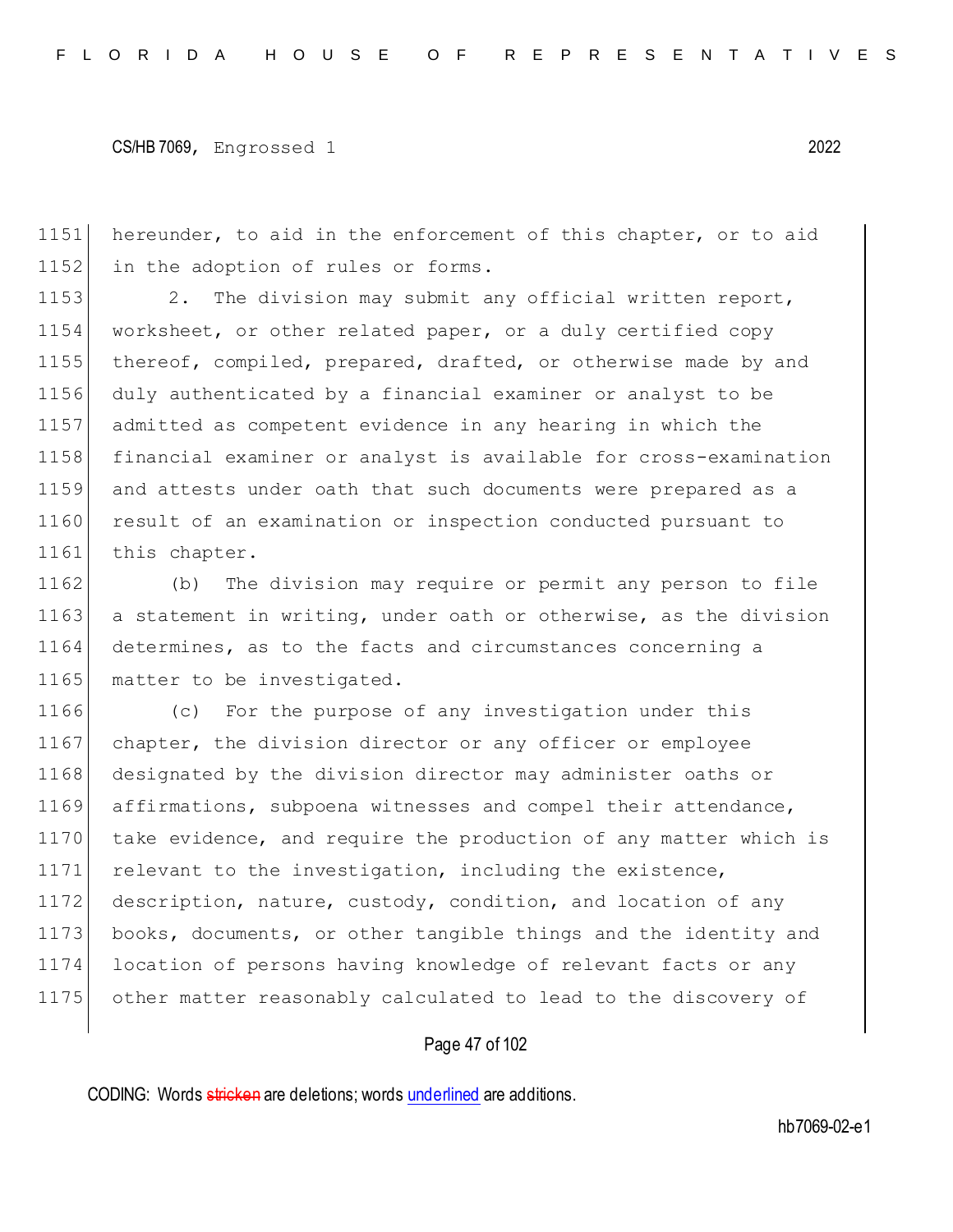hereunder, to aid in the enforcement of this chapter, or to aid in the adoption of rules or forms.

2. The division may submit any official written report, worksheet, or other related paper, or a duly certified copy thereof, compiled, prepared, drafted, or otherwise made by and duly authenticated by a financial examiner or analyst to be admitted as competent evidence in any hearing in which the financial examiner or analyst is available for cross-examination and attests under oath that such documents were prepared as a result of an examination or inspection conducted pursuant to this chapter.

(b) The division may require or permit any person to file a statement in writing, under oath or otherwise, as the division determines, as to the facts and circumstances concerning a matter to be investigated.

(c) For the purpose of any investigation under this chapter, the division director or any officer or employee designated by the division director may administer oaths or affirmations, subpoena witnesses and compel their attendance, take evidence, and require the production of any matter which is relevant to the investigation, including the existence, description, nature, custody, condition, and location of any books, documents, or other tangible things and the identity and location of persons having knowledge of relevant facts or any other matter reasonably calculated to lead to the discovery of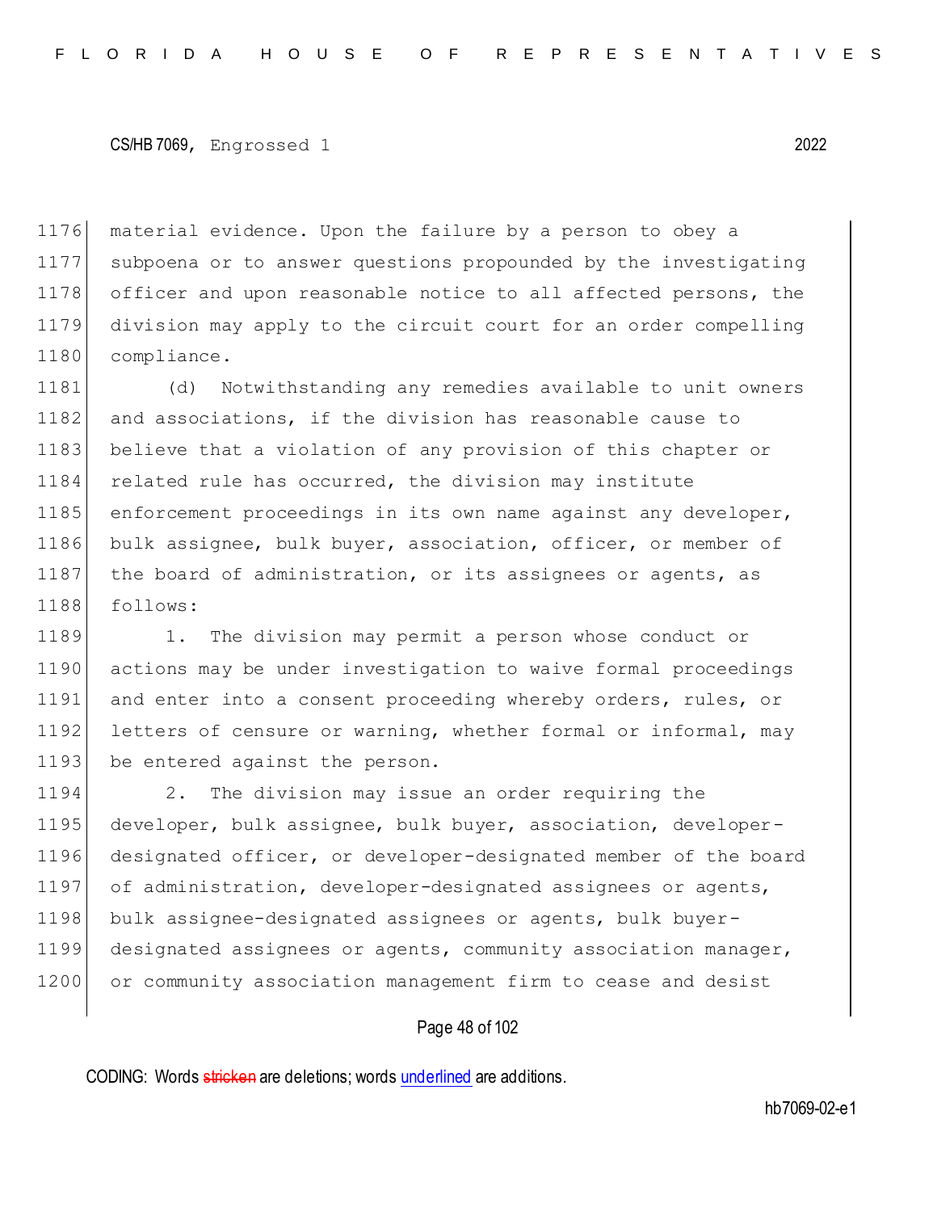material evidence. Upon the failure by a person to obey a subpoena or to answer questions propounded by the investigating officer and upon reasonable notice to all affected persons, the division may apply to the circuit court for an order compelling compliance.

(d) Notwithstanding any remedies available to unit owners and associations, if the division has reasonable cause to believe that a violation of any provision of this chapter or related rule has occurred, the division may institute enforcement proceedings in its own name against any developer, bulk assignee, bulk buyer, association, officer, or member of the board of administration, or its assignees or agents, as follows:

1. The division may permit a person whose conduct or actions may be under investigation to waive formal proceedings and enter into a consent proceeding whereby orders, rules, or letters of censure or warning, whether formal or informal, may be entered against the person.

2. The division may issue an order requiring the developer, bulk assignee, bulk buyer, association, developer-designated officer, or developer-designated member of the board of administration, developer-designated assignees or agents, bulk assignee-designated assignees or agents, bulk buyer-designated assignees or agents, community association manager, or community association management firm to cease and desist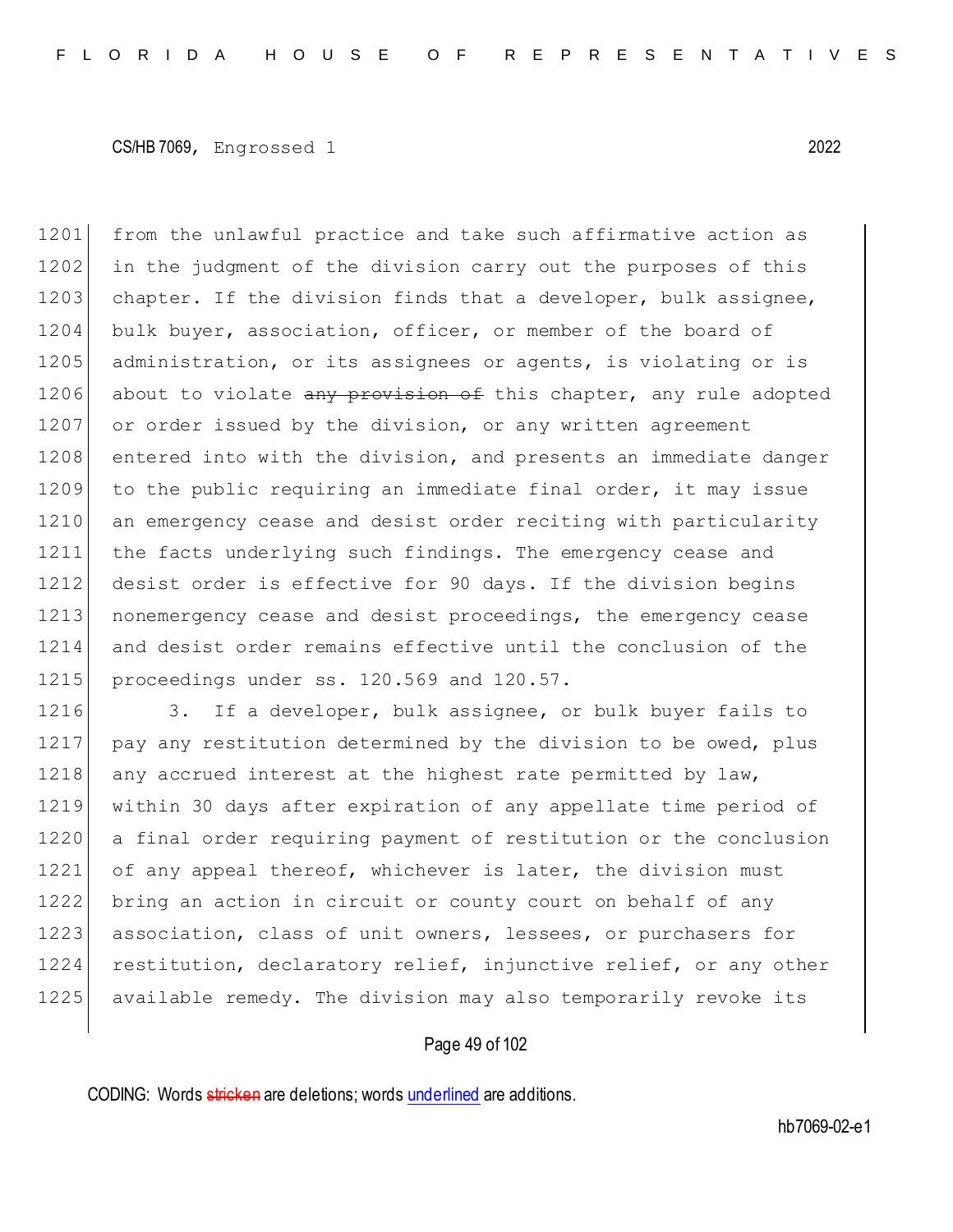from the unlawful practice and take such affirmative action as in the judgment of the division carry out the purposes of this chapter. If the division finds that a developer, bulk assignee, bulk buyer, association, officer, or member of the board of administration, or its assignees or agents, is violating or is about to violate ~~any provision of~~ this chapter, any rule adopted or order issued by the division, or any written agreement entered into with the division, and presents an immediate danger to the public requiring an immediate final order, it may issue an emergency cease and desist order reciting with particularity the facts underlying such findings. The emergency cease and desist order is effective for 90 days. If the division begins nonemergency cease and desist proceedings, the emergency cease and desist order remains effective until the conclusion of the proceedings under ss. 120.569 and 120.57.

3. If a developer, bulk assignee, or bulk buyer fails to pay any restitution determined by the division to be owed, plus any accrued interest at the highest rate permitted by law, within 30 days after expiration of any appellate time period of a final order requiring payment of restitution or the conclusion of any appeal thereof, whichever is later, the division must bring an action in circuit or county court on behalf of any association, class of unit owners, lessees, or purchasers for restitution, declaratory relief, injunctive relief, or any other available remedy. The division may also temporarily revoke its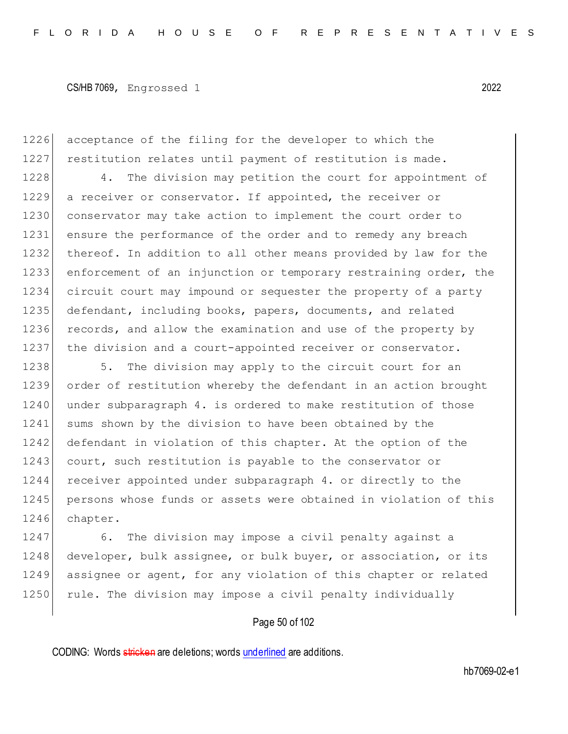acceptance of the filing for the developer to which the restitution relates until payment of restitution is made.

4. The division may petition the court for appointment of a receiver or conservator. If appointed, the receiver or conservator may take action to implement the court order to ensure the performance of the order and to remedy any breach thereof. In addition to all other means provided by law for the enforcement of an injunction or temporary restraining order, the circuit court may impound or sequester the property of a party defendant, including books, papers, documents, and related records, and allow the examination and use of the property by the division and a court-appointed receiver or conservator.

5. The division may apply to the circuit court for an order of restitution whereby the defendant in an action brought under subparagraph 4. is ordered to make restitution of those sums shown by the division to have been obtained by the defendant in violation of this chapter. At the option of the court, such restitution is payable to the conservator or receiver appointed under subparagraph 4. or directly to the persons whose funds or assets were obtained in violation of this chapter.

6. The division may impose a civil penalty against a developer, bulk assignee, or bulk buyer, or association, or its assignee or agent, for any violation of this chapter or related rule. The division may impose a civil penalty individually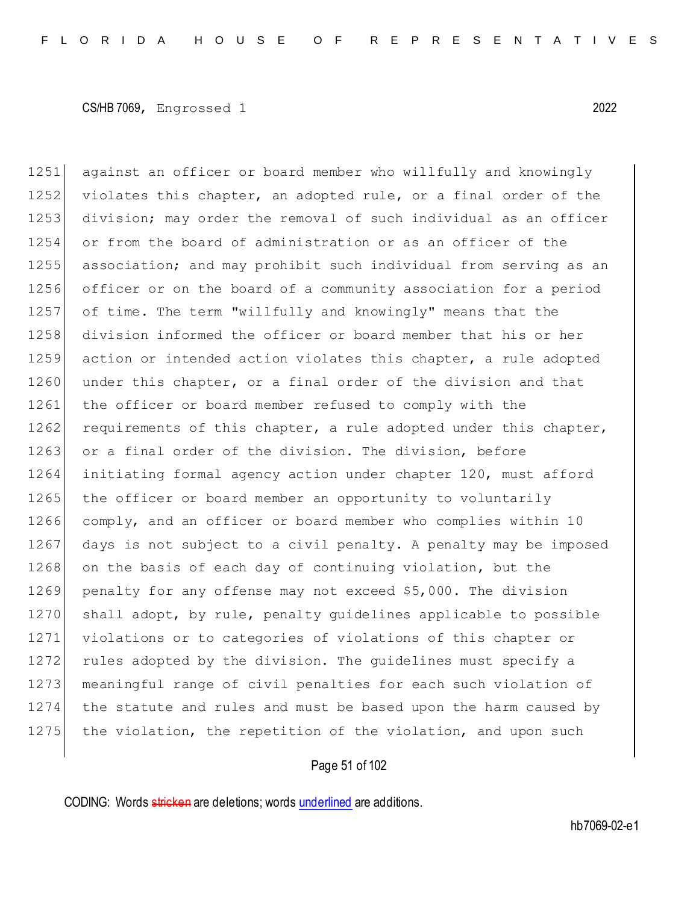against an officer or board member who willfully and knowingly violates this chapter, an adopted rule, or a final order of the division; may order the removal of such individual as an officer or from the board of administration or as an officer of the association; and may prohibit such individual from serving as an officer or on the board of a community association for a period of time. The term "willfully and knowingly" means that the division informed the officer or board member that his or her action or intended action violates this chapter, a rule adopted under this chapter, or a final order of the division and that the officer or board member refused to comply with the requirements of this chapter, a rule adopted under this chapter, or a final order of the division. The division, before initiating formal agency action under chapter 120, must afford the officer or board member an opportunity to voluntarily comply, and an officer or board member who complies within 10 days is not subject to a civil penalty. A penalty may be imposed on the basis of each day of continuing violation, but the penalty for any offense may not exceed $5,000. The division shall adopt, by rule, penalty guidelines applicable to possible violations or to categories of violations of this chapter or rules adopted by the division. The guidelines must specify a meaningful range of civil penalties for each such violation of the statute and rules and must be based upon the harm caused by the violation, the repetition of the violation, and upon such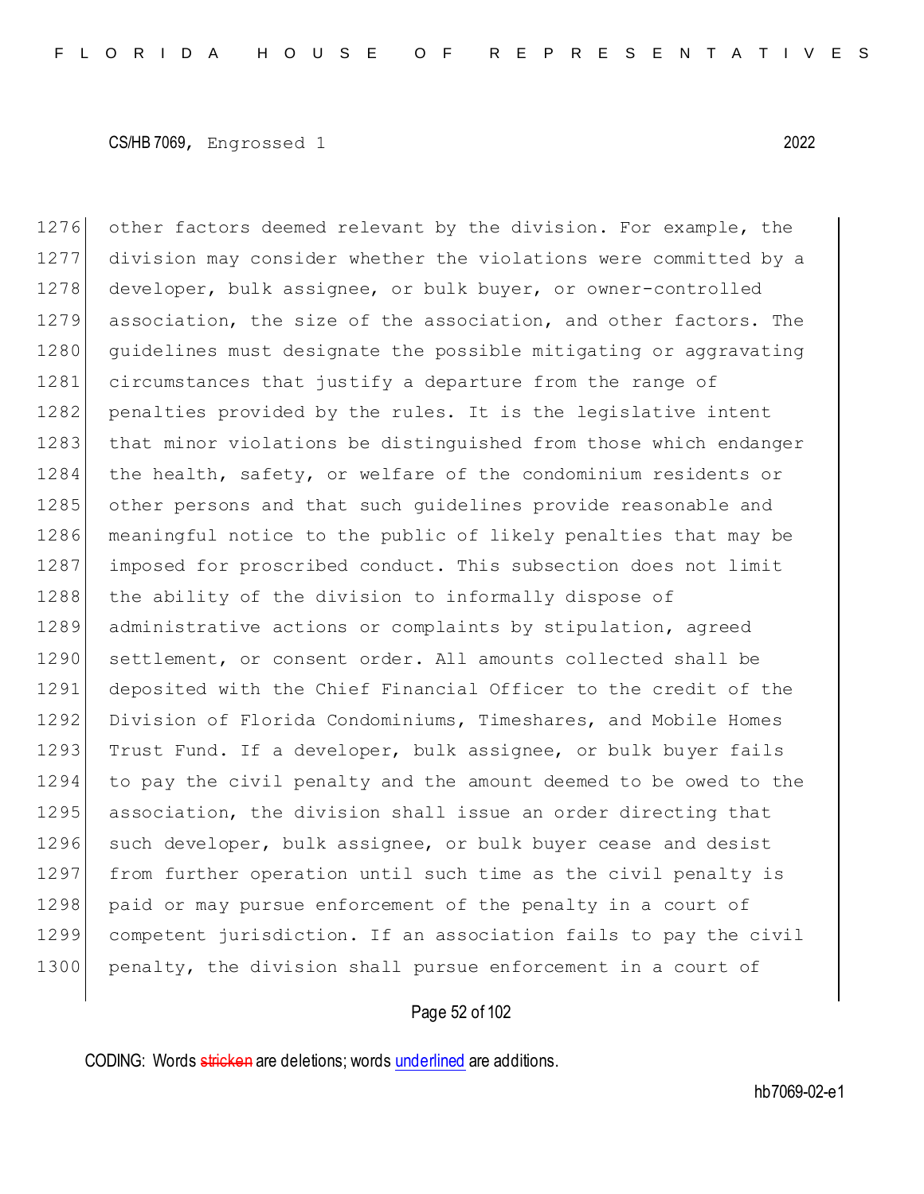other factors deemed relevant by the division. For example, the division may consider whether the violations were committed by a developer, bulk assignee, or bulk buyer, or owner-controlled association, the size of the association, and other factors. The guidelines must designate the possible mitigating or aggravating circumstances that justify a departure from the range of penalties provided by the rules. It is the legislative intent that minor violations be distinguished from those which endanger the health, safety, or welfare of the condominium residents or other persons and that such guidelines provide reasonable and meaningful notice to the public of likely penalties that may be imposed for proscribed conduct. This subsection does not limit the ability of the division to informally dispose of administrative actions or complaints by stipulation, agreed settlement, or consent order. All amounts collected shall be deposited with the Chief Financial Officer to the credit of the Division of Florida Condominiums, Timeshares, and Mobile Homes Trust Fund. If a developer, bulk assignee, or bulk buyer fails to pay the civil penalty and the amount deemed to be owed to the association, the division shall issue an order directing that such developer, bulk assignee, or bulk buyer cease and desist from further operation until such time as the civil penalty is paid or may pursue enforcement of the penalty in a court of competent jurisdiction. If an association fails to pay the civil penalty, the division shall pursue enforcement in a court of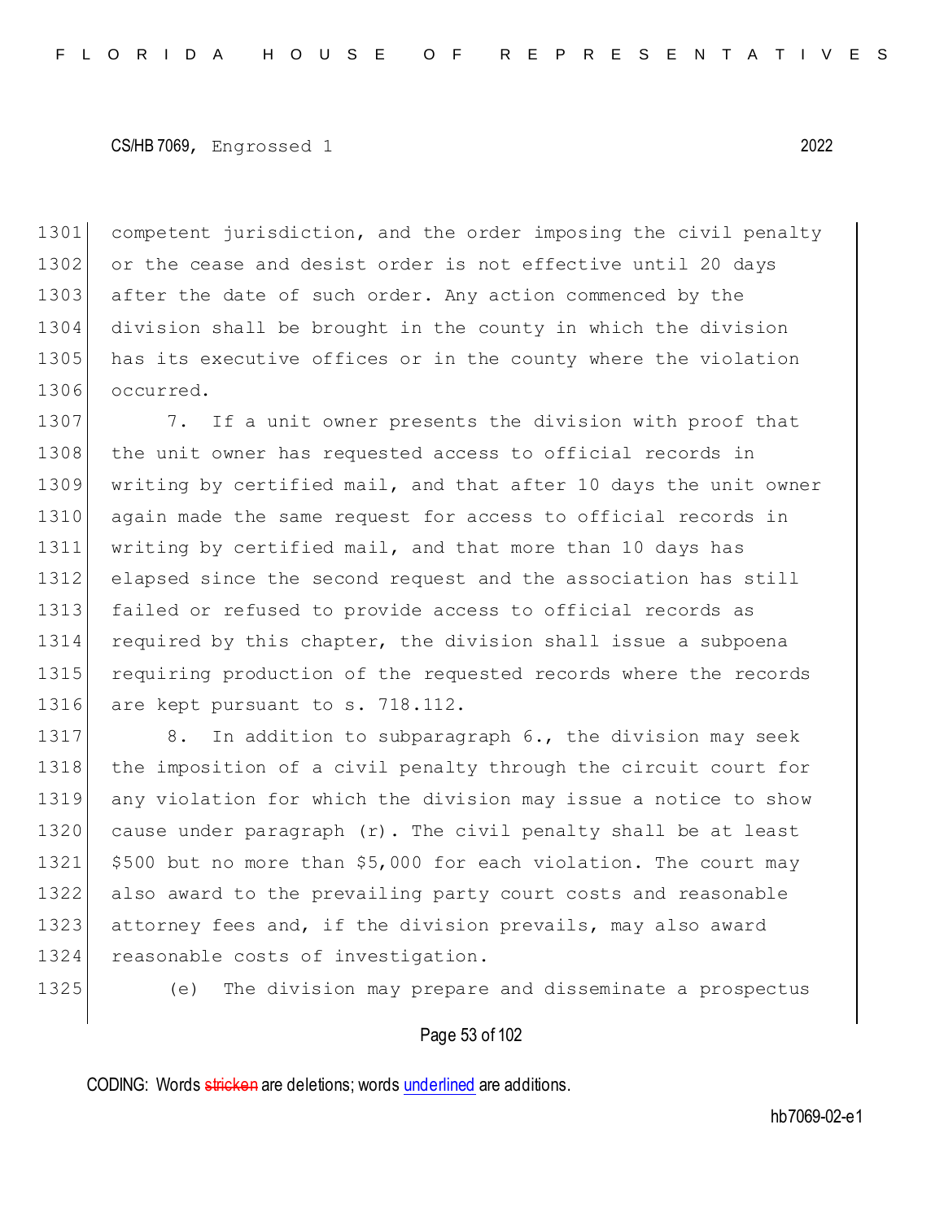competent jurisdiction, and the order imposing the civil penalty or the cease and desist order is not effective until 20 days after the date of such order. Any action commenced by the division shall be brought in the county in which the division has its executive offices or in the county where the violation occurred.

7. If a unit owner presents the division with proof that the unit owner has requested access to official records in writing by certified mail, and that after 10 days the unit owner again made the same request for access to official records in writing by certified mail, and that more than 10 days has elapsed since the second request and the association has still failed or refused to provide access to official records as required by this chapter, the division shall issue a subpoena requiring production of the requested records where the records are kept pursuant to s. 718.112.

8. In addition to subparagraph 6., the division may seek the imposition of a civil penalty through the circuit court for any violation for which the division may issue a notice to show cause under paragraph (r). The civil penalty shall be at least $500 but no more than $5,000 for each violation. The court may also award to the prevailing party court costs and reasonable attorney fees and, if the division prevails, may also award reasonable costs of investigation.

(e) The division may prepare and disseminate a prospectus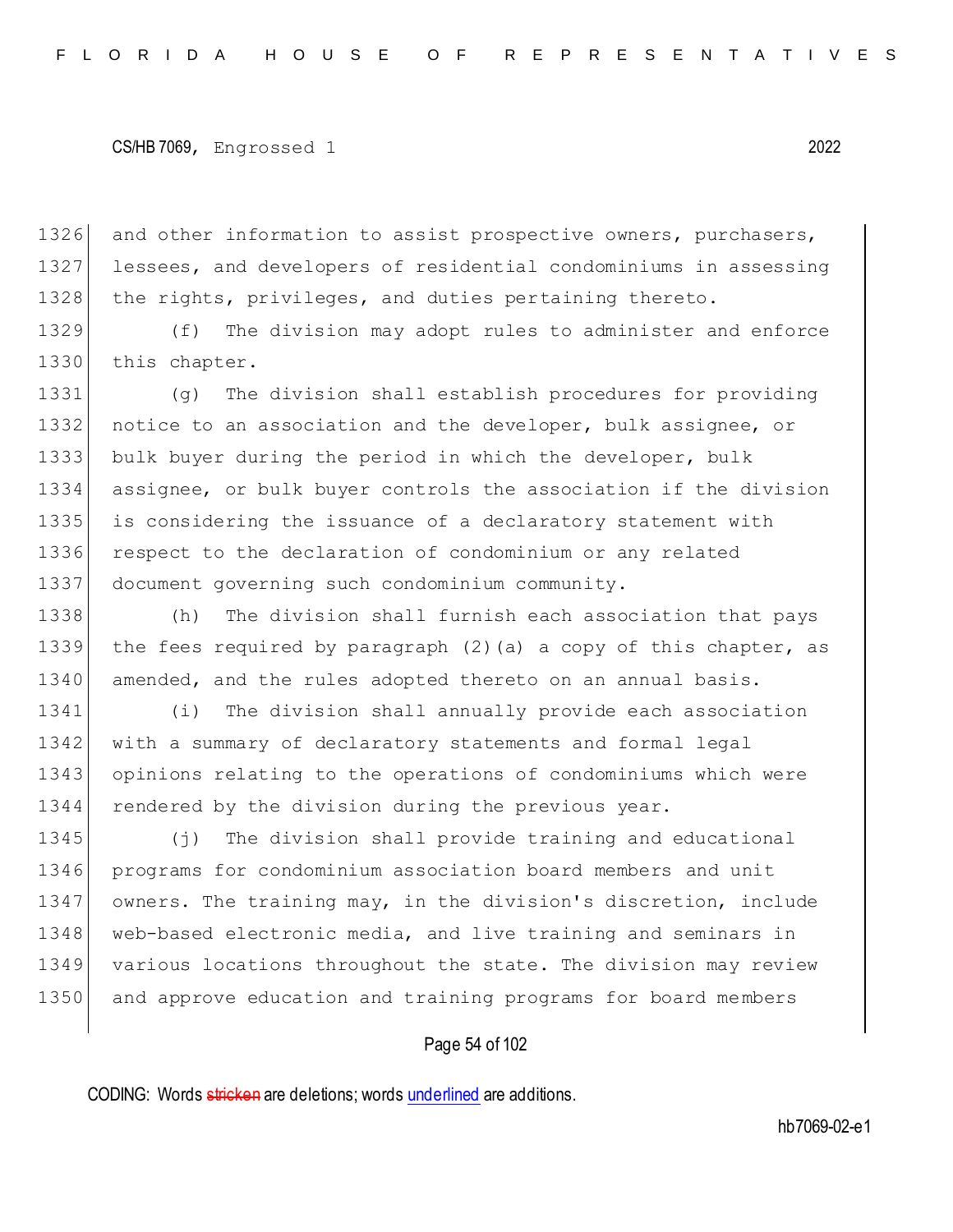and other information to assist prospective owners, purchasers, lessees, and developers of residential condominiums in assessing the rights, privileges, and duties pertaining thereto.

(f) The division may adopt rules to administer and enforce this chapter.

(g) The division shall establish procedures for providing notice to an association and the developer, bulk assignee, or bulk buyer during the period in which the developer, bulk assignee, or bulk buyer controls the association if the division is considering the issuance of a declaratory statement with respect to the declaration of condominium or any related document governing such condominium community.

(h) The division shall furnish each association that pays the fees required by paragraph (2)(a) a copy of this chapter, as amended, and the rules adopted thereto on an annual basis.

(i) The division shall annually provide each association with a summary of declaratory statements and formal legal opinions relating to the operations of condominiums which were rendered by the division during the previous year.

(j) The division shall provide training and educational programs for condominium association board members and unit owners. The training may, in the division's discretion, include web-based electronic media, and live training and seminars in various locations throughout the state. The division may review and approve education and training programs for board members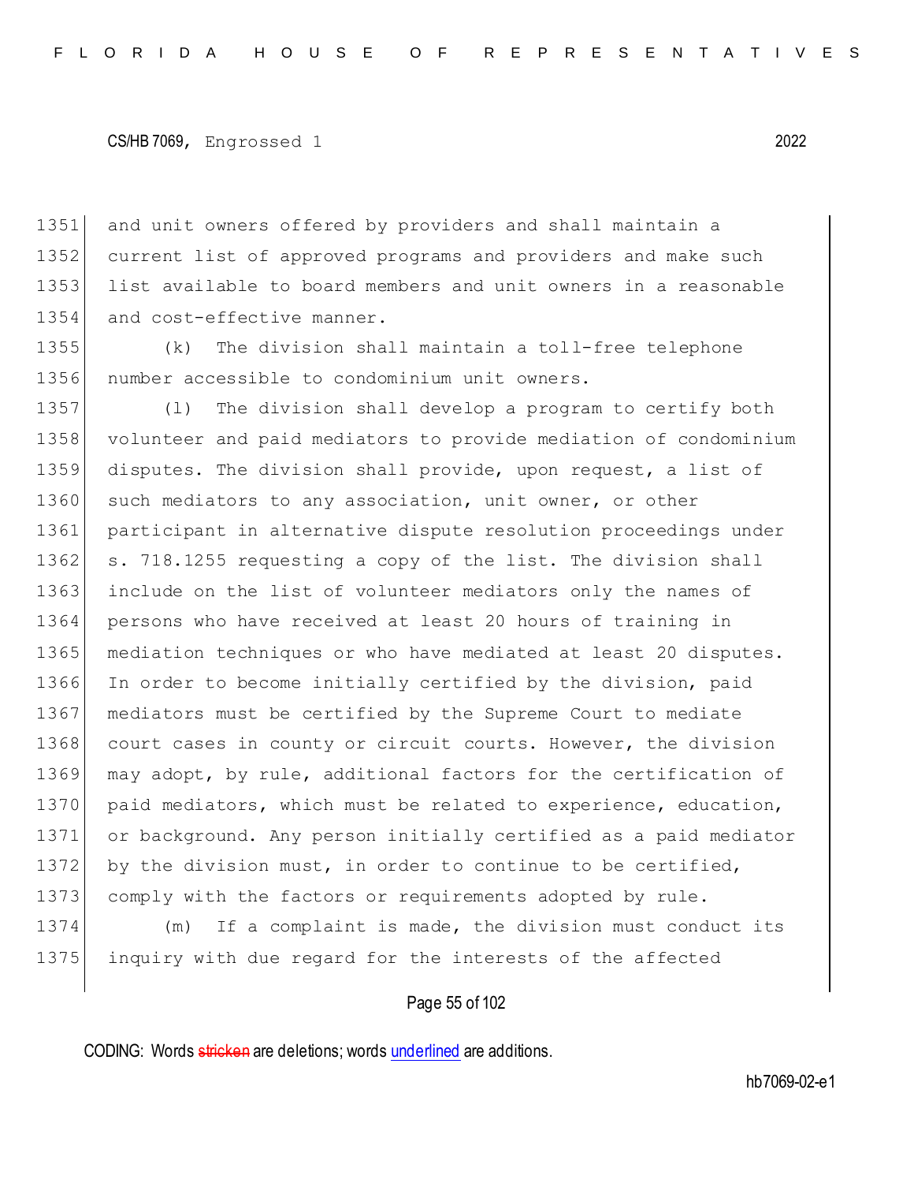and unit owners offered by providers and shall maintain a current list of approved programs and providers and make such list available to board members and unit owners in a reasonable and cost-effective manner.

(k) The division shall maintain a toll-free telephone number accessible to condominium unit owners.

(l) The division shall develop a program to certify both volunteer and paid mediators to provide mediation of condominium disputes. The division shall provide, upon request, a list of such mediators to any association, unit owner, or other participant in alternative dispute resolution proceedings under s. 718.1255 requesting a copy of the list. The division shall include on the list of volunteer mediators only the names of persons who have received at least 20 hours of training in mediation techniques or who have mediated at least 20 disputes. In order to become initially certified by the division, paid mediators must be certified by the Supreme Court to mediate court cases in county or circuit courts. However, the division may adopt, by rule, additional factors for the certification of paid mediators, which must be related to experience, education, or background. Any person initially certified as a paid mediator by the division must, in order to continue to be certified, comply with the factors or requirements adopted by rule.

(m) If a complaint is made, the division must conduct its inquiry with due regard for the interests of the affected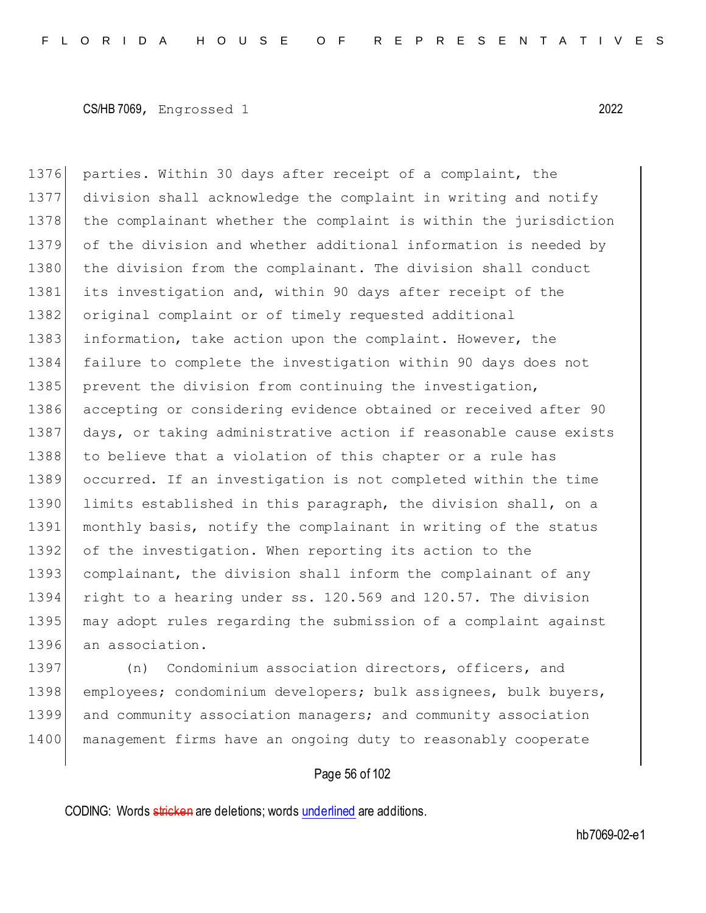parties. Within 30 days after receipt of a complaint, the division shall acknowledge the complaint in writing and notify the complainant whether the complaint is within the jurisdiction of the division and whether additional information is needed by the division from the complainant. The division shall conduct its investigation and, within 90 days after receipt of the original complaint or of timely requested additional information, take action upon the complaint. However, the failure to complete the investigation within 90 days does not prevent the division from continuing the investigation, accepting or considering evidence obtained or received after 90 days, or taking administrative action if reasonable cause exists to believe that a violation of this chapter or a rule has occurred. If an investigation is not completed within the time limits established in this paragraph, the division shall, on a monthly basis, notify the complainant in writing of the status of the investigation. When reporting its action to the complainant, the division shall inform the complainant of any right to a hearing under ss. 120.569 and 120.57. The division may adopt rules regarding the submission of a complaint against an association.

(n) Condominium association directors, officers, and employees; condominium developers; bulk assignees, bulk buyers, and community association managers; and community association management firms have an ongoing duty to reasonably cooperate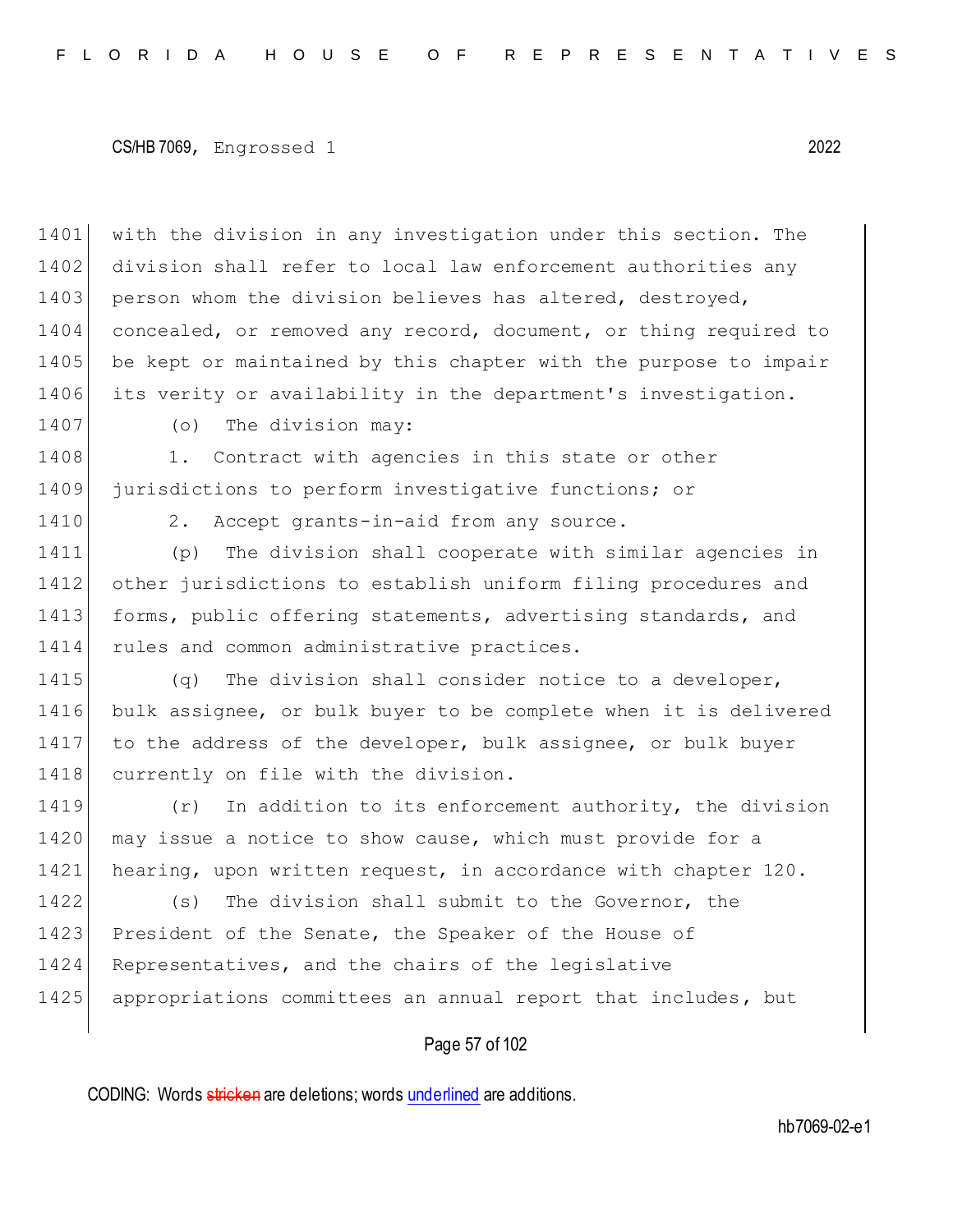with the division in any investigation under this section. The division shall refer to local law enforcement authorities any person whom the division believes has altered, destroyed, concealed, or removed any record, document, or thing required to be kept or maintained by this chapter with the purpose to impair its verity or availability in the department's investigation.

(o) The division may:

1. Contract with agencies in this state or other jurisdictions to perform investigative functions; or

2. Accept grants-in-aid from any source.

(p) The division shall cooperate with similar agencies in other jurisdictions to establish uniform filing procedures and forms, public offering statements, advertising standards, and rules and common administrative practices.

(q) The division shall consider notice to a developer, bulk assignee, or bulk buyer to be complete when it is delivered to the address of the developer, bulk assignee, or bulk buyer currently on file with the division.

(r) In addition to its enforcement authority, the division may issue a notice to show cause, which must provide for a hearing, upon written request, in accordance with chapter 120.

(s) The division shall submit to the Governor, the President of the Senate, the Speaker of the House of Representatives, and the chairs of the legislative appropriations committees an annual report that includes, but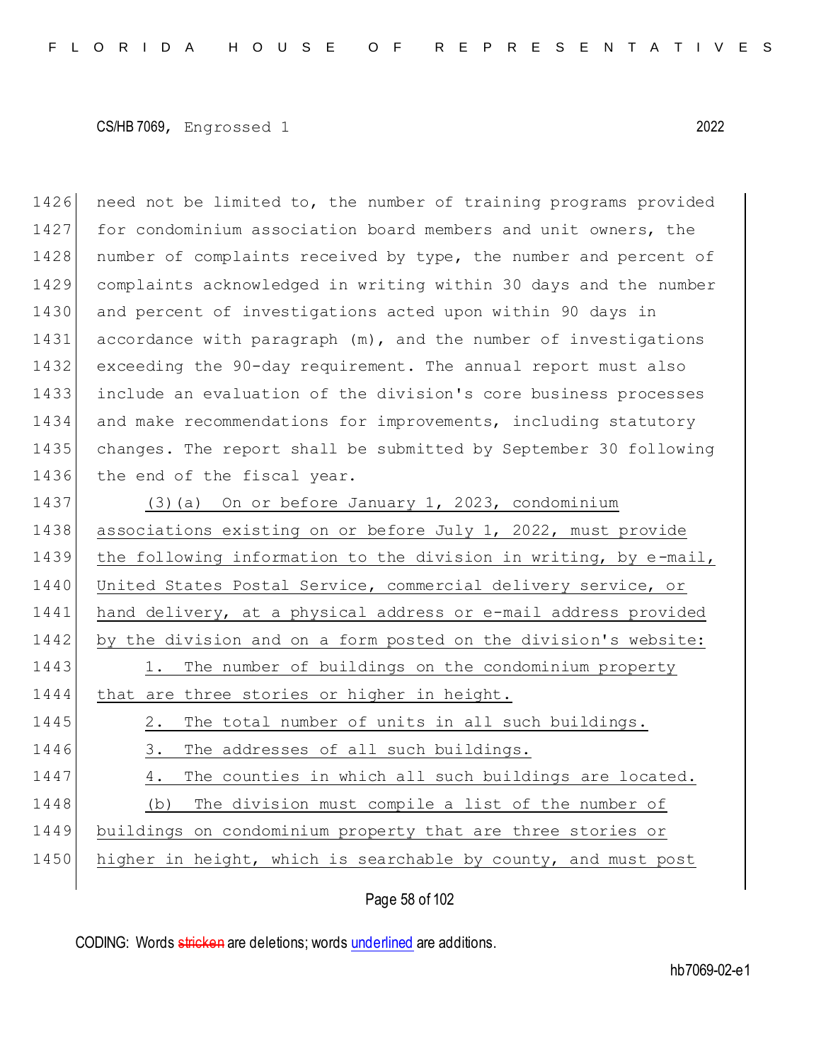need not be limited to, the number of training programs provided for condominium association board members and unit owners, the number of complaints received by type, the number and percent of complaints acknowledged in writing within 30 days and the number and percent of investigations acted upon within 90 days in accordance with paragraph (m), and the number of investigations exceeding the 90-day requirement. The annual report must also include an evaluation of the division's core business processes and make recommendations for improvements, including statutory changes. The report shall be submitted by September 30 following the end of the fiscal year.

(3)(a) On or before January 1, 2023, condominium associations existing on or before July 1, 2022, must provide the following information to the division in writing, by e-mail, United States Postal Service, commercial delivery service, or hand delivery, at a physical address or e-mail address provided by the division and on a form posted on the division's website:

1. The number of buildings on the condominium property that are three stories or higher in height.

2. The total number of units in all such buildings.

3. The addresses of all such buildings.

4. The counties in which all such buildings are located.

(b) The division must compile a list of the number of buildings on condominium property that are three stories or higher in height, which is searchable by county, and must post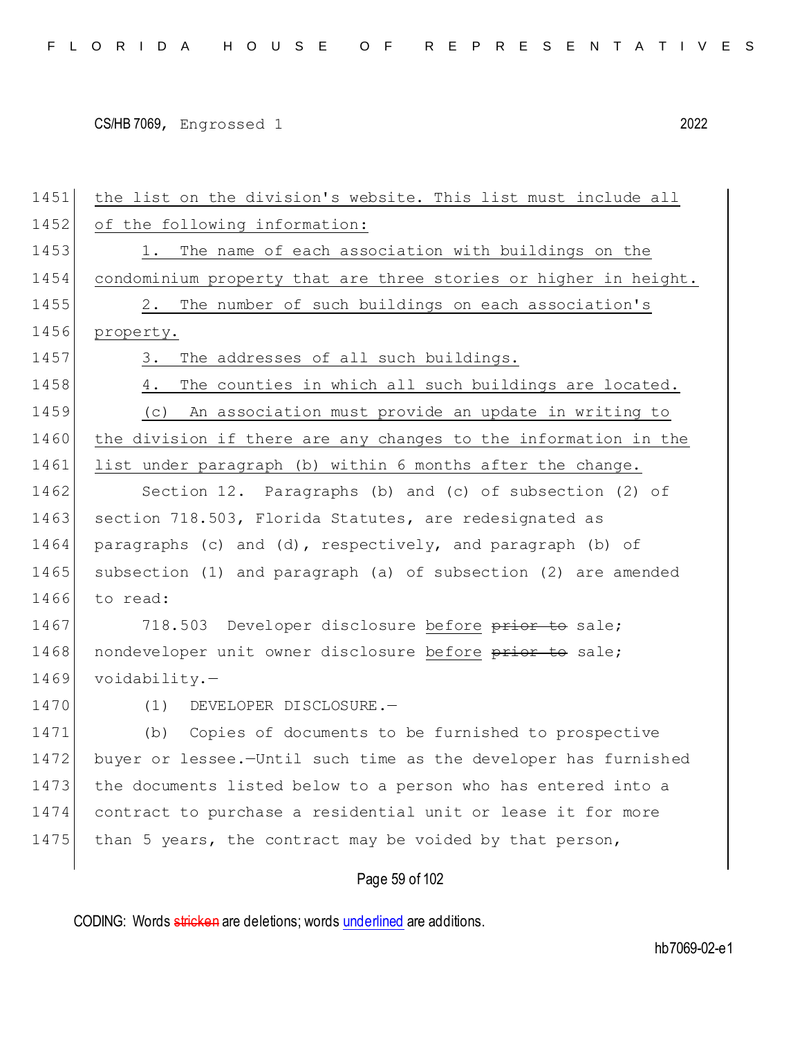1451 the list on the division's website. This list must include all
1452 of the following information:

1453 1. The name of each association with buildings on the
1454 condominium property that are three stories or higher in height.

1455 2. The number of such buildings on each association's
1456 property.

1457 3. The addresses of all such buildings.

1458 4. The counties in which all such buildings are located.

1459 (c) An association must provide an update in writing to
1460 the division if there are any changes to the information in the
1461 list under paragraph (b) within 6 months after the change.

1462 Section 12. Paragraphs (b) and (c) of subsection (2) of
1463 section 718.503, Florida Statutes, are redesignated as
1464 paragraphs (c) and (d), respectively, and paragraph (b) of
1465 subsection (1) and paragraph (a) of subsection (2) are amended
1466 to read:

1467 718.503 Developer disclosure before ~~prior to~~ sale;
1468 nondeveloper unit owner disclosure before ~~prior to~~ sale;
1469 voidability.—

1470 (1) DEVELOPER DISCLOSURE.—

1471 (b) Copies of documents to be furnished to prospective
1472 buyer or lessee.—Until such time as the developer has furnished
1473 the documents listed below to a person who has entered into a
1474 contract to purchase a residential unit or lease it for more
1475 than 5 years, the contract may be voided by that person,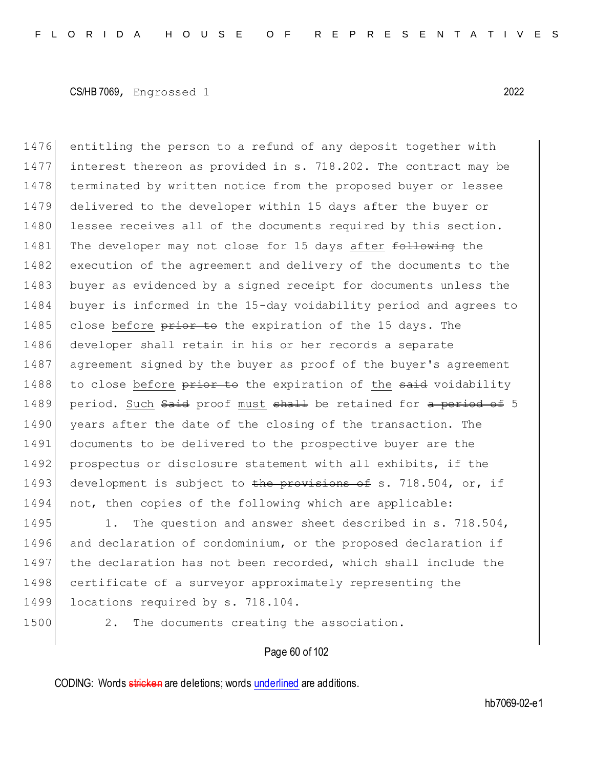entitling the person to a refund of any deposit together with interest thereon as provided in s. 718.202. The contract may be terminated by written notice from the proposed buyer or lessee delivered to the developer within 15 days after the buyer or lessee receives all of the documents required by this section. The developer may not close for 15 days after ~~following~~ the execution of the agreement and delivery of the documents to the buyer as evidenced by a signed receipt for documents unless the buyer is informed in the 15-day voidability period and agrees to close before ~~prior to~~ the expiration of the 15 days. The developer shall retain in his or her records a separate agreement signed by the buyer as proof of the buyer's agreement to close before ~~prior to~~ the expiration of the ~~said~~ voidability period. Such ~~Said~~ proof must ~~shall~~ be retained for ~~a period of~~ 5 years after the date of the closing of the transaction. The documents to be delivered to the prospective buyer are the prospectus or disclosure statement with all exhibits, if the development is subject to ~~the provisions of~~ s. 718.504, or, if not, then copies of the following which are applicable:

1. The question and answer sheet described in s. 718.504, and declaration of condominium, or the proposed declaration if the declaration has not been recorded, which shall include the certificate of a surveyor approximately representing the locations required by s. 718.104.

2. The documents creating the association.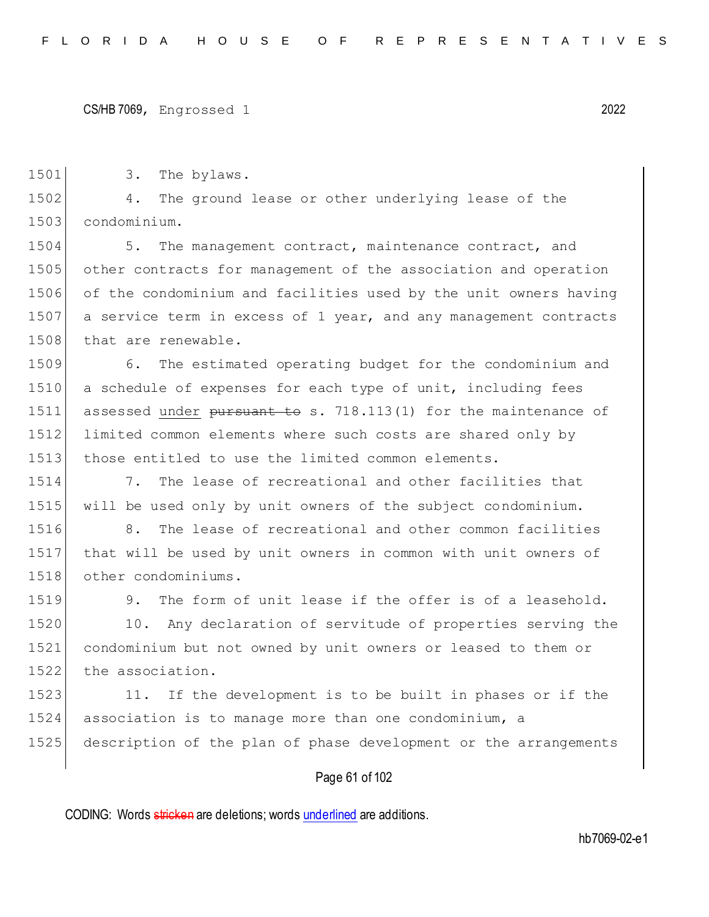3. The bylaws.

4. The ground lease or other underlying lease of the condominium.

5. The management contract, maintenance contract, and other contracts for management of the association and operation of the condominium and facilities used by the unit owners having a service term in excess of 1 year, and any management contracts that are renewable.

6. The estimated operating budget for the condominium and a schedule of expenses for each type of unit, including fees assessed <u>under</u> ~~pursuant to~~ s. 718.113(1) for the maintenance of limited common elements where such costs are shared only by those entitled to use the limited common elements.

7. The lease of recreational and other facilities that will be used only by unit owners of the subject condominium.

8. The lease of recreational and other common facilities that will be used by unit owners in common with unit owners of other condominiums.

9. The form of unit lease if the offer is of a leasehold.

10. Any declaration of servitude of properties serving the condominium but not owned by unit owners or leased to them or the association.

11. If the development is to be built in phases or if the association is to manage more than one condominium, a description of the plan of phase development or the arrangements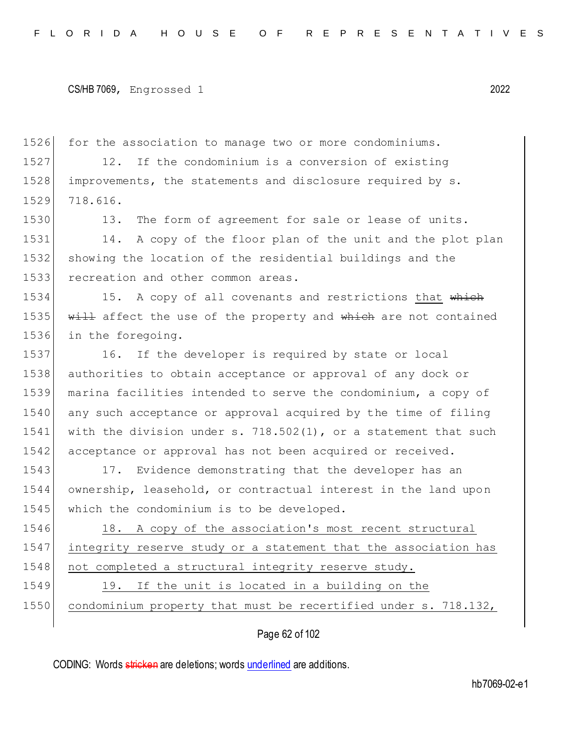for the association to manage two or more condominiums.

12. If the condominium is a conversion of existing improvements, the statements and disclosure required by s. 718.616.

13. The form of agreement for sale or lease of units.

14. A copy of the floor plan of the unit and the plot plan showing the location of the residential buildings and the recreation and other common areas.

15. A copy of all covenants and restrictions <u>that</u> ~~which will~~ affect the use of the property and ~~which~~ are not contained in the foregoing.

16. If the developer is required by state or local authorities to obtain acceptance or approval of any dock or marina facilities intended to serve the condominium, a copy of any such acceptance or approval acquired by the time of filing with the division under s. 718.502(1), or a statement that such acceptance or approval has not been acquired or received.

17. Evidence demonstrating that the developer has an ownership, leasehold, or contractual interest in the land upon which the condominium is to be developed.

<u>18. A copy of the association's most recent structural integrity reserve study or a statement that the association has not completed a structural integrity reserve study.</u>

<u>19. If the unit is located in a building on the condominium property that must be recertified under s. 718.132,</u>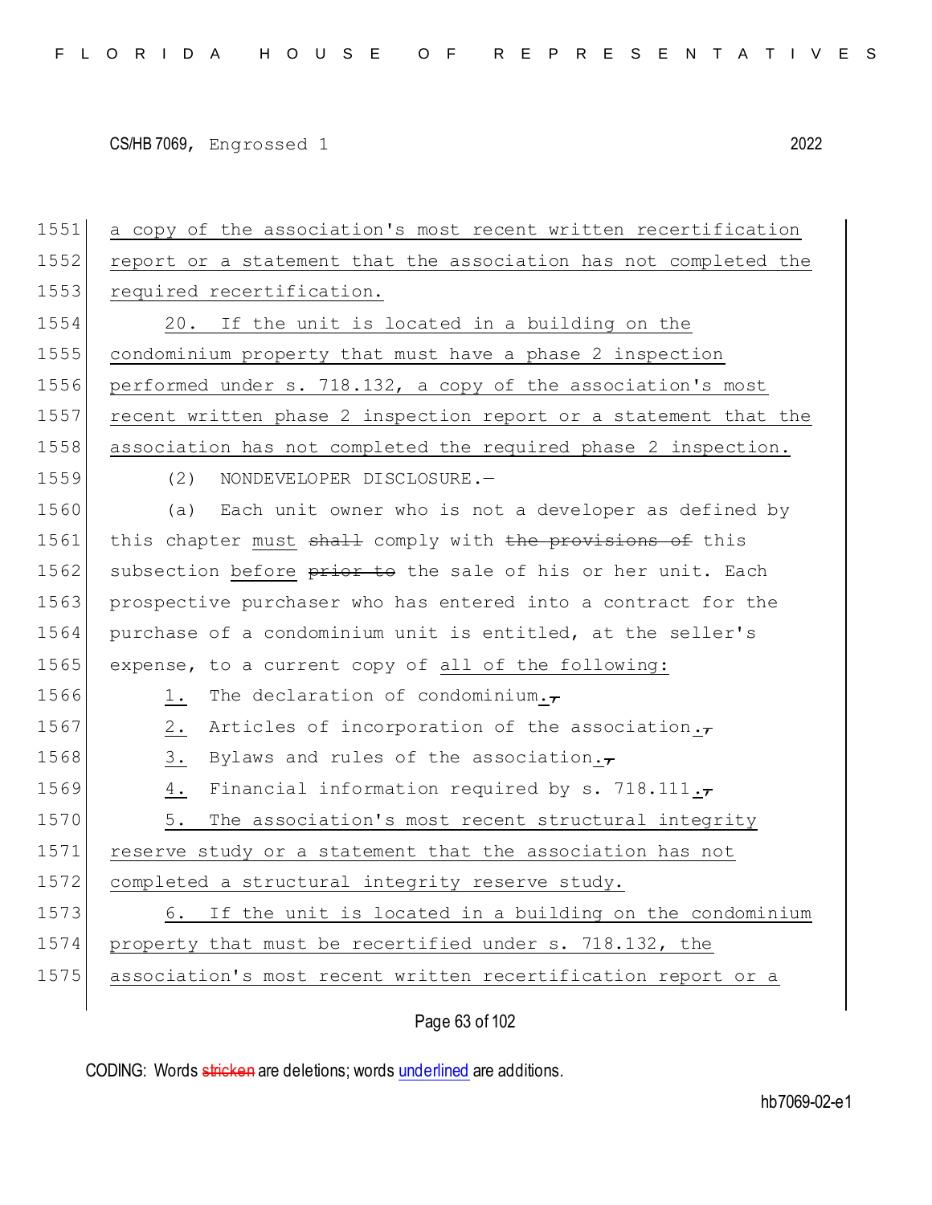a copy of the association's most recent written recertification report or a statement that the association has not completed the required recertification.

20. If the unit is located in a building on the condominium property that must have a phase 2 inspection performed under s. 718.132, a copy of the association's most recent written phase 2 inspection report or a statement that the association has not completed the required phase 2 inspection.

(2) NONDEVELOPER DISCLOSURE.—

(a) Each unit owner who is not a developer as defined by this chapter must ~~shall~~ comply with ~~the provisions of~~ this subsection before ~~prior to~~ the sale of his or her unit. Each prospective purchaser who has entered into a contract for the purchase of a condominium unit is entitled, at the seller's expense, to a current copy of all of the following:

1. The declaration of condominium.~~,~~

2. Articles of incorporation of the association.~~,~~

3. Bylaws and rules of the association.~~,~~

4. Financial information required by s. 718.111.~~,~~

5. The association's most recent structural integrity reserve study or a statement that the association has not completed a structural integrity reserve study.

6. If the unit is located in a building on the condominium property that must be recertified under s. 718.132, the association's most recent written recertification report or a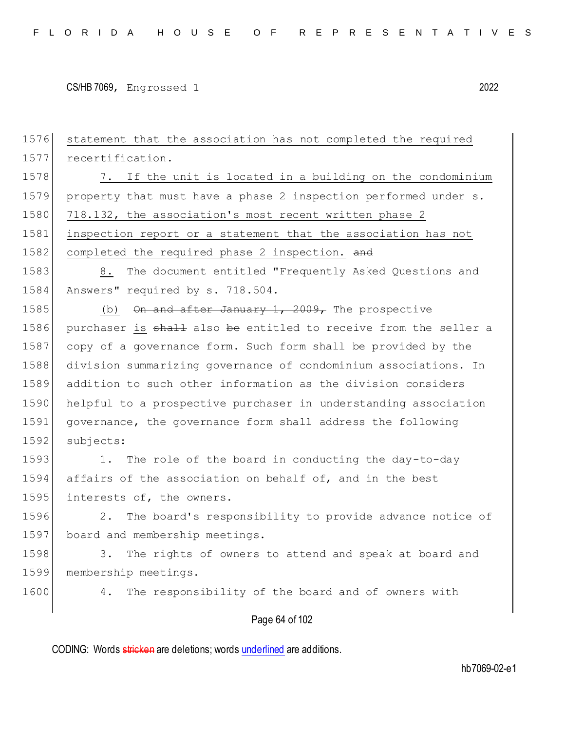statement that the association has not completed the required recertification.

7. If the unit is located in a building on the condominium property that must have a phase 2 inspection performed under s. 718.132, the association's most recent written phase 2 inspection report or a statement that the association has not completed the required phase 2 inspection. ~~and~~

8. The document entitled "Frequently Asked Questions and Answers" required by s. 718.504.

(b) ~~On and after January 1, 2009,~~ The prospective purchaser is ~~shall~~ also ~~be~~ entitled to receive from the seller a copy of a governance form. Such form shall be provided by the division summarizing governance of condominium associations. In addition to such other information as the division considers helpful to a prospective purchaser in understanding association governance, the governance form shall address the following subjects:

1. The role of the board in conducting the day-to-day affairs of the association on behalf of, and in the best interests of, the owners.

2. The board's responsibility to provide advance notice of board and membership meetings.

3. The rights of owners to attend and speak at board and membership meetings.

4. The responsibility of the board and of owners with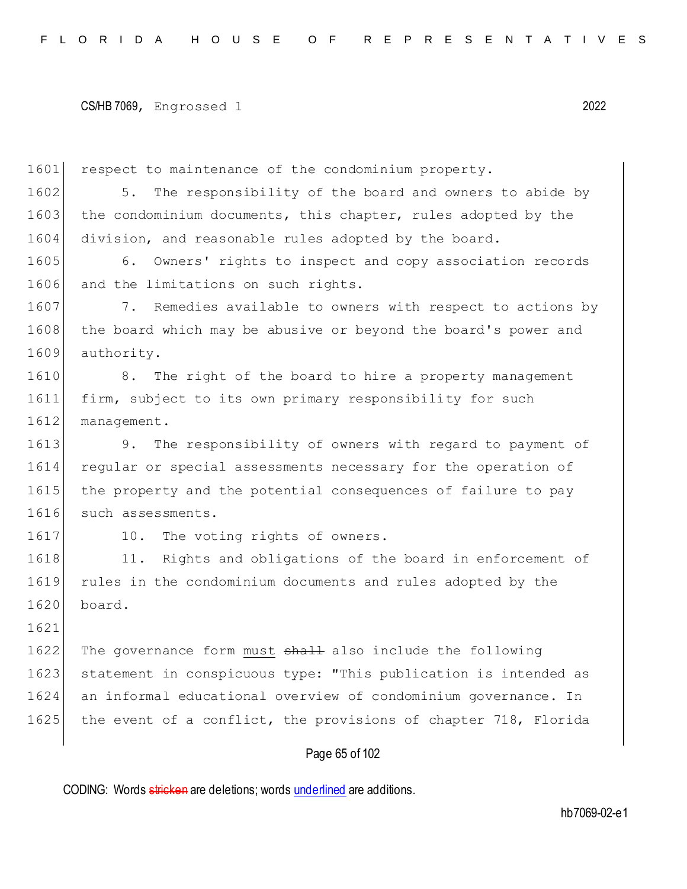respect to maintenance of the condominium property.

5. The responsibility of the board and owners to abide by the condominium documents, this chapter, rules adopted by the division, and reasonable rules adopted by the board.

6. Owners' rights to inspect and copy association records and the limitations on such rights.

7. Remedies available to owners with respect to actions by the board which may be abusive or beyond the board's power and authority.

8. The right of the board to hire a property management firm, subject to its own primary responsibility for such management.

9. The responsibility of owners with regard to payment of regular or special assessments necessary for the operation of the property and the potential consequences of failure to pay such assessments.

10. The voting rights of owners.

11. Rights and obligations of the board in enforcement of rules in the condominium documents and rules adopted by the board.

The governance form must ~~shall~~ also include the following statement in conspicuous type: "This publication is intended as an informal educational overview of condominium governance. In the event of a conflict, the provisions of chapter 718, Florida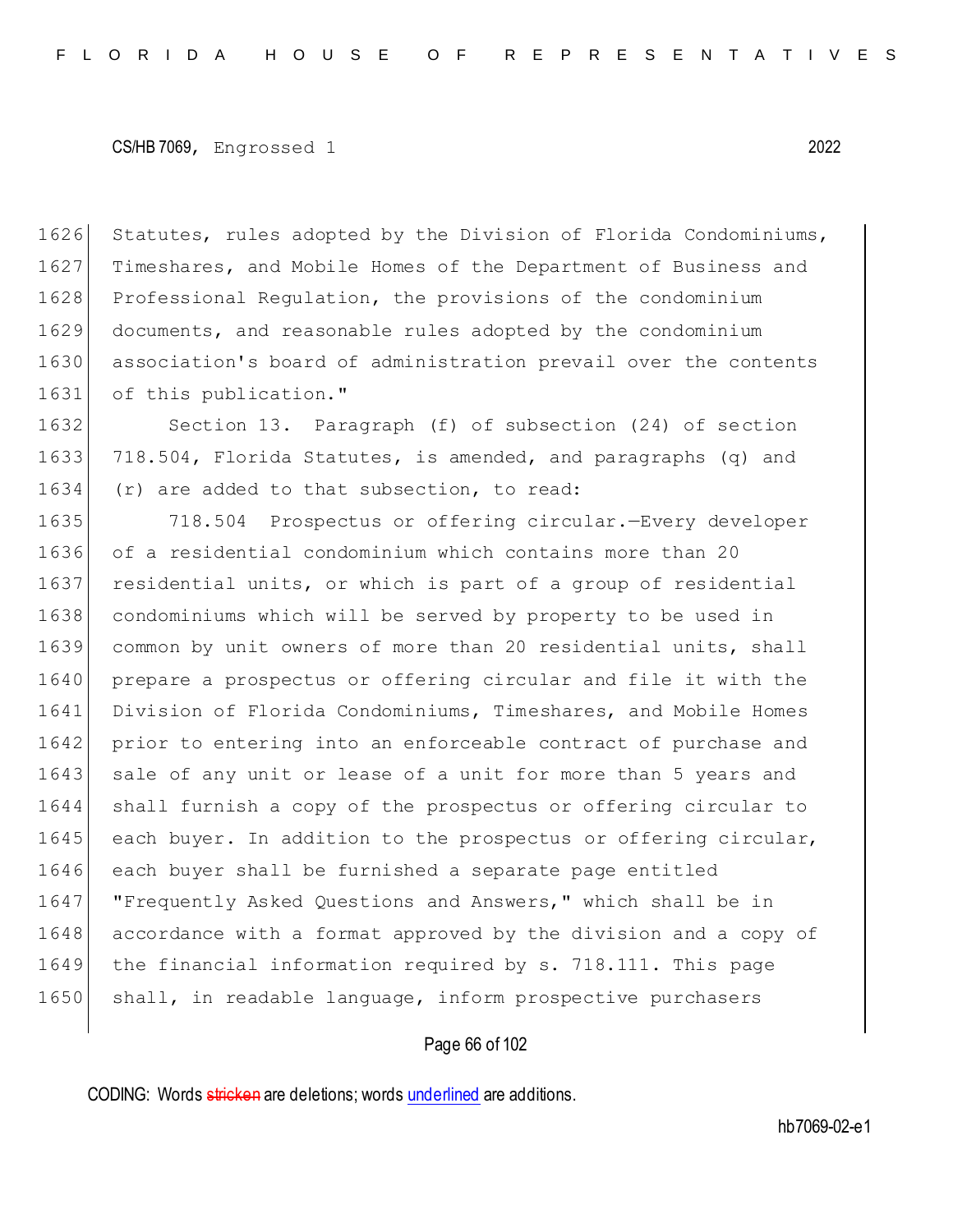Statutes, rules adopted by the Division of Florida Condominiums, Timeshares, and Mobile Homes of the Department of Business and Professional Regulation, the provisions of the condominium documents, and reasonable rules adopted by the condominium association's board of administration prevail over the contents of this publication."

Section 13. Paragraph (f) of subsection (24) of section 718.504, Florida Statutes, is amended, and paragraphs (q) and (r) are added to that subsection, to read:

718.504 Prospectus or offering circular.—Every developer of a residential condominium which contains more than 20 residential units, or which is part of a group of residential condominiums which will be served by property to be used in common by unit owners of more than 20 residential units, shall prepare a prospectus or offering circular and file it with the Division of Florida Condominiums, Timeshares, and Mobile Homes prior to entering into an enforceable contract of purchase and sale of any unit or lease of a unit for more than 5 years and shall furnish a copy of the prospectus or offering circular to each buyer. In addition to the prospectus or offering circular, each buyer shall be furnished a separate page entitled "Frequently Asked Questions and Answers," which shall be in accordance with a format approved by the division and a copy of the financial information required by s. 718.111. This page shall, in readable language, inform prospective purchasers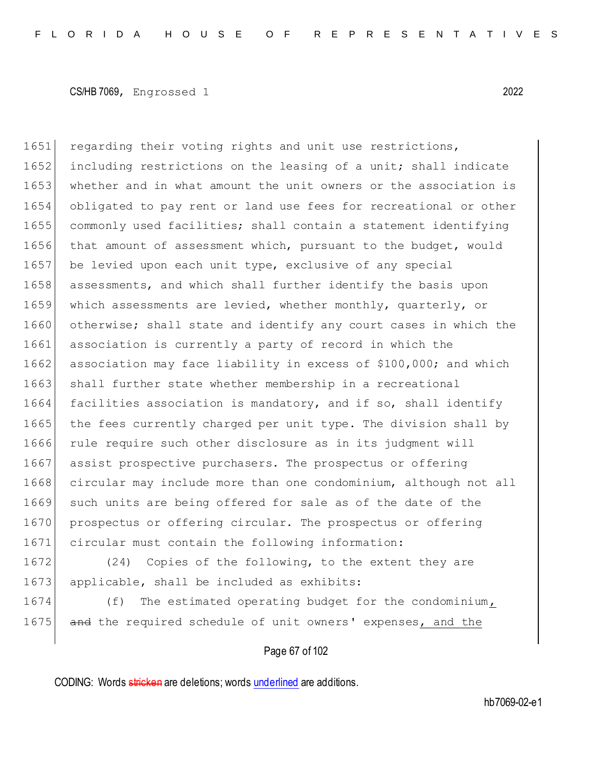regarding their voting rights and unit use restrictions, including restrictions on the leasing of a unit; shall indicate whether and in what amount the unit owners or the association is obligated to pay rent or land use fees for recreational or other commonly used facilities; shall contain a statement identifying that amount of assessment which, pursuant to the budget, would be levied upon each unit type, exclusive of any special assessments, and which shall further identify the basis upon which assessments are levied, whether monthly, quarterly, or otherwise; shall state and identify any court cases in which the association is currently a party of record in which the association may face liability in excess of $100,000; and which shall further state whether membership in a recreational facilities association is mandatory, and if so, shall identify the fees currently charged per unit type. The division shall by rule require such other disclosure as in its judgment will assist prospective purchasers. The prospectus or offering circular may include more than one condominium, although not all such units are being offered for sale as of the date of the prospectus or offering circular. The prospectus or offering circular must contain the following information:

(24) Copies of the following, to the extent they are applicable, shall be included as exhibits:

(f) The estimated operating budget for the condominium, ~~and~~ the required schedule of unit owners' expenses, and the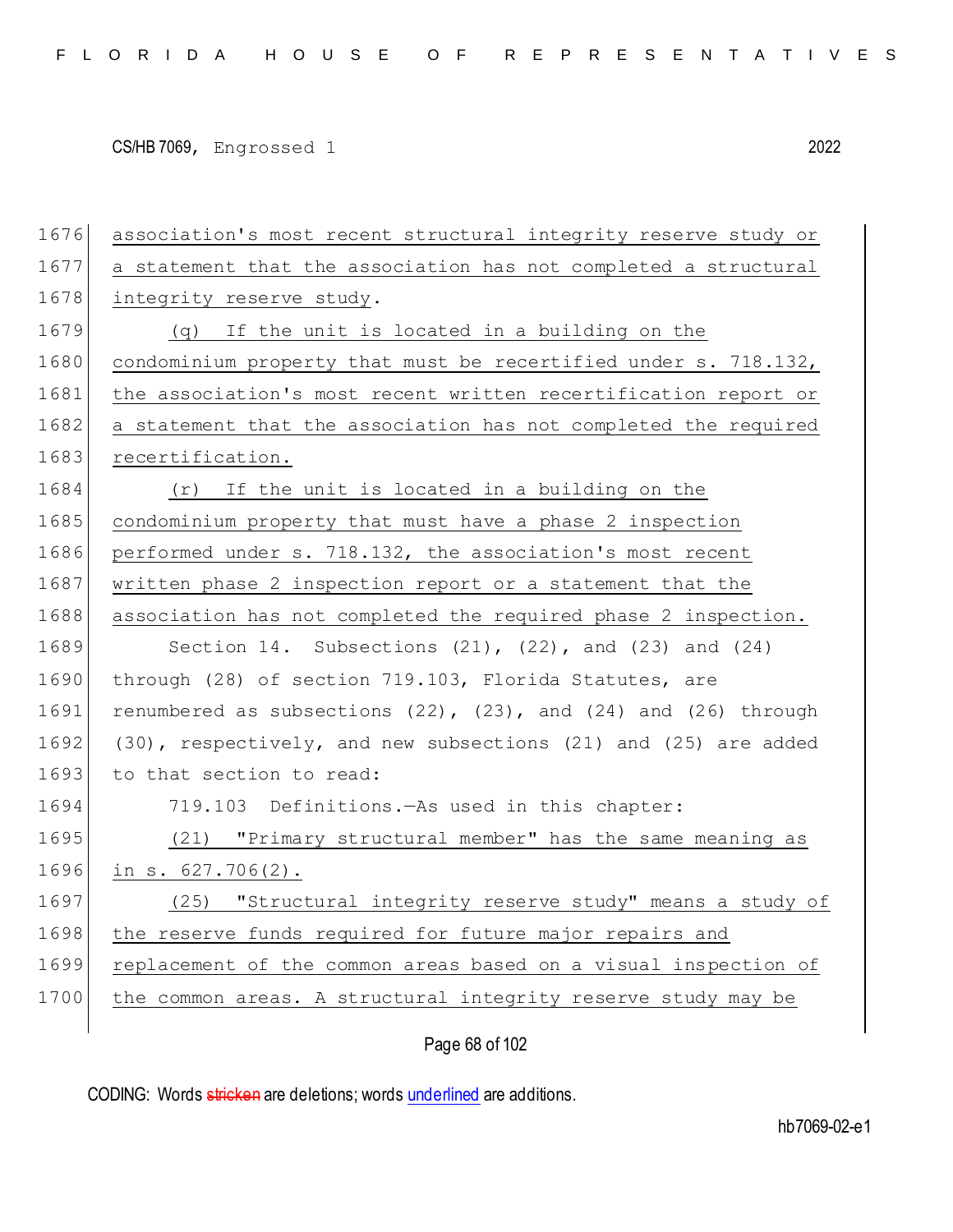association's most recent structural integrity reserve study or a statement that the association has not completed a structural integrity reserve study.

(q) If the unit is located in a building on the condominium property that must be recertified under s. 718.132, the association's most recent written recertification report or a statement that the association has not completed the required recertification.

(r) If the unit is located in a building on the condominium property that must have a phase 2 inspection performed under s. 718.132, the association's most recent written phase 2 inspection report or a statement that the association has not completed the required phase 2 inspection.

Section 14. Subsections (21), (22), and (23) and (24) through (28) of section 719.103, Florida Statutes, are renumbered as subsections (22), (23), and (24) and (26) through (30), respectively, and new subsections (21) and (25) are added to that section to read:

719.103 Definitions.—As used in this chapter:

(21) "Primary structural member" has the same meaning as in s. 627.706(2).

(25) "Structural integrity reserve study" means a study of the reserve funds required for future major repairs and replacement of the common areas based on a visual inspection of the common areas. A structural integrity reserve study may be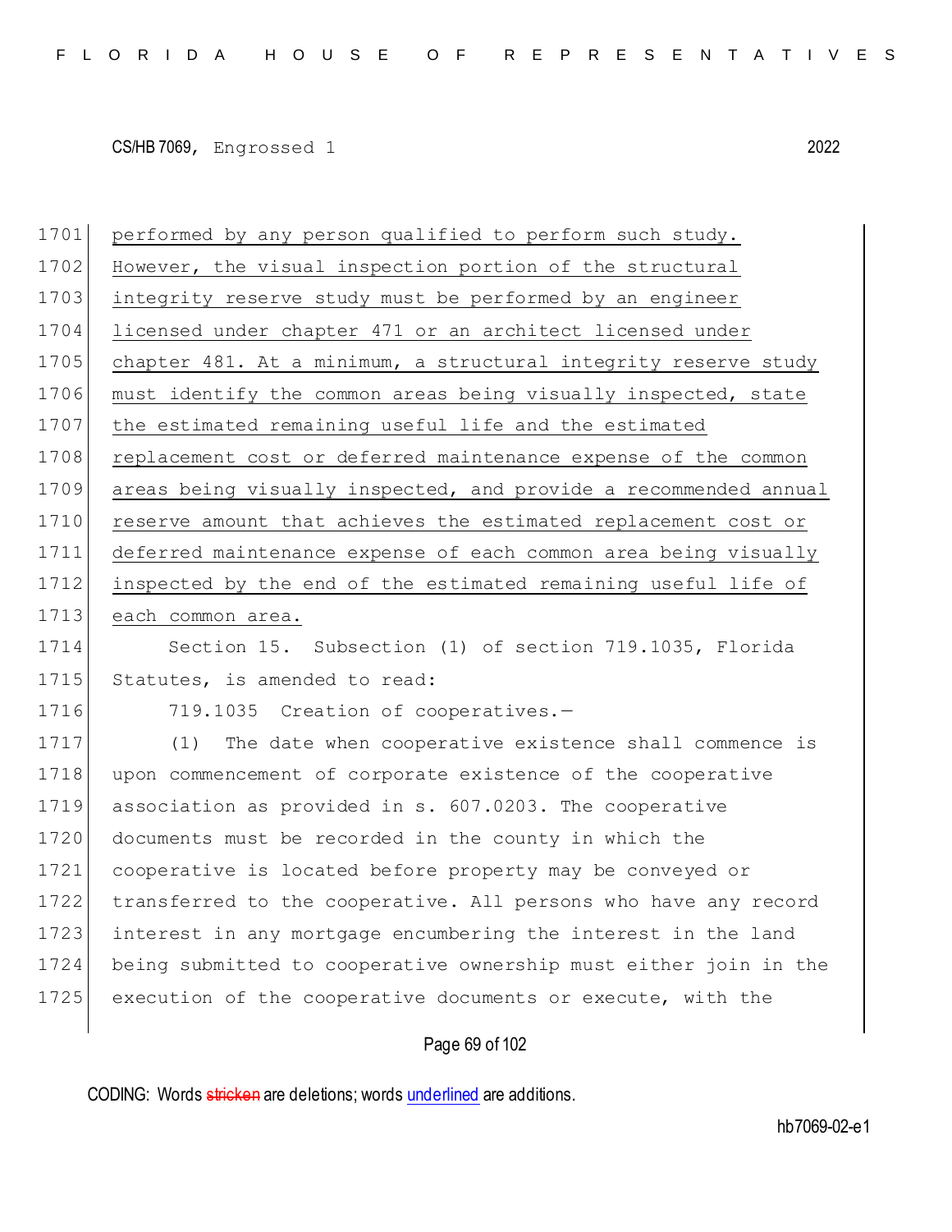1701 performed by any person qualified to perform such study.
1702 However, the visual inspection portion of the structural
1703 integrity reserve study must be performed by an engineer
1704 licensed under chapter 471 or an architect licensed under
1705 chapter 481. At a minimum, a structural integrity reserve study
1706 must identify the common areas being visually inspected, state
1707 the estimated remaining useful life and the estimated
1708 replacement cost or deferred maintenance expense of the common
1709 areas being visually inspected, and provide a recommended annual
1710 reserve amount that achieves the estimated replacement cost or
1711 deferred maintenance expense of each common area being visually
1712 inspected by the end of the estimated remaining useful life of
1713 each common area.

1714 Section 15. Subsection (1) of section 719.1035, Florida
1715 Statutes, is amended to read:

1716 719.1035 Creation of cooperatives.—

1717 (1) The date when cooperative existence shall commence is
1718 upon commencement of corporate existence of the cooperative
1719 association as provided in s. 607.0203. The cooperative
1720 documents must be recorded in the county in which the
1721 cooperative is located before property may be conveyed or
1722 transferred to the cooperative. All persons who have any record
1723 interest in any mortgage encumbering the interest in the land
1724 being submitted to cooperative ownership must either join in the
1725 execution of the cooperative documents or execute, with the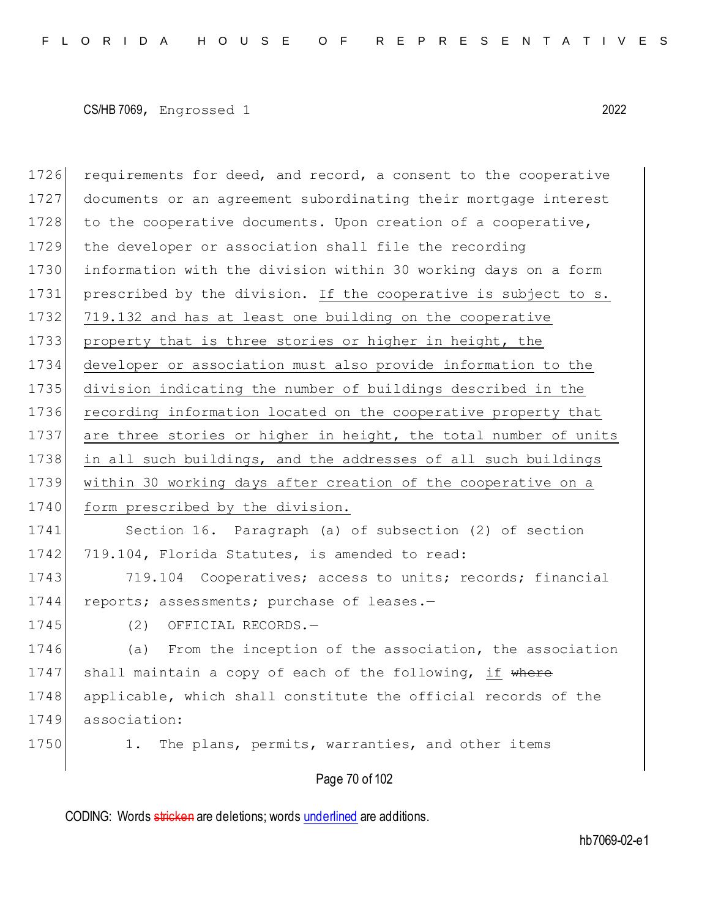requirements for deed, and record, a consent to the cooperative documents or an agreement subordinating their mortgage interest to the cooperative documents. Upon creation of a cooperative, the developer or association shall file the recording information with the division within 30 working days on a form prescribed by the division. <u>If the cooperative is subject to s. 719.132 and has at least one building on the cooperative property that is three stories or higher in height, the developer or association must also provide information to the division indicating the number of buildings described in the recording information located on the cooperative property that are three stories or higher in height, the total number of units in all such buildings, and the addresses of all such buildings within 30 working days after creation of the cooperative on a form prescribed by the division.</u>

Section 16. Paragraph (a) of subsection (2) of section 719.104, Florida Statutes, is amended to read:

719.104 Cooperatives; access to units; records; financial reports; assessments; purchase of leases.—

(2) OFFICIAL RECORDS.—

(a) From the inception of the association, the association shall maintain a copy of each of the following, <u>if</u> ~~where~~ applicable, which shall constitute the official records of the association:

1. The plans, permits, warranties, and other items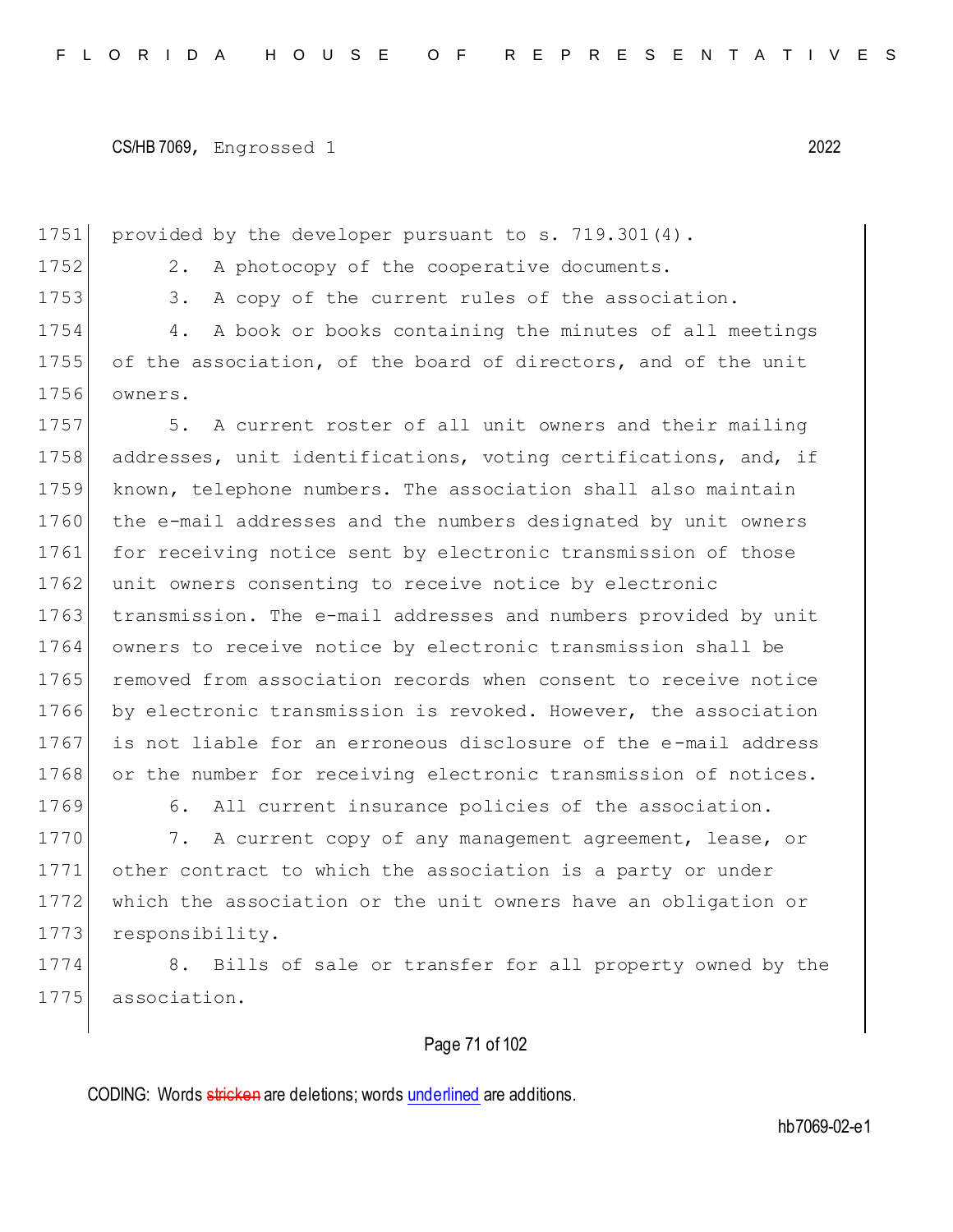provided by the developer pursuant to s. 719.301(4).

2. A photocopy of the cooperative documents.

3. A copy of the current rules of the association.

4. A book or books containing the minutes of all meetings of the association, of the board of directors, and of the unit owners.

5. A current roster of all unit owners and their mailing addresses, unit identifications, voting certifications, and, if known, telephone numbers. The association shall also maintain the e-mail addresses and the numbers designated by unit owners for receiving notice sent by electronic transmission of those unit owners consenting to receive notice by electronic transmission. The e-mail addresses and numbers provided by unit owners to receive notice by electronic transmission shall be removed from association records when consent to receive notice by electronic transmission is revoked. However, the association is not liable for an erroneous disclosure of the e-mail address or the number for receiving electronic transmission of notices.

6. All current insurance policies of the association.

7. A current copy of any management agreement, lease, or other contract to which the association is a party or under which the association or the unit owners have an obligation or responsibility.

8. Bills of sale or transfer for all property owned by the association.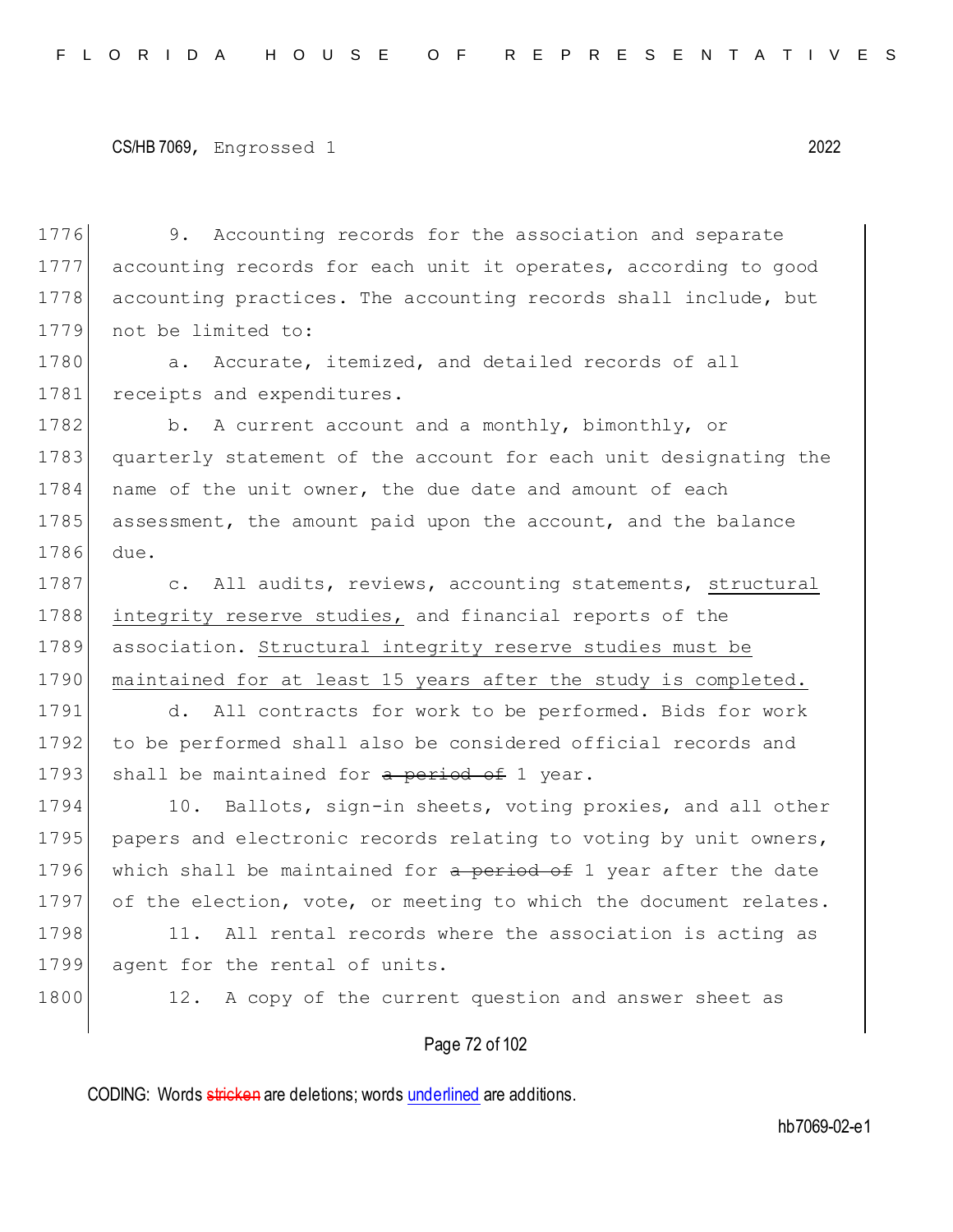9. Accounting records for the association and separate accounting records for each unit it operates, according to good accounting practices. The accounting records shall include, but not be limited to:

a. Accurate, itemized, and detailed records of all receipts and expenditures.

b. A current account and a monthly, bimonthly, or quarterly statement of the account for each unit designating the name of the unit owner, the due date and amount of each assessment, the amount paid upon the account, and the balance due.

c. All audits, reviews, accounting statements, structural integrity reserve studies, and financial reports of the association. Structural integrity reserve studies must be maintained for at least 15 years after the study is completed.

d. All contracts for work to be performed. Bids for work to be performed shall also be considered official records and shall be maintained for ~~a period of~~ 1 year.

10. Ballots, sign-in sheets, voting proxies, and all other papers and electronic records relating to voting by unit owners, which shall be maintained for ~~a period of~~ 1 year after the date of the election, vote, or meeting to which the document relates.

11. All rental records where the association is acting as agent for the rental of units.

12. A copy of the current question and answer sheet as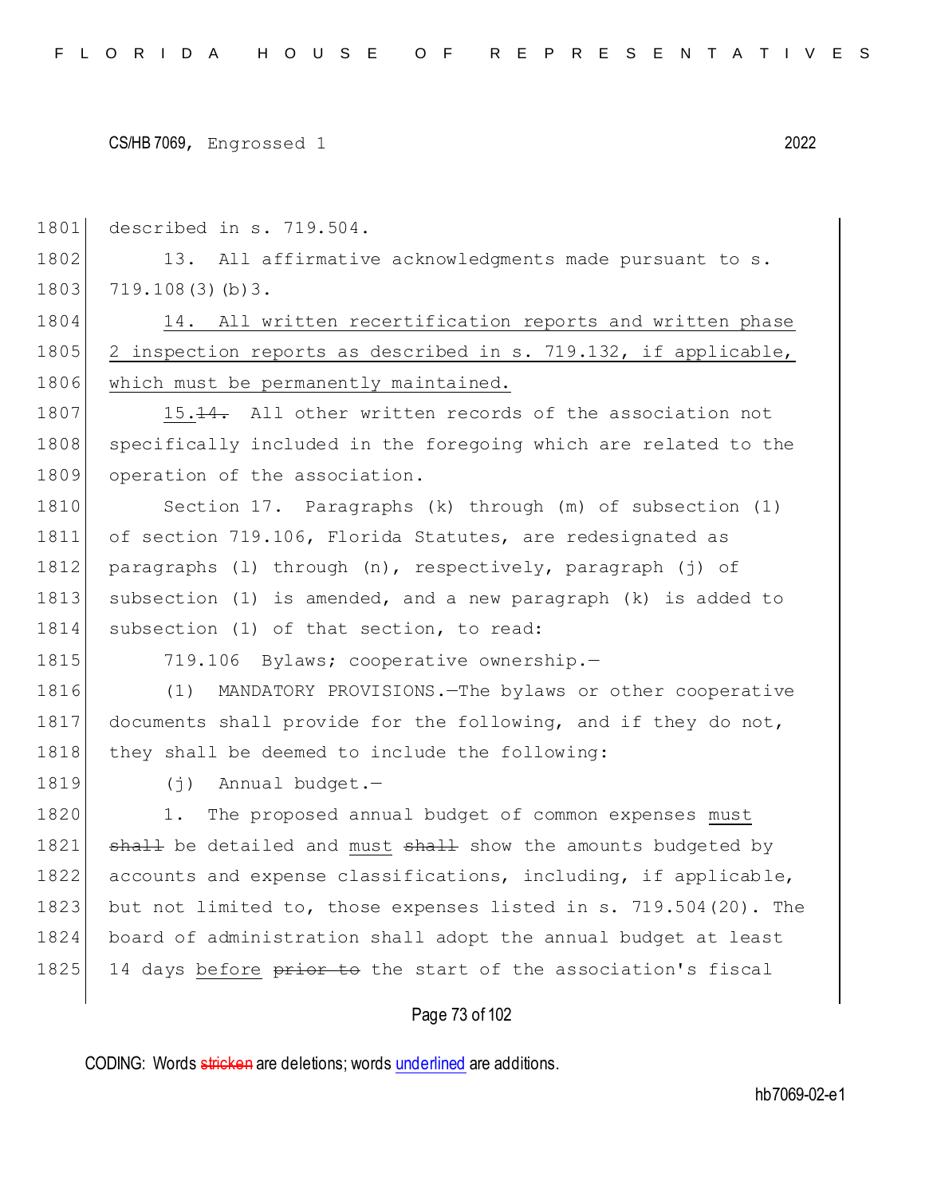described in s. 719.504.

13. All affirmative acknowledgments made pursuant to s. 719.108(3)(b)3.

<u>14. All written recertification reports and written phase 2 inspection reports as described in s. 719.132, if applicable, which must be permanently maintained.</u>

<u>15.</u>~~14.~~ All other written records of the association not specifically included in the foregoing which are related to the operation of the association.

Section 17. Paragraphs (k) through (m) of subsection (1) of section 719.106, Florida Statutes, are redesignated as paragraphs (l) through (n), respectively, paragraph (j) of subsection (1) is amended, and a new paragraph (k) is added to subsection (1) of that section, to read:

719.106 Bylaws; cooperative ownership.—

(1) MANDATORY PROVISIONS.—The bylaws or other cooperative documents shall provide for the following, and if they do not, they shall be deemed to include the following:

(j) Annual budget.—

1. The proposed annual budget of common expenses <u>must</u> ~~shall~~ be detailed and <u>must</u> ~~shall~~ show the amounts budgeted by accounts and expense classifications, including, if applicable, but not limited to, those expenses listed in s. 719.504(20). The board of administration shall adopt the annual budget at least 14 days <u>before</u> ~~prior to~~ the start of the association's fiscal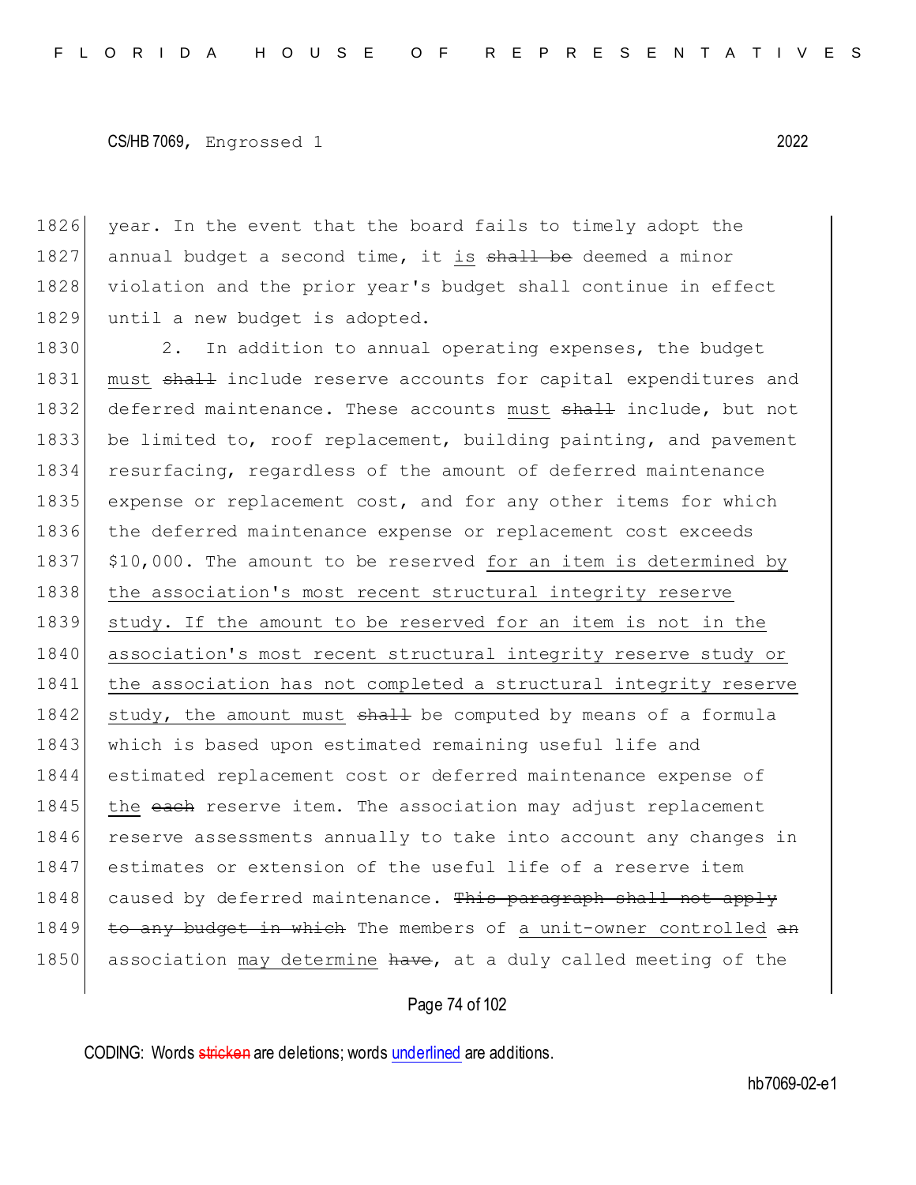year. In the event that the board fails to timely adopt the annual budget a second time, it is ~~shall be~~ deemed a minor violation and the prior year's budget shall continue in effect until a new budget is adopted.

2. In addition to annual operating expenses, the budget must ~~shall~~ include reserve accounts for capital expenditures and deferred maintenance. These accounts must ~~shall~~ include, but not be limited to, roof replacement, building painting, and pavement resurfacing, regardless of the amount of deferred maintenance expense or replacement cost, and for any other items for which the deferred maintenance expense or replacement cost exceeds $10,000. The amount to be reserved for an item is determined by the association's most recent structural integrity reserve study. If the amount to be reserved for an item is not in the association's most recent structural integrity reserve study or the association has not completed a structural integrity reserve study, the amount must ~~shall~~ be computed by means of a formula which is based upon estimated remaining useful life and estimated replacement cost or deferred maintenance expense of the ~~each~~ reserve item. The association may adjust replacement reserve assessments annually to take into account any changes in estimates or extension of the useful life of a reserve item caused by deferred maintenance. ~~This paragraph shall not apply to any budget in which~~ The members of a unit-owner controlled ~~an~~ association may determine ~~have~~, at a duly called meeting of the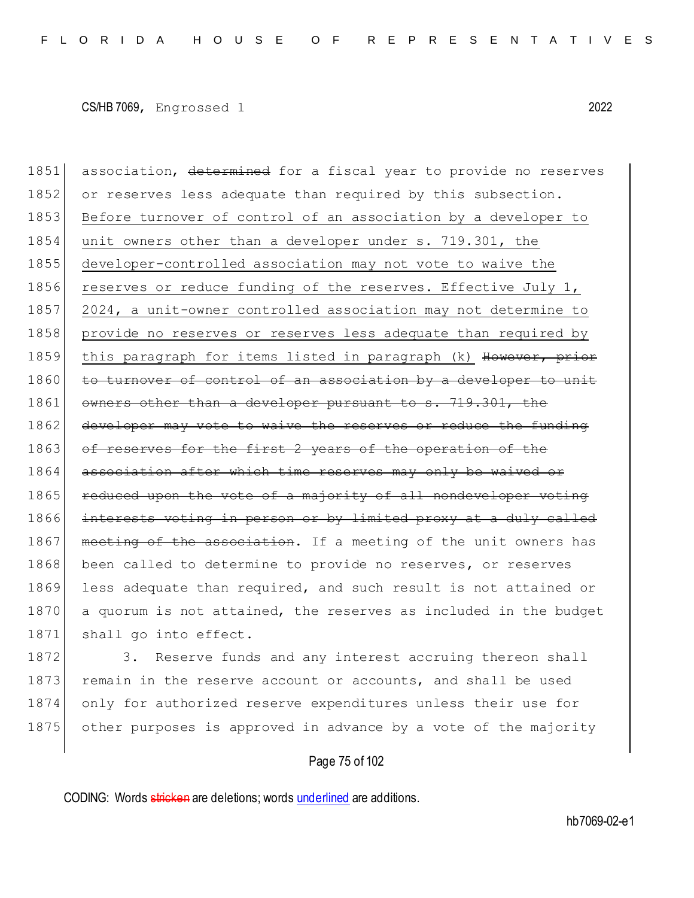association, ~~determined~~ for a fiscal year to provide no reserves or reserves less adequate than required by this subsection. <u>Before turnover of control of an association by a developer to unit owners other than a developer under s. 719.301, the developer-controlled association may not vote to waive the reserves or reduce funding of the reserves. Effective July 1, 2024, a unit-owner controlled association may not determine to provide no reserves or reserves less adequate than required by this paragraph for items listed in paragraph (k)</u> ~~However, prior to turnover of control of an association by a developer to unit owners other than a developer pursuant to s. 719.301, the developer may vote to waive the reserves or reduce the funding of reserves for the first 2 years of the operation of the association after which time reserves may only be waived or reduced upon the vote of a majority of all nondeveloper voting interests voting in person or by limited proxy at a duly called meeting of the association~~. If a meeting of the unit owners has been called to determine to provide no reserves, or reserves less adequate than required, and such result is not attained or a quorum is not attained, the reserves as included in the budget shall go into effect.

3. Reserve funds and any interest accruing thereon shall remain in the reserve account or accounts, and shall be used only for authorized reserve expenditures unless their use for other purposes is approved in advance by a vote of the majority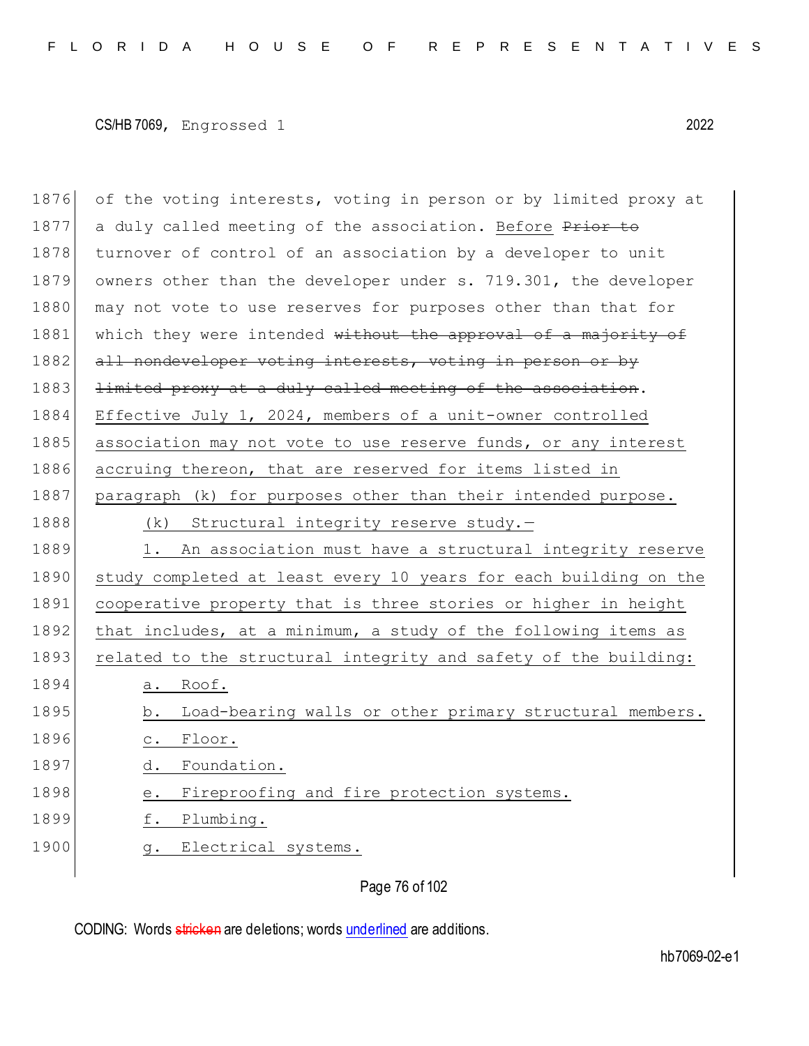of the voting interests, voting in person or by limited proxy at a duly called meeting of the association. <u>Before</u> ~~Prior to~~ turnover of control of an association by a developer to unit owners other than the developer under s. 719.301, the developer may not vote to use reserves for purposes other than that for which they were intended ~~without the approval of a majority of all nondeveloper voting interests, voting in person or by limited proxy at a duly called meeting of the association~~. <u>Effective July 1, 2024, members of a unit-owner controlled association may not vote to use reserve funds, or any interest accruing thereon, that are reserved for items listed in paragraph (k) for purposes other than their intended purpose.</u>

<u>(k) Structural integrity reserve study.—</u>

<u>1. An association must have a structural integrity reserve study completed at least every 10 years for each building on the cooperative property that is three stories or higher in height that includes, at a minimum, a study of the following items as related to the structural integrity and safety of the building:</u>

<u>a. Roof.</u>

<u>b. Load-bearing walls or other primary structural members.</u>

<u>c. Floor.</u>

<u>d. Foundation.</u>

<u>e. Fireproofing and fire protection systems.</u>

<u>f. Plumbing.</u>

<u>g. Electrical systems.</u>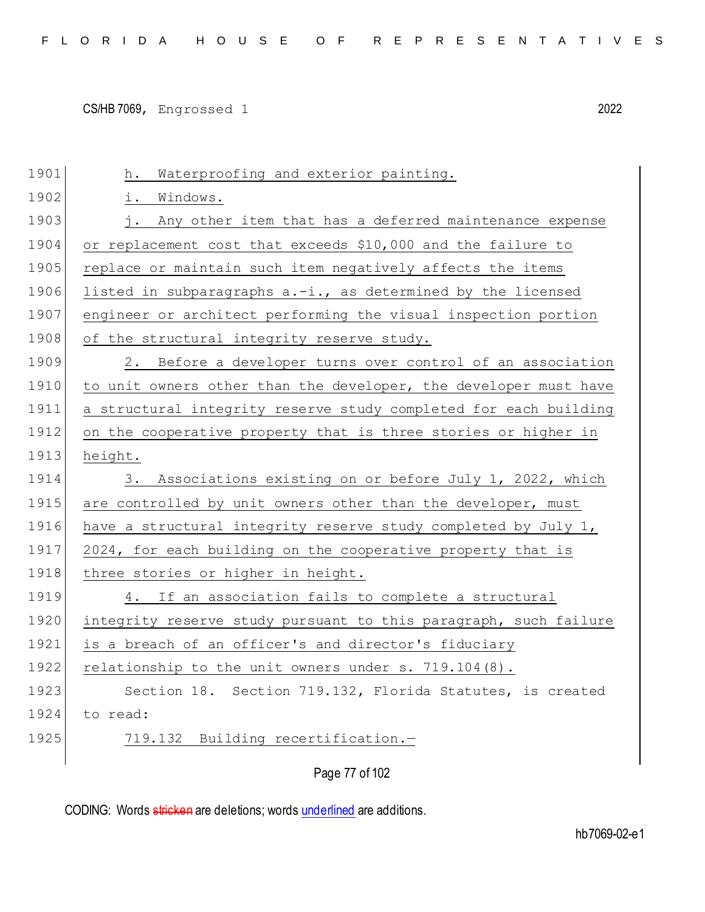h. Waterproofing and exterior painting.

i. Windows.

j. Any other item that has a deferred maintenance expense or replacement cost that exceeds $10,000 and the failure to replace or maintain such item negatively affects the items listed in subparagraphs a.-i., as determined by the licensed engineer or architect performing the visual inspection portion of the structural integrity reserve study.

2. Before a developer turns over control of an association to unit owners other than the developer, the developer must have a structural integrity reserve study completed for each building on the cooperative property that is three stories or higher in height.

3. Associations existing on or before July 1, 2022, which are controlled by unit owners other than the developer, must have a structural integrity reserve study completed by July 1, 2024, for each building on the cooperative property that is three stories or higher in height.

4. If an association fails to complete a structural integrity reserve study pursuant to this paragraph, such failure is a breach of an officer's and director's fiduciary relationship to the unit owners under s. 719.104(8).

Section 18. Section 719.132, Florida Statutes, is created to read:

719.132 Building recertification.—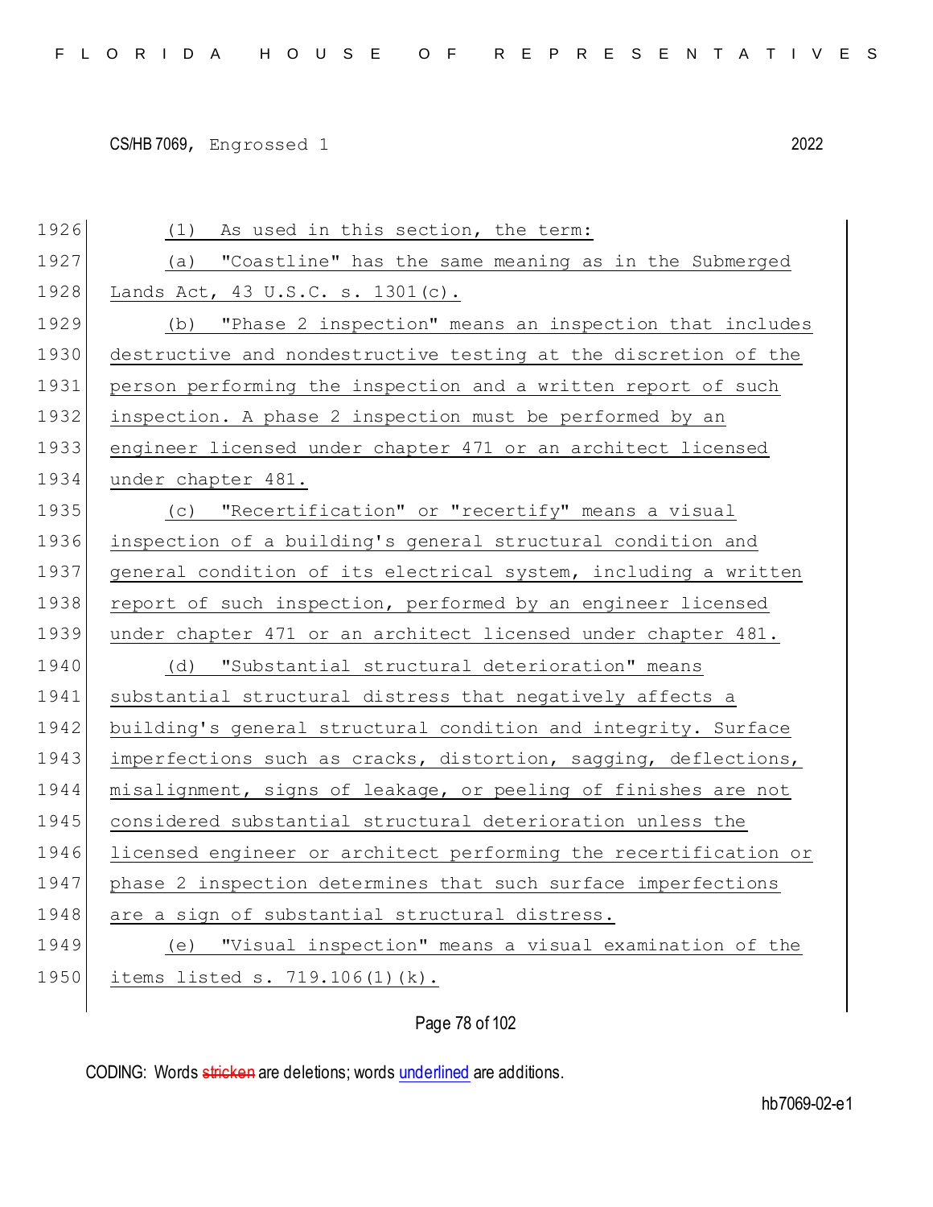(1) As used in this section, the term:

(a) "Coastline" has the same meaning as in the Submerged Lands Act, 43 U.S.C. s. 1301(c).

(b) "Phase 2 inspection" means an inspection that includes destructive and nondestructive testing at the discretion of the person performing the inspection and a written report of such inspection. A phase 2 inspection must be performed by an engineer licensed under chapter 471 or an architect licensed under chapter 481.

(c) "Recertification" or "recertify" means a visual inspection of a building's general structural condition and general condition of its electrical system, including a written report of such inspection, performed by an engineer licensed under chapter 471 or an architect licensed under chapter 481.

(d) "Substantial structural deterioration" means substantial structural distress that negatively affects a building's general structural condition and integrity. Surface imperfections such as cracks, distortion, sagging, deflections, misalignment, signs of leakage, or peeling of finishes are not considered substantial structural deterioration unless the licensed engineer or architect performing the recertification or phase 2 inspection determines that such surface imperfections are a sign of substantial structural distress.

(e) "Visual inspection" means a visual examination of the items listed s. 719.106(1)(k).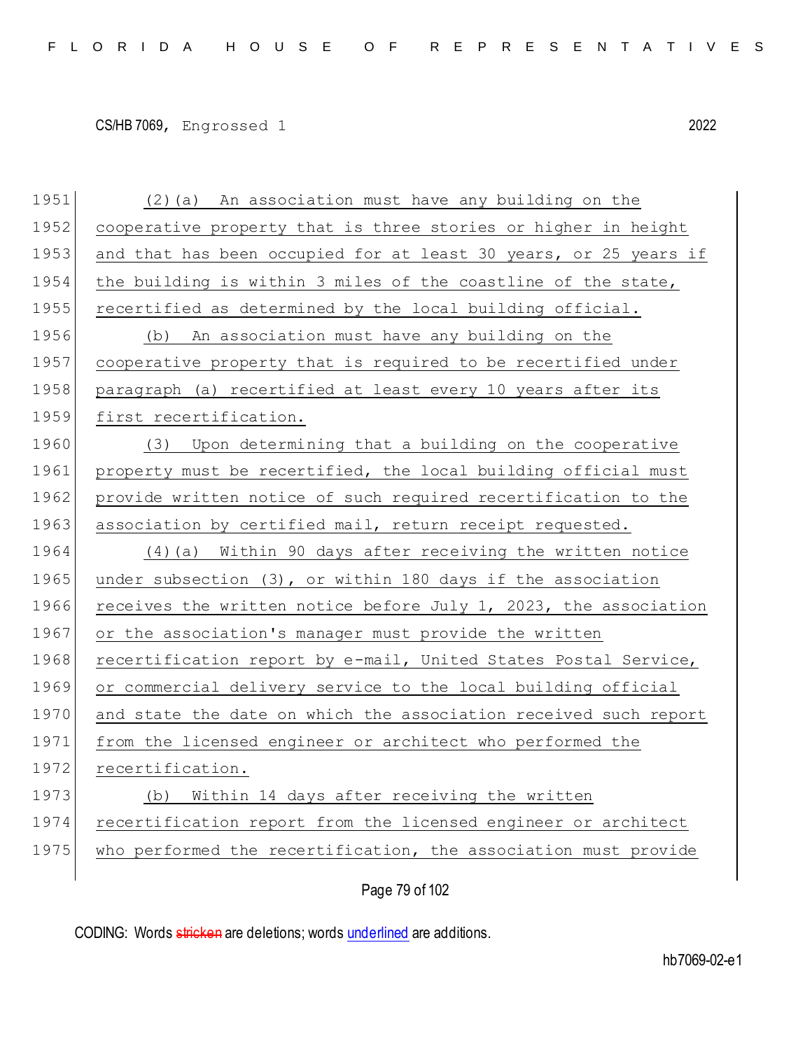(2)(a) An association must have any building on the cooperative property that is three stories or higher in height and that has been occupied for at least 30 years, or 25 years if the building is within 3 miles of the coastline of the state, recertified as determined by the local building official.

(b) An association must have any building on the cooperative property that is required to be recertified under paragraph (a) recertified at least every 10 years after its first recertification.

(3) Upon determining that a building on the cooperative property must be recertified, the local building official must provide written notice of such required recertification to the association by certified mail, return receipt requested.

(4)(a) Within 90 days after receiving the written notice under subsection (3), or within 180 days if the association receives the written notice before July 1, 2023, the association or the association's manager must provide the written recertification report by e-mail, United States Postal Service, or commercial delivery service to the local building official and state the date on which the association received such report from the licensed engineer or architect who performed the recertification.

(b) Within 14 days after receiving the written recertification report from the licensed engineer or architect who performed the recertification, the association must provide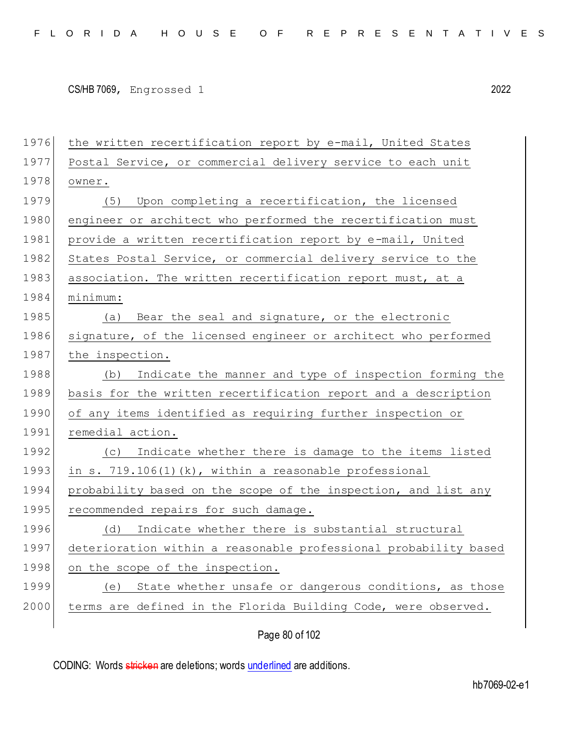the written recertification report by e-mail, United States Postal Service, or commercial delivery service to each unit owner.

(5) Upon completing a recertification, the licensed engineer or architect who performed the recertification must provide a written recertification report by e-mail, United States Postal Service, or commercial delivery service to the association. The written recertification report must, at a minimum:

(a) Bear the seal and signature, or the electronic signature, of the licensed engineer or architect who performed the inspection.

(b) Indicate the manner and type of inspection forming the basis for the written recertification report and a description of any items identified as requiring further inspection or remedial action.

(c) Indicate whether there is damage to the items listed in s. 719.106(1)(k), within a reasonable professional probability based on the scope of the inspection, and list any recommended repairs for such damage.

(d) Indicate whether there is substantial structural deterioration within a reasonable professional probability based on the scope of the inspection.

(e) State whether unsafe or dangerous conditions, as those terms are defined in the Florida Building Code, were observed.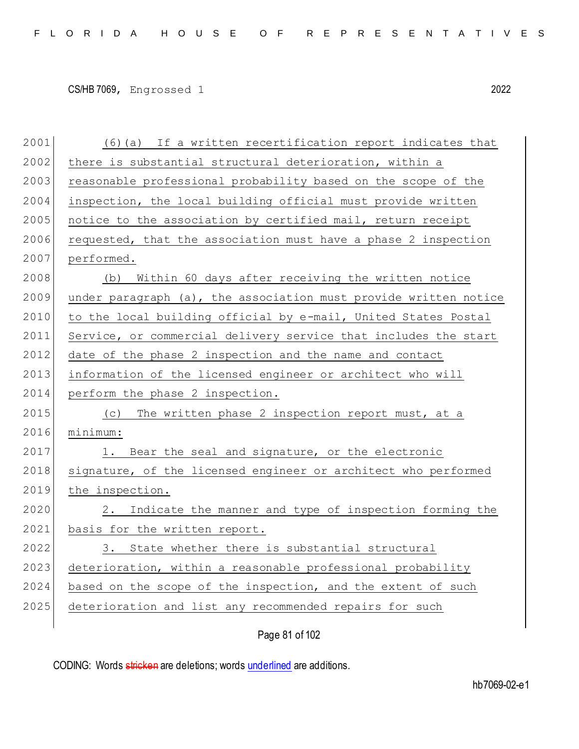(6)(a) If a written recertification report indicates that there is substantial structural deterioration, within a reasonable professional probability based on the scope of the inspection, the local building official must provide written notice to the association by certified mail, return receipt requested, that the association must have a phase 2 inspection performed.

(b) Within 60 days after receiving the written notice under paragraph (a), the association must provide written notice to the local building official by e-mail, United States Postal Service, or commercial delivery service that includes the start date of the phase 2 inspection and the name and contact information of the licensed engineer or architect who will perform the phase 2 inspection.

(c) The written phase 2 inspection report must, at a minimum:

1. Bear the seal and signature, or the electronic signature, of the licensed engineer or architect who performed the inspection.

2. Indicate the manner and type of inspection forming the basis for the written report.

3. State whether there is substantial structural deterioration, within a reasonable professional probability based on the scope of the inspection, and the extent of such deterioration and list any recommended repairs for such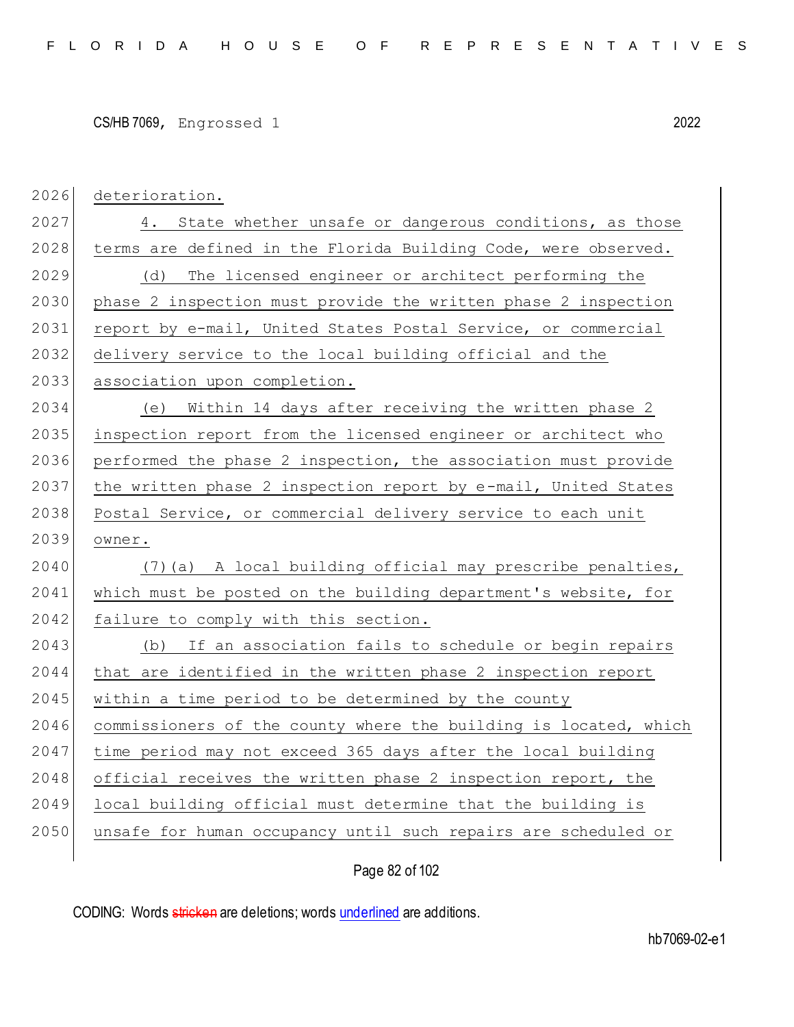deterioration.

4. State whether unsafe or dangerous conditions, as those terms are defined in the Florida Building Code, were observed.

(d) The licensed engineer or architect performing the phase 2 inspection must provide the written phase 2 inspection report by e-mail, United States Postal Service, or commercial delivery service to the local building official and the association upon completion.

(e) Within 14 days after receiving the written phase 2 inspection report from the licensed engineer or architect who performed the phase 2 inspection, the association must provide the written phase 2 inspection report by e-mail, United States Postal Service, or commercial delivery service to each unit owner.

(7)(a) A local building official may prescribe penalties, which must be posted on the building department's website, for failure to comply with this section.

(b) If an association fails to schedule or begin repairs that are identified in the written phase 2 inspection report within a time period to be determined by the county commissioners of the county where the building is located, which time period may not exceed 365 days after the local building official receives the written phase 2 inspection report, the local building official must determine that the building is unsafe for human occupancy until such repairs are scheduled or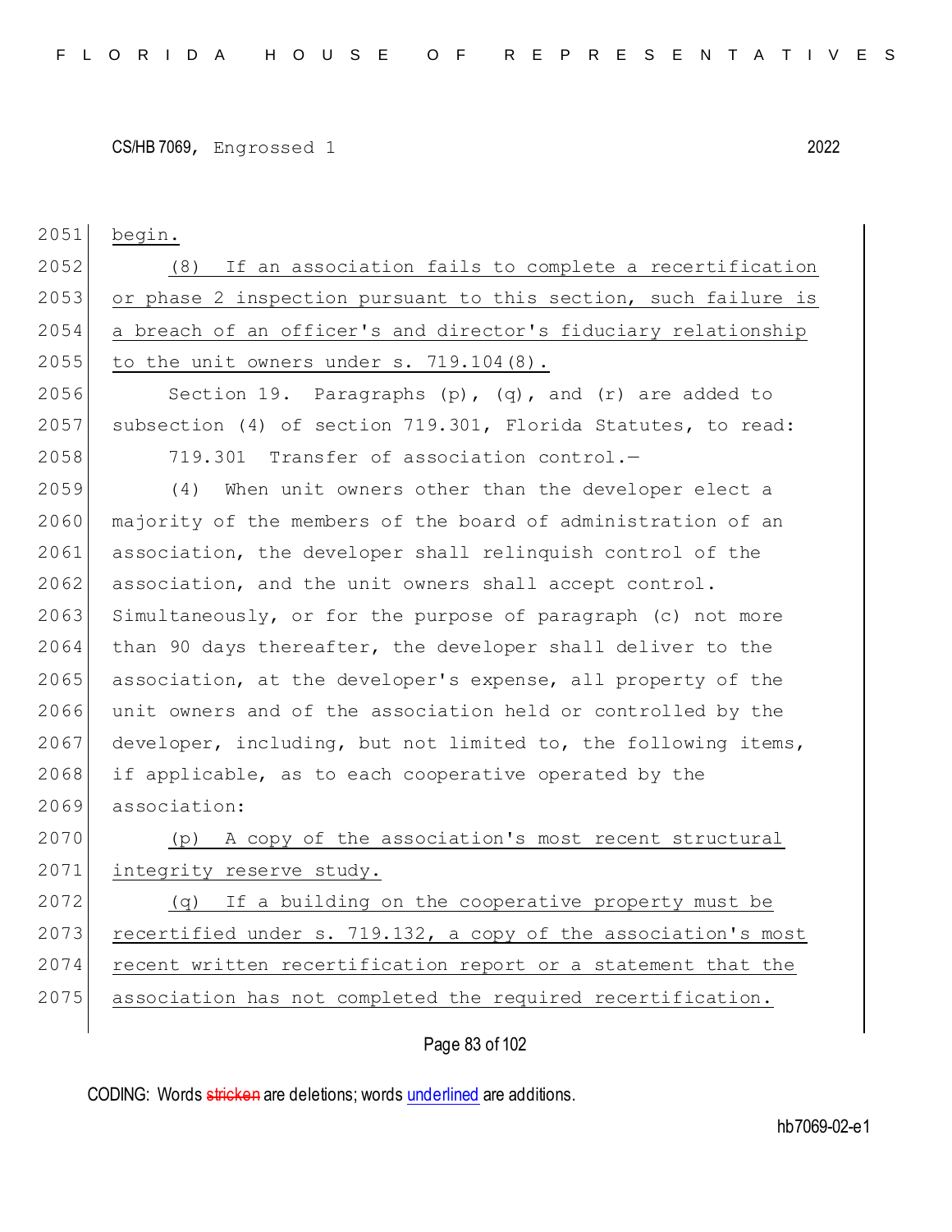begin.

(8) If an association fails to complete a recertification or phase 2 inspection pursuant to this section, such failure is a breach of an officer's and director's fiduciary relationship to the unit owners under s. 719.104(8).

Section 19. Paragraphs (p), (q), and (r) are added to subsection (4) of section 719.301, Florida Statutes, to read:

719.301 Transfer of association control.—

(4) When unit owners other than the developer elect a majority of the members of the board of administration of an association, the developer shall relinquish control of the association, and the unit owners shall accept control. Simultaneously, or for the purpose of paragraph (c) not more than 90 days thereafter, the developer shall deliver to the association, at the developer's expense, all property of the unit owners and of the association held or controlled by the developer, including, but not limited to, the following items, if applicable, as to each cooperative operated by the association:

(p) A copy of the association's most recent structural integrity reserve study.

(q) If a building on the cooperative property must be recertified under s. 719.132, a copy of the association's most recent written recertification report or a statement that the association has not completed the required recertification.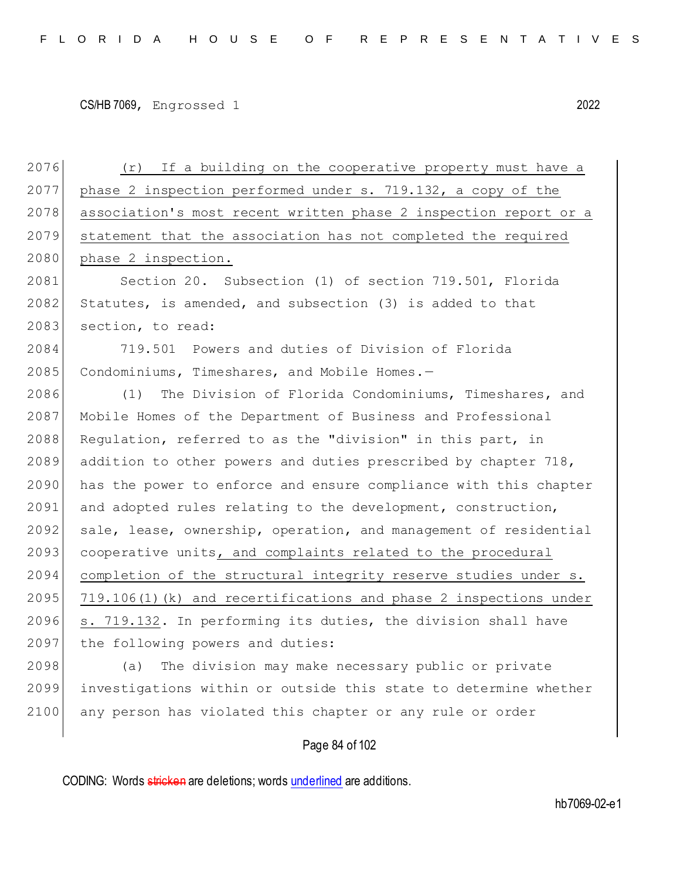2076 (r) If a building on the cooperative property must have a
2077 phase 2 inspection performed under s. 719.132, a copy of the
2078 association's most recent written phase 2 inspection report or a
2079 statement that the association has not completed the required
2080 phase 2 inspection.

2081 Section 20. Subsection (1) of section 719.501, Florida
2082 Statutes, is amended, and subsection (3) is added to that
2083 section, to read:

2084 719.501 Powers and duties of Division of Florida
2085 Condominiums, Timeshares, and Mobile Homes.—

2086 (1) The Division of Florida Condominiums, Timeshares, and
2087 Mobile Homes of the Department of Business and Professional
2088 Regulation, referred to as the "division" in this part, in
2089 addition to other powers and duties prescribed by chapter 718,
2090 has the power to enforce and ensure compliance with this chapter
2091 and adopted rules relating to the development, construction,
2092 sale, lease, ownership, operation, and management of residential
2093 cooperative units, and complaints related to the procedural
2094 completion of the structural integrity reserve studies under s.
2095 719.106(1)(k) and recertifications and phase 2 inspections under
2096 s. 719.132. In performing its duties, the division shall have
2097 the following powers and duties:

2098 (a) The division may make necessary public or private
2099 investigations within or outside this state to determine whether
2100 any person has violated this chapter or any rule or order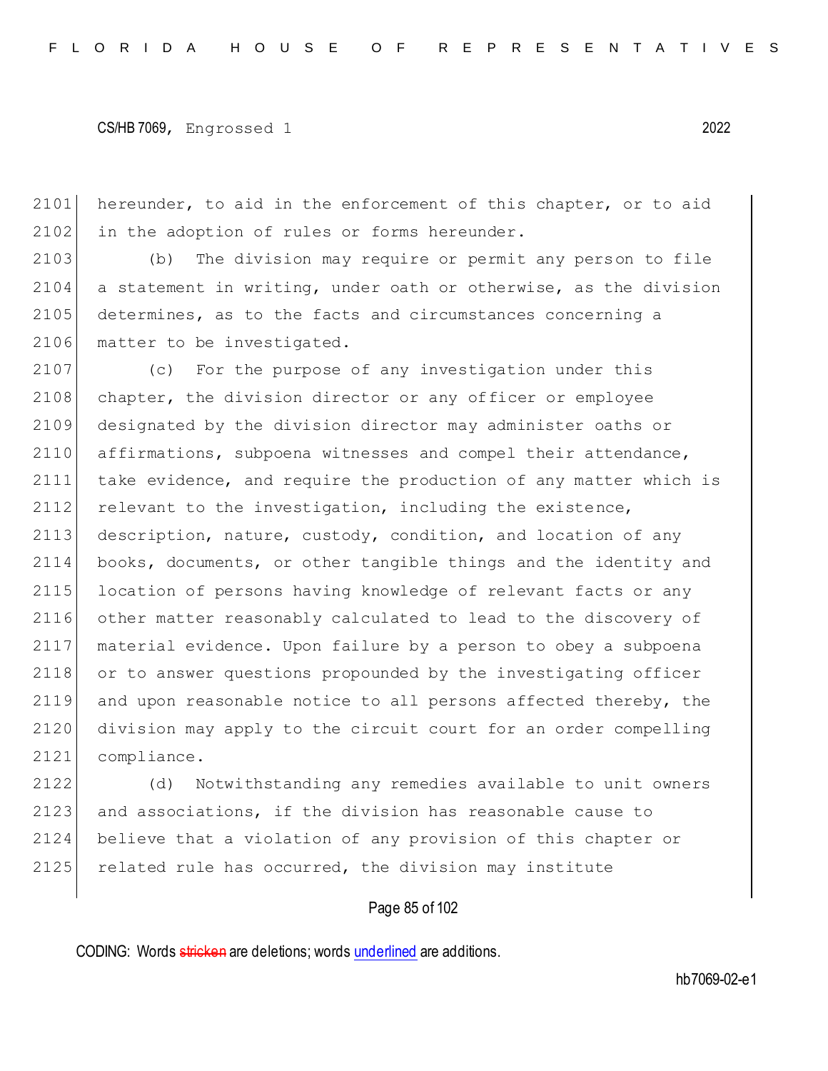hereunder, to aid in the enforcement of this chapter, or to aid in the adoption of rules or forms hereunder.

(b) The division may require or permit any person to file a statement in writing, under oath or otherwise, as the division determines, as to the facts and circumstances concerning a matter to be investigated.

(c) For the purpose of any investigation under this chapter, the division director or any officer or employee designated by the division director may administer oaths or affirmations, subpoena witnesses and compel their attendance, take evidence, and require the production of any matter which is relevant to the investigation, including the existence, description, nature, custody, condition, and location of any books, documents, or other tangible things and the identity and location of persons having knowledge of relevant facts or any other matter reasonably calculated to lead to the discovery of material evidence. Upon failure by a person to obey a subpoena or to answer questions propounded by the investigating officer and upon reasonable notice to all persons affected thereby, the division may apply to the circuit court for an order compelling compliance.

(d) Notwithstanding any remedies available to unit owners and associations, if the division has reasonable cause to believe that a violation of any provision of this chapter or related rule has occurred, the division may institute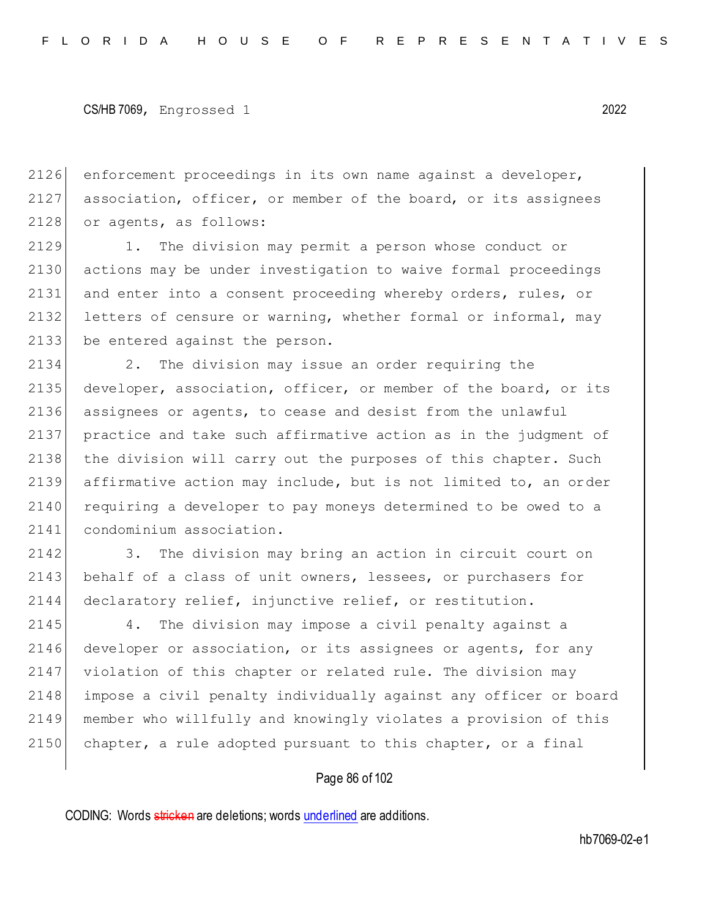enforcement proceedings in its own name against a developer, association, officer, or member of the board, or its assignees or agents, as follows:

1. The division may permit a person whose conduct or actions may be under investigation to waive formal proceedings and enter into a consent proceeding whereby orders, rules, or letters of censure or warning, whether formal or informal, may be entered against the person.

2. The division may issue an order requiring the developer, association, officer, or member of the board, or its assignees or agents, to cease and desist from the unlawful practice and take such affirmative action as in the judgment of the division will carry out the purposes of this chapter. Such affirmative action may include, but is not limited to, an order requiring a developer to pay moneys determined to be owed to a condominium association.

3. The division may bring an action in circuit court on behalf of a class of unit owners, lessees, or purchasers for declaratory relief, injunctive relief, or restitution.

4. The division may impose a civil penalty against a developer or association, or its assignees or agents, for any violation of this chapter or related rule. The division may impose a civil penalty individually against any officer or board member who willfully and knowingly violates a provision of this chapter, a rule adopted pursuant to this chapter, or a final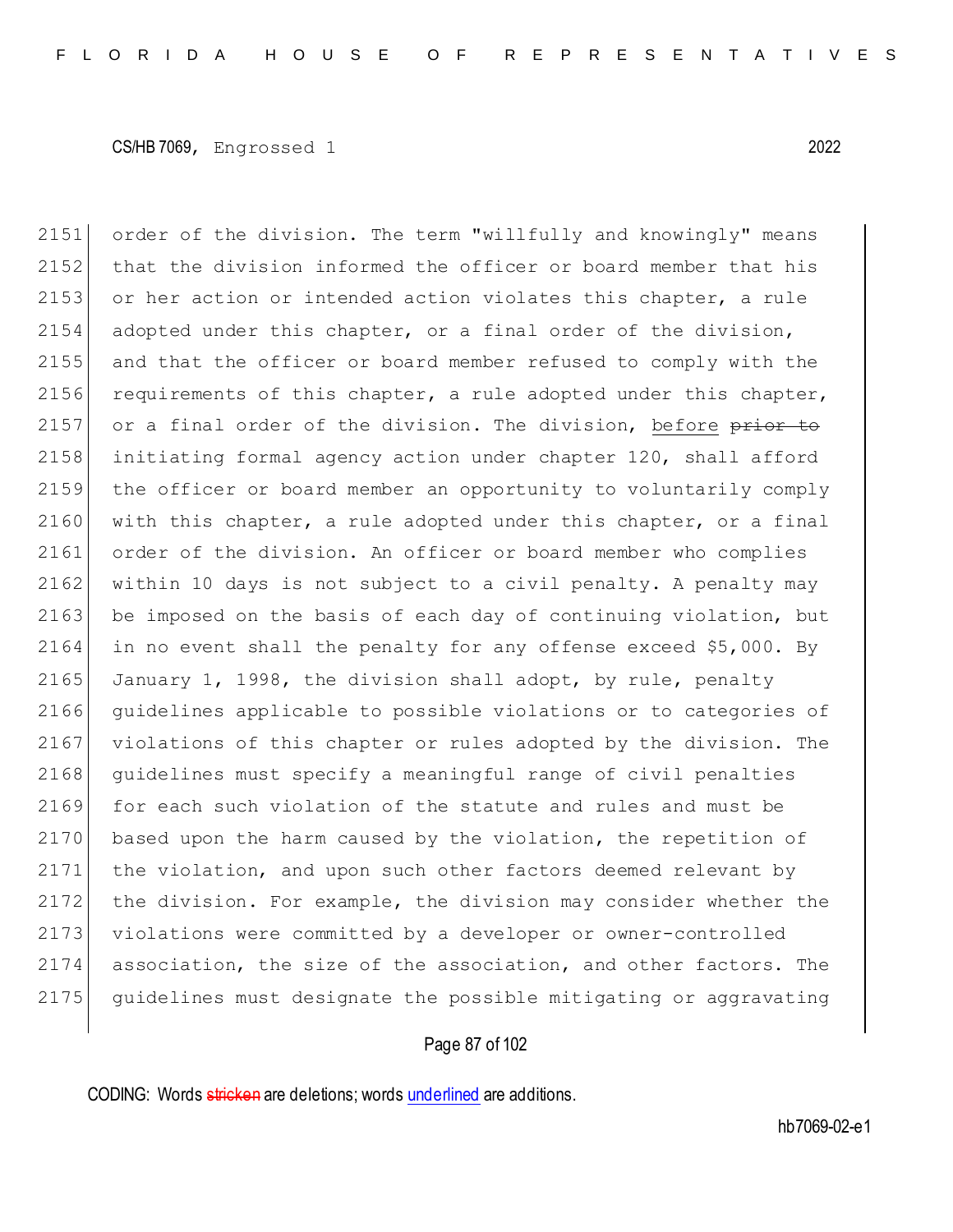order of the division. The term "willfully and knowingly" means that the division informed the officer or board member that his or her action or intended action violates this chapter, a rule adopted under this chapter, or a final order of the division, and that the officer or board member refused to comply with the requirements of this chapter, a rule adopted under this chapter, or a final order of the division. The division, <u>before</u> ~~prior to~~ initiating formal agency action under chapter 120, shall afford the officer or board member an opportunity to voluntarily comply with this chapter, a rule adopted under this chapter, or a final order of the division. An officer or board member who complies within 10 days is not subject to a civil penalty. A penalty may be imposed on the basis of each day of continuing violation, but in no event shall the penalty for any offense exceed $5,000. By January 1, 1998, the division shall adopt, by rule, penalty guidelines applicable to possible violations or to categories of violations of this chapter or rules adopted by the division. The guidelines must specify a meaningful range of civil penalties for each such violation of the statute and rules and must be based upon the harm caused by the violation, the repetition of the violation, and upon such other factors deemed relevant by the division. For example, the division may consider whether the violations were committed by a developer or owner-controlled association, the size of the association, and other factors. The guidelines must designate the possible mitigating or aggravating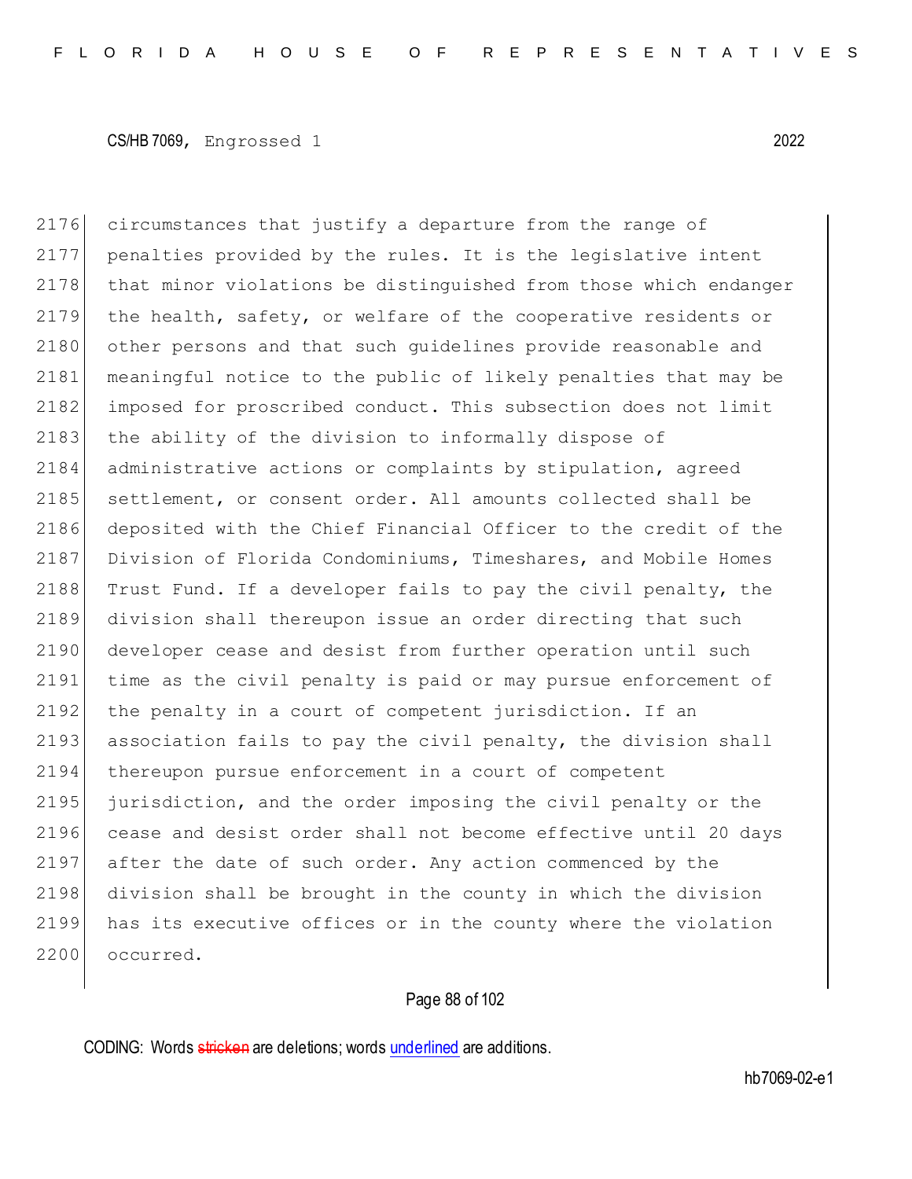circumstances that justify a departure from the range of penalties provided by the rules. It is the legislative intent that minor violations be distinguished from those which endanger the health, safety, or welfare of the cooperative residents or other persons and that such guidelines provide reasonable and meaningful notice to the public of likely penalties that may be imposed for proscribed conduct. This subsection does not limit the ability of the division to informally dispose of administrative actions or complaints by stipulation, agreed settlement, or consent order. All amounts collected shall be deposited with the Chief Financial Officer to the credit of the Division of Florida Condominiums, Timeshares, and Mobile Homes Trust Fund. If a developer fails to pay the civil penalty, the division shall thereupon issue an order directing that such developer cease and desist from further operation until such time as the civil penalty is paid or may pursue enforcement of the penalty in a court of competent jurisdiction. If an association fails to pay the civil penalty, the division shall thereupon pursue enforcement in a court of competent jurisdiction, and the order imposing the civil penalty or the cease and desist order shall not become effective until 20 days after the date of such order. Any action commenced by the division shall be brought in the county in which the division has its executive offices or in the county where the violation occurred.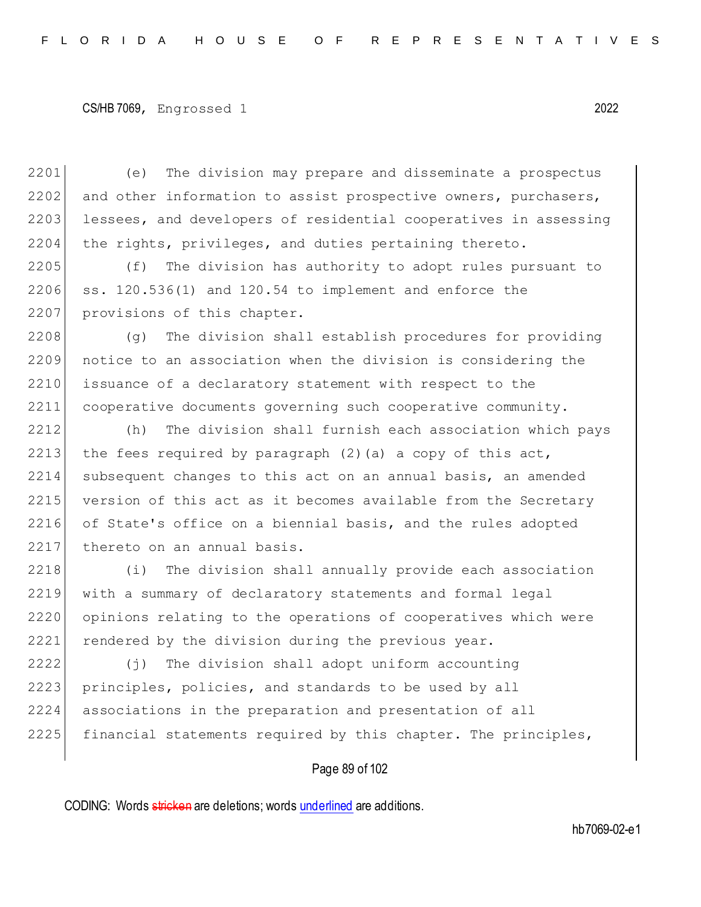(e) The division may prepare and disseminate a prospectus and other information to assist prospective owners, purchasers, lessees, and developers of residential cooperatives in assessing the rights, privileges, and duties pertaining thereto.

(f) The division has authority to adopt rules pursuant to ss. 120.536(1) and 120.54 to implement and enforce the provisions of this chapter.

(g) The division shall establish procedures for providing notice to an association when the division is considering the issuance of a declaratory statement with respect to the cooperative documents governing such cooperative community.

(h) The division shall furnish each association which pays the fees required by paragraph (2)(a) a copy of this act, subsequent changes to this act on an annual basis, an amended version of this act as it becomes available from the Secretary of State's office on a biennial basis, and the rules adopted thereto on an annual basis.

(i) The division shall annually provide each association with a summary of declaratory statements and formal legal opinions relating to the operations of cooperatives which were rendered by the division during the previous year.

(j) The division shall adopt uniform accounting principles, policies, and standards to be used by all associations in the preparation and presentation of all financial statements required by this chapter. The principles,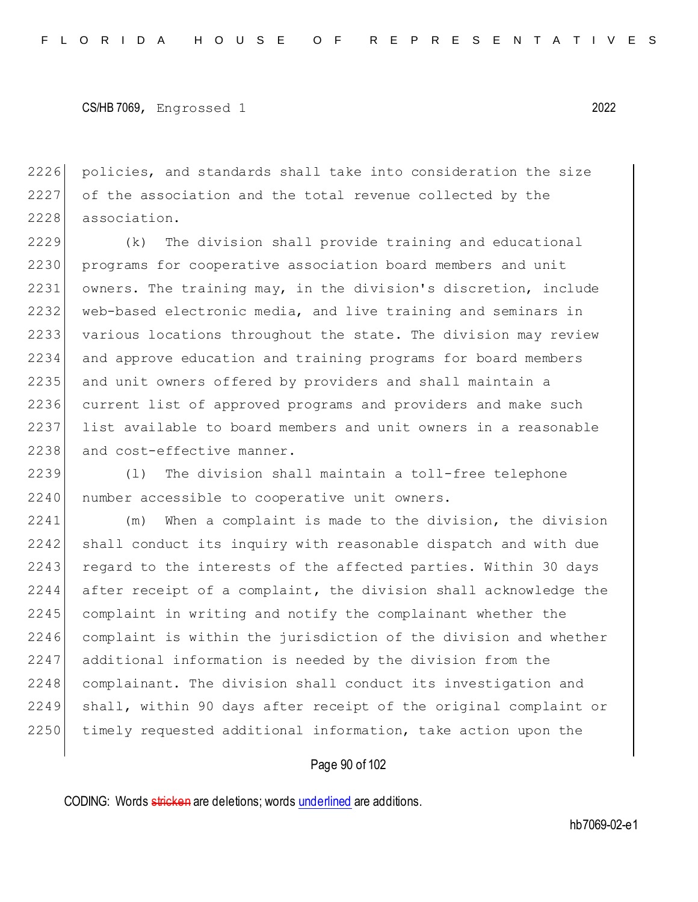policies, and standards shall take into consideration the size of the association and the total revenue collected by the association.

(k) The division shall provide training and educational programs for cooperative association board members and unit owners. The training may, in the division's discretion, include web-based electronic media, and live training and seminars in various locations throughout the state. The division may review and approve education and training programs for board members and unit owners offered by providers and shall maintain a current list of approved programs and providers and make such list available to board members and unit owners in a reasonable and cost-effective manner.

(l) The division shall maintain a toll-free telephone number accessible to cooperative unit owners.

(m) When a complaint is made to the division, the division shall conduct its inquiry with reasonable dispatch and with due regard to the interests of the affected parties. Within 30 days after receipt of a complaint, the division shall acknowledge the complaint in writing and notify the complainant whether the complaint is within the jurisdiction of the division and whether additional information is needed by the division from the complainant. The division shall conduct its investigation and shall, within 90 days after receipt of the original complaint or timely requested additional information, take action upon the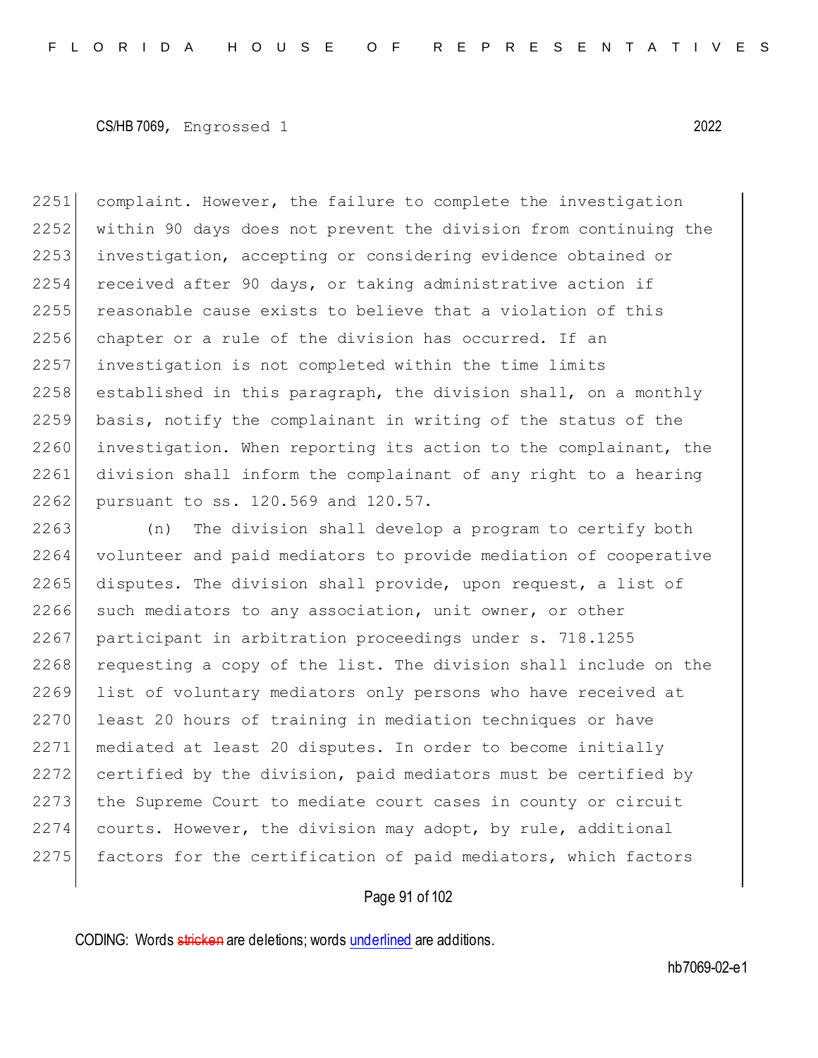complaint. However, the failure to complete the investigation within 90 days does not prevent the division from continuing the investigation, accepting or considering evidence obtained or received after 90 days, or taking administrative action if reasonable cause exists to believe that a violation of this chapter or a rule of the division has occurred. If an investigation is not completed within the time limits established in this paragraph, the division shall, on a monthly basis, notify the complainant in writing of the status of the investigation. When reporting its action to the complainant, the division shall inform the complainant of any right to a hearing pursuant to ss. 120.569 and 120.57.

(n) The division shall develop a program to certify both volunteer and paid mediators to provide mediation of cooperative disputes. The division shall provide, upon request, a list of such mediators to any association, unit owner, or other participant in arbitration proceedings under s. 718.1255 requesting a copy of the list. The division shall include on the list of voluntary mediators only persons who have received at least 20 hours of training in mediation techniques or have mediated at least 20 disputes. In order to become initially certified by the division, paid mediators must be certified by the Supreme Court to mediate court cases in county or circuit courts. However, the division may adopt, by rule, additional factors for the certification of paid mediators, which factors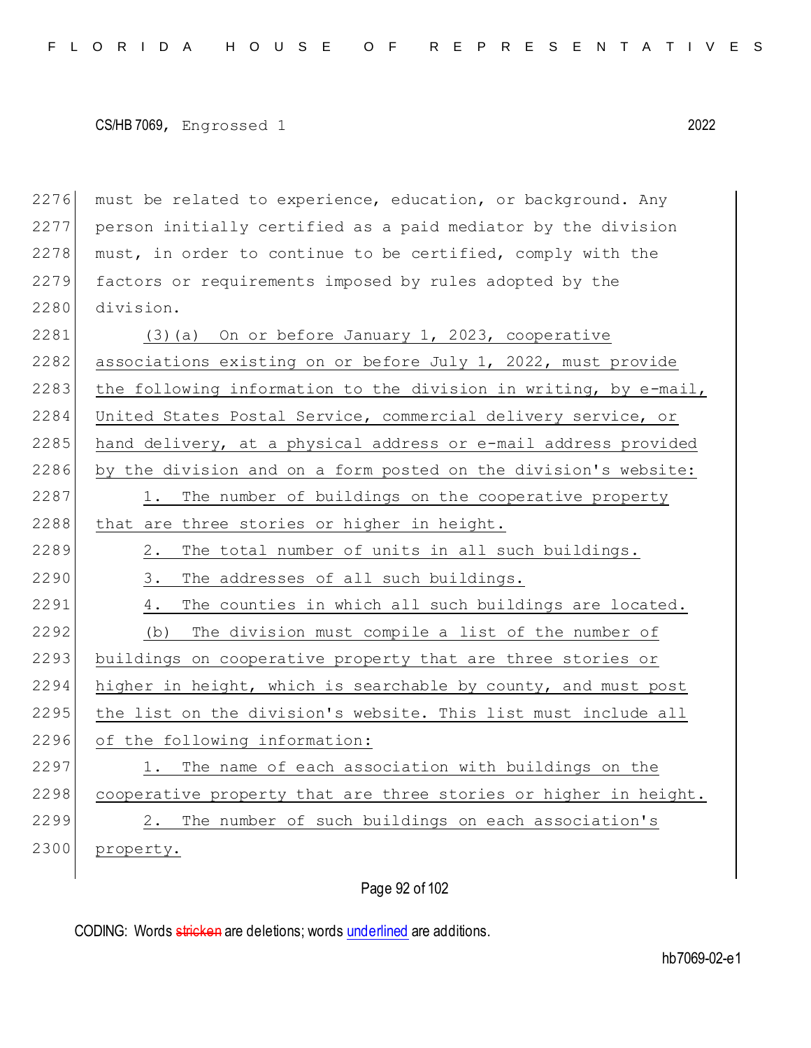must be related to experience, education, or background. Any person initially certified as a paid mediator by the division must, in order to continue to be certified, comply with the factors or requirements imposed by rules adopted by the division.

(3)(a) On or before January 1, 2023, cooperative associations existing on or before July 1, 2022, must provide the following information to the division in writing, by e-mail, United States Postal Service, commercial delivery service, or hand delivery, at a physical address or e-mail address provided by the division and on a form posted on the division's website:

1. The number of buildings on the cooperative property that are three stories or higher in height.

2. The total number of units in all such buildings.

3. The addresses of all such buildings.

4. The counties in which all such buildings are located.

(b) The division must compile a list of the number of buildings on cooperative property that are three stories or higher in height, which is searchable by county, and must post the list on the division's website. This list must include all of the following information:

1. The name of each association with buildings on the cooperative property that are three stories or higher in height.

2. The number of such buildings on each association's property.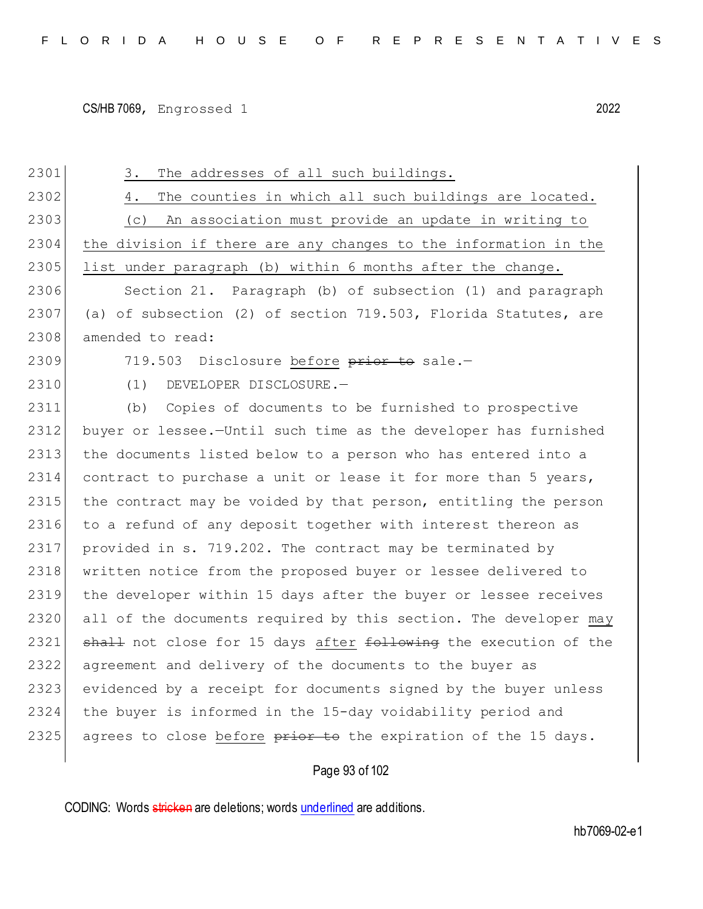3. The addresses of all such buildings.

4. The counties in which all such buildings are located.

(c) An association must provide an update in writing to the division if there are any changes to the information in the list under paragraph (b) within 6 months after the change.

Section 21. Paragraph (b) of subsection (1) and paragraph (a) of subsection (2) of section 719.503, Florida Statutes, are amended to read:

719.503 Disclosure before ~~prior to~~ sale.—

(1) DEVELOPER DISCLOSURE.—

(b) Copies of documents to be furnished to prospective buyer or lessee.—Until such time as the developer has furnished the documents listed below to a person who has entered into a contract to purchase a unit or lease it for more than 5 years, the contract may be voided by that person, entitling the person to a refund of any deposit together with interest thereon as provided in s. 719.202. The contract may be terminated by written notice from the proposed buyer or lessee delivered to the developer within 15 days after the buyer or lessee receives all of the documents required by this section. The developer may ~~shall~~ not close for 15 days after ~~following~~ the execution of the agreement and delivery of the documents to the buyer as evidenced by a receipt for documents signed by the buyer unless the buyer is informed in the 15-day voidability period and agrees to close before ~~prior to~~ the expiration of the 15 days.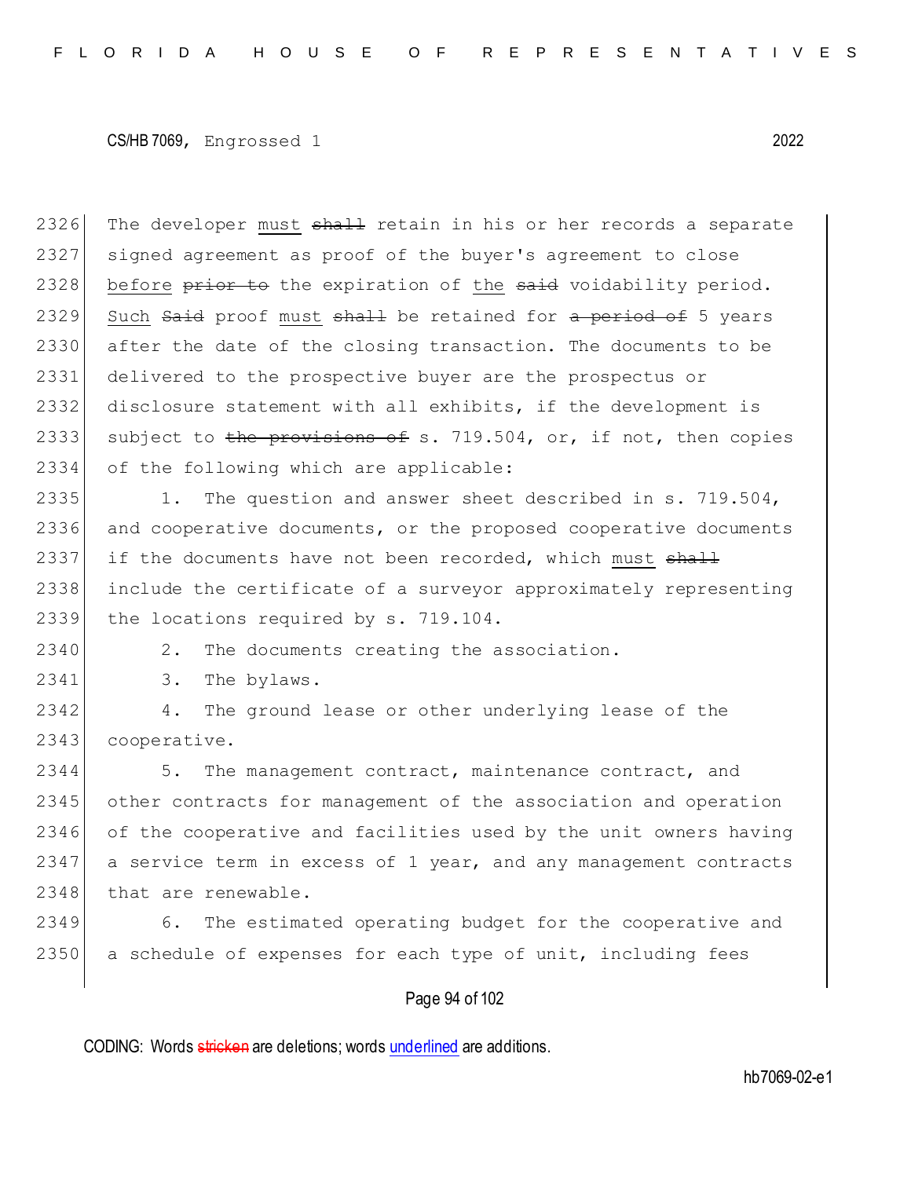The developer must ~~shall~~ retain in his or her records a separate signed agreement as proof of the buyer's agreement to close before ~~prior to~~ the expiration of the ~~said~~ voidability period. Such ~~Said~~ proof must ~~shall~~ be retained for ~~a period of~~ 5 years after the date of the closing transaction. The documents to be delivered to the prospective buyer are the prospectus or disclosure statement with all exhibits, if the development is subject to ~~the provisions of~~ s. 719.504, or, if not, then copies of the following which are applicable:

1. The question and answer sheet described in s. 719.504, and cooperative documents, or the proposed cooperative documents if the documents have not been recorded, which must ~~shall~~ include the certificate of a surveyor approximately representing the locations required by s. 719.104.

2. The documents creating the association.

3. The bylaws.

4. The ground lease or other underlying lease of the cooperative.

5. The management contract, maintenance contract, and other contracts for management of the association and operation of the cooperative and facilities used by the unit owners having a service term in excess of 1 year, and any management contracts that are renewable.

6. The estimated operating budget for the cooperative and a schedule of expenses for each type of unit, including fees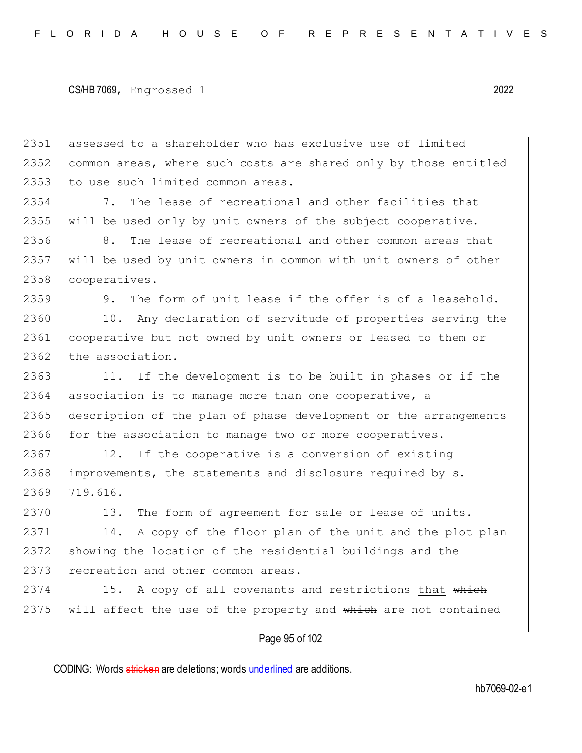assessed to a shareholder who has exclusive use of limited common areas, where such costs are shared only by those entitled to use such limited common areas.

7. The lease of recreational and other facilities that will be used only by unit owners of the subject cooperative.

8. The lease of recreational and other common areas that will be used by unit owners in common with unit owners of other cooperatives.

9. The form of unit lease if the offer is of a leasehold.

10. Any declaration of servitude of properties serving the cooperative but not owned by unit owners or leased to them or the association.

11. If the development is to be built in phases or if the association is to manage more than one cooperative, a description of the plan of phase development or the arrangements for the association to manage two or more cooperatives.

12. If the cooperative is a conversion of existing improvements, the statements and disclosure required by s. 719.616.

13. The form of agreement for sale or lease of units.

14. A copy of the floor plan of the unit and the plot plan showing the location of the residential buildings and the recreation and other common areas.

15. A copy of all covenants and restrictions <u>that</u> ~~which~~ will affect the use of the property and ~~which~~ are not contained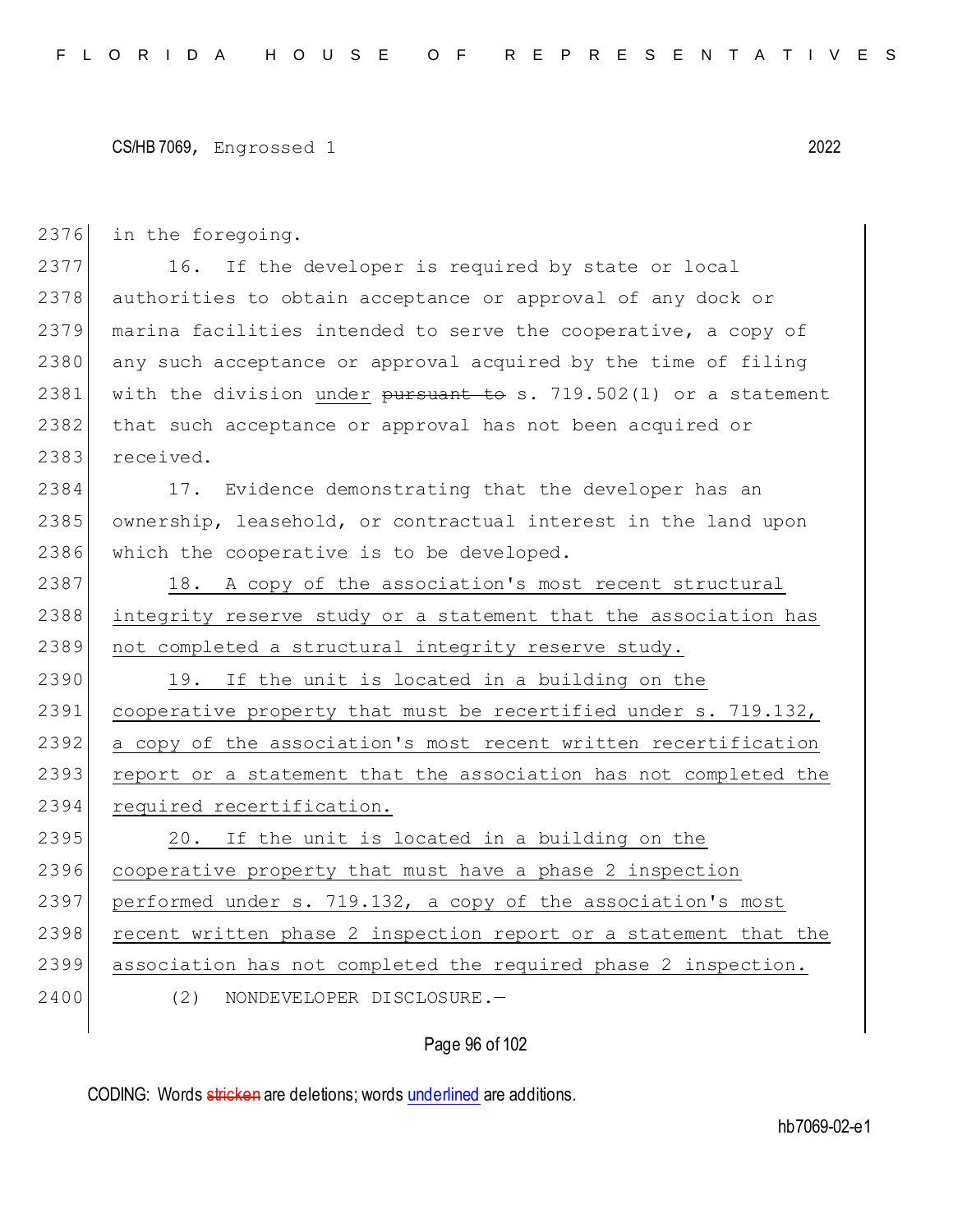in the foregoing.

16. If the developer is required by state or local authorities to obtain acceptance or approval of any dock or marina facilities intended to serve the cooperative, a copy of any such acceptance or approval acquired by the time of filing with the division <u>under</u> ~~pursuant to~~ s. 719.502(1) or a statement that such acceptance or approval has not been acquired or received.

17. Evidence demonstrating that the developer has an ownership, leasehold, or contractual interest in the land upon which the cooperative is to be developed.

<u>18. A copy of the association's most recent structural integrity reserve study or a statement that the association has not completed a structural integrity reserve study.</u>

<u>19. If the unit is located in a building on the cooperative property that must be recertified under s. 719.132, a copy of the association's most recent written recertification report or a statement that the association has not completed the required recertification.</u>

<u>20. If the unit is located in a building on the cooperative property that must have a phase 2 inspection performed under s. 719.132, a copy of the association's most recent written phase 2 inspection report or a statement that the association has not completed the required phase 2 inspection.</u>

(2) NONDEVELOPER DISCLOSURE.—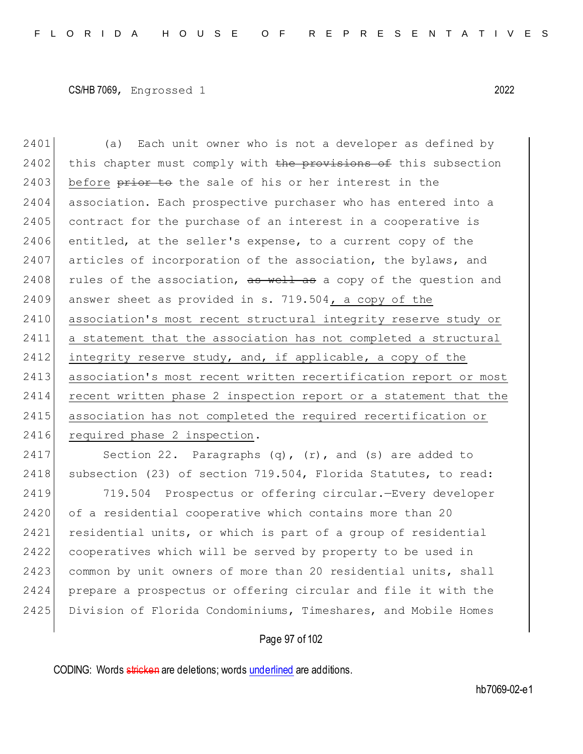(a) Each unit owner who is not a developer as defined by this chapter must comply with ~~the provisions of~~ this subsection <u>before</u> ~~prior to~~ the sale of his or her interest in the association. Each prospective purchaser who has entered into a contract for the purchase of an interest in a cooperative is entitled, at the seller's expense, to a current copy of the articles of incorporation of the association, the bylaws, and rules of the association, ~~as well as~~ a copy of the question and answer sheet as provided in s. 719.504<u>, a copy of the association's most recent structural integrity reserve study or a statement that the association has not completed a structural integrity reserve study, and, if applicable, a copy of the association's most recent written recertification report or most recent written phase 2 inspection report or a statement that the association has not completed the required recertification or required phase 2 inspection</u>.

Section 22. Paragraphs (q), (r), and (s) are added to subsection (23) of section 719.504, Florida Statutes, to read:

719.504 Prospectus or offering circular.—Every developer of a residential cooperative which contains more than 20 residential units, or which is part of a group of residential cooperatives which will be served by property to be used in common by unit owners of more than 20 residential units, shall prepare a prospectus or offering circular and file it with the Division of Florida Condominiums, Timeshares, and Mobile Homes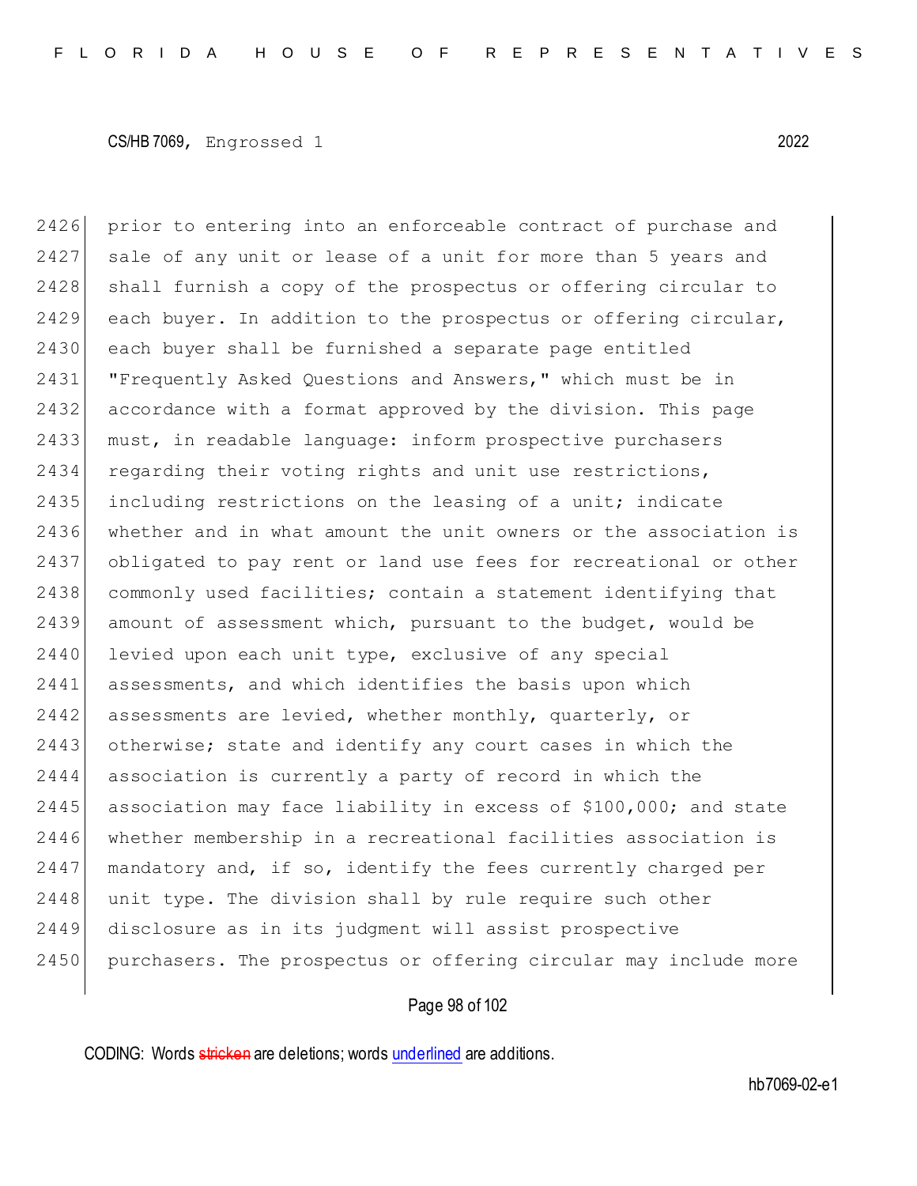prior to entering into an enforceable contract of purchase and sale of any unit or lease of a unit for more than 5 years and shall furnish a copy of the prospectus or offering circular to each buyer. In addition to the prospectus or offering circular, each buyer shall be furnished a separate page entitled "Frequently Asked Questions and Answers," which must be in accordance with a format approved by the division. This page must, in readable language: inform prospective purchasers regarding their voting rights and unit use restrictions, including restrictions on the leasing of a unit; indicate whether and in what amount the unit owners or the association is obligated to pay rent or land use fees for recreational or other commonly used facilities; contain a statement identifying that amount of assessment which, pursuant to the budget, would be levied upon each unit type, exclusive of any special assessments, and which identifies the basis upon which assessments are levied, whether monthly, quarterly, or otherwise; state and identify any court cases in which the association is currently a party of record in which the association may face liability in excess of $100,000; and state whether membership in a recreational facilities association is mandatory and, if so, identify the fees currently charged per unit type. The division shall by rule require such other disclosure as in its judgment will assist prospective purchasers. The prospectus or offering circular may include more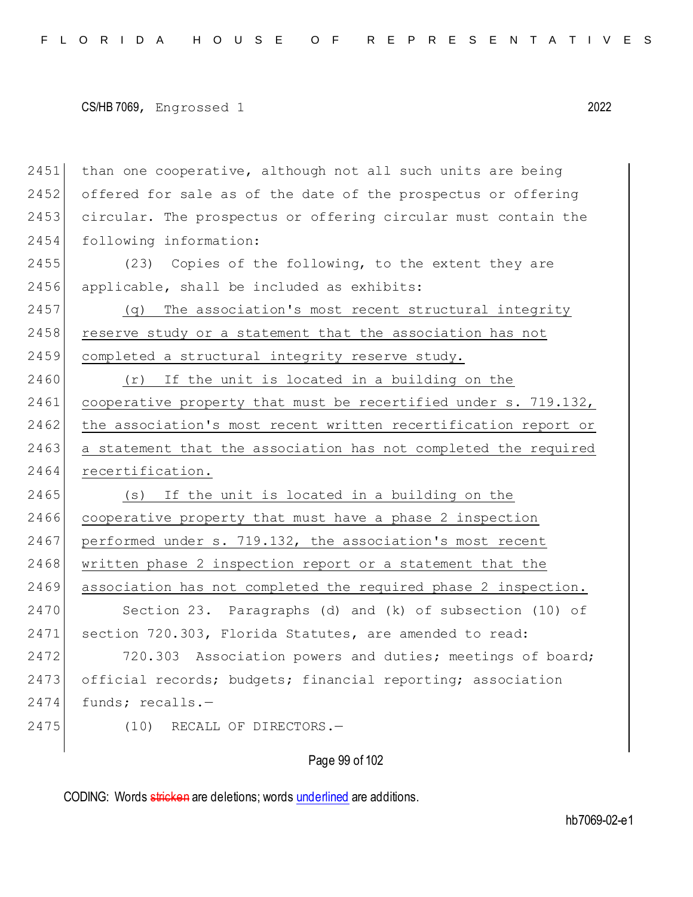than one cooperative, although not all such units are being offered for sale as of the date of the prospectus or offering circular. The prospectus or offering circular must contain the following information:

(23) Copies of the following, to the extent they are applicable, shall be included as exhibits:

<u>(q) The association's most recent structural integrity reserve study or a statement that the association has not completed a structural integrity reserve study.</u>

<u>(r) If the unit is located in a building on the cooperative property that must be recertified under s. 719.132, the association's most recent written recertification report or a statement that the association has not completed the required recertification.</u>

<u>(s) If the unit is located in a building on the cooperative property that must have a phase 2 inspection performed under s. 719.132, the association's most recent written phase 2 inspection report or a statement that the association has not completed the required phase 2 inspection.</u>

Section 23. Paragraphs (d) and (k) of subsection (10) of section 720.303, Florida Statutes, are amended to read:

720.303 Association powers and duties; meetings of board; official records; budgets; financial reporting; association funds; recalls.—

(10) RECALL OF DIRECTORS.—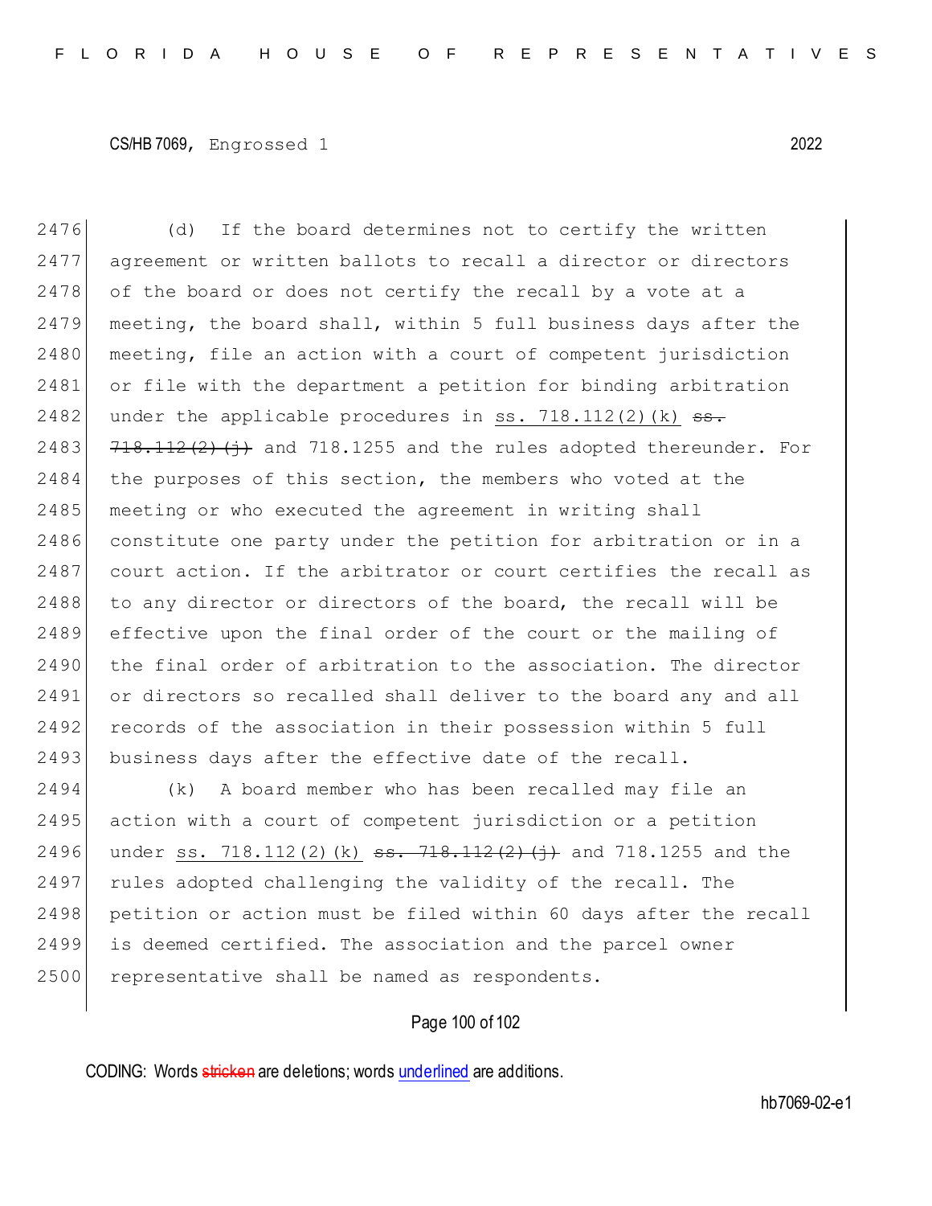(d) If the board determines not to certify the written agreement or written ballots to recall a director or directors of the board or does not certify the recall by a vote at a meeting, the board shall, within 5 full business days after the meeting, file an action with a court of competent jurisdiction or file with the department a petition for binding arbitration under the applicable procedures in ss. 718.112(2)(k) ~~ss. 718.112(2)(j)~~ and 718.1255 and the rules adopted thereunder. For the purposes of this section, the members who voted at the meeting or who executed the agreement in writing shall constitute one party under the petition for arbitration or in a court action. If the arbitrator or court certifies the recall as to any director or directors of the board, the recall will be effective upon the final order of the court or the mailing of the final order of arbitration to the association. The director or directors so recalled shall deliver to the board any and all records of the association in their possession within 5 full business days after the effective date of the recall.

(k) A board member who has been recalled may file an action with a court of competent jurisdiction or a petition under ss. 718.112(2)(k) ~~ss. 718.112(2)(j)~~ and 718.1255 and the rules adopted challenging the validity of the recall. The petition or action must be filed within 60 days after the recall is deemed certified. The association and the parcel owner representative shall be named as respondents.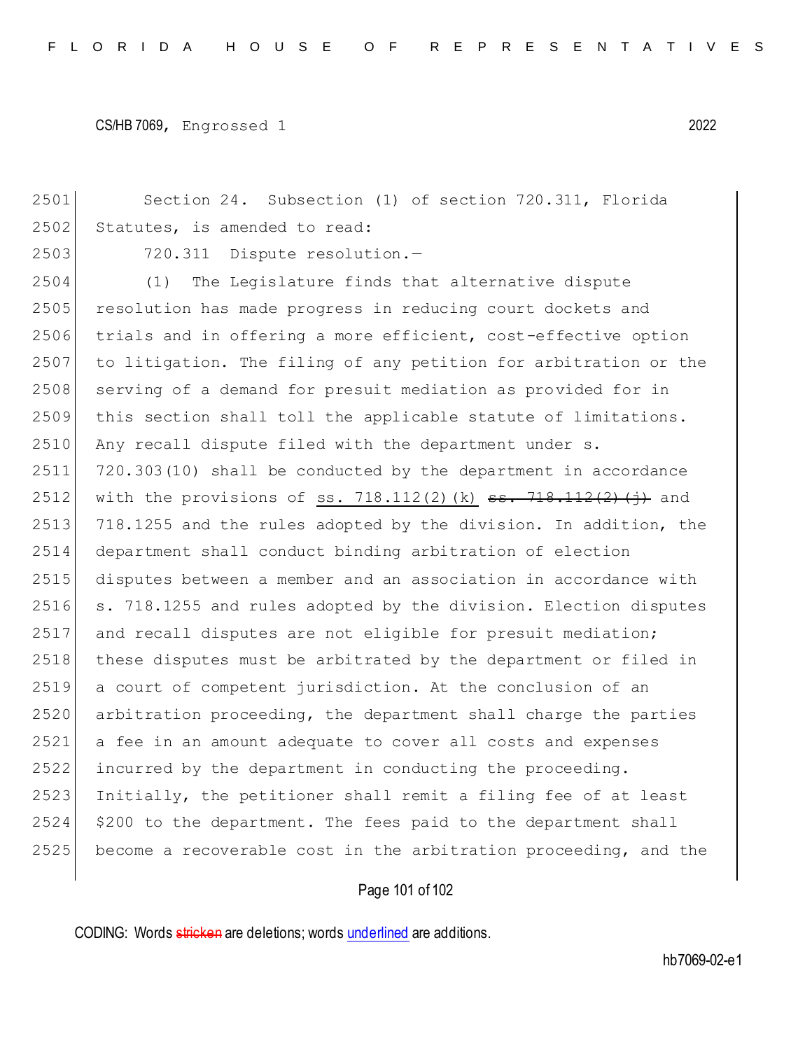Section 24. Subsection (1) of section 720.311, Florida Statutes, is amended to read:

720.311 Dispute resolution.—

(1) The Legislature finds that alternative dispute resolution has made progress in reducing court dockets and trials and in offering a more efficient, cost-effective option to litigation. The filing of any petition for arbitration or the serving of a demand for presuit mediation as provided for in this section shall toll the applicable statute of limitations. Any recall dispute filed with the department under s. 720.303(10) shall be conducted by the department in accordance with the provisions of <u>ss. 718.112(2)(k)</u> ~~ss. 718.112(2)(j)~~ and 718.1255 and the rules adopted by the division. In addition, the department shall conduct binding arbitration of election disputes between a member and an association in accordance with s. 718.1255 and rules adopted by the division. Election disputes and recall disputes are not eligible for presuit mediation; these disputes must be arbitrated by the department or filed in a court of competent jurisdiction. At the conclusion of an arbitration proceeding, the department shall charge the parties a fee in an amount adequate to cover all costs and expenses incurred by the department in conducting the proceeding. Initially, the petitioner shall remit a filing fee of at least $200 to the department. The fees paid to the department shall become a recoverable cost in the arbitration proceeding, and the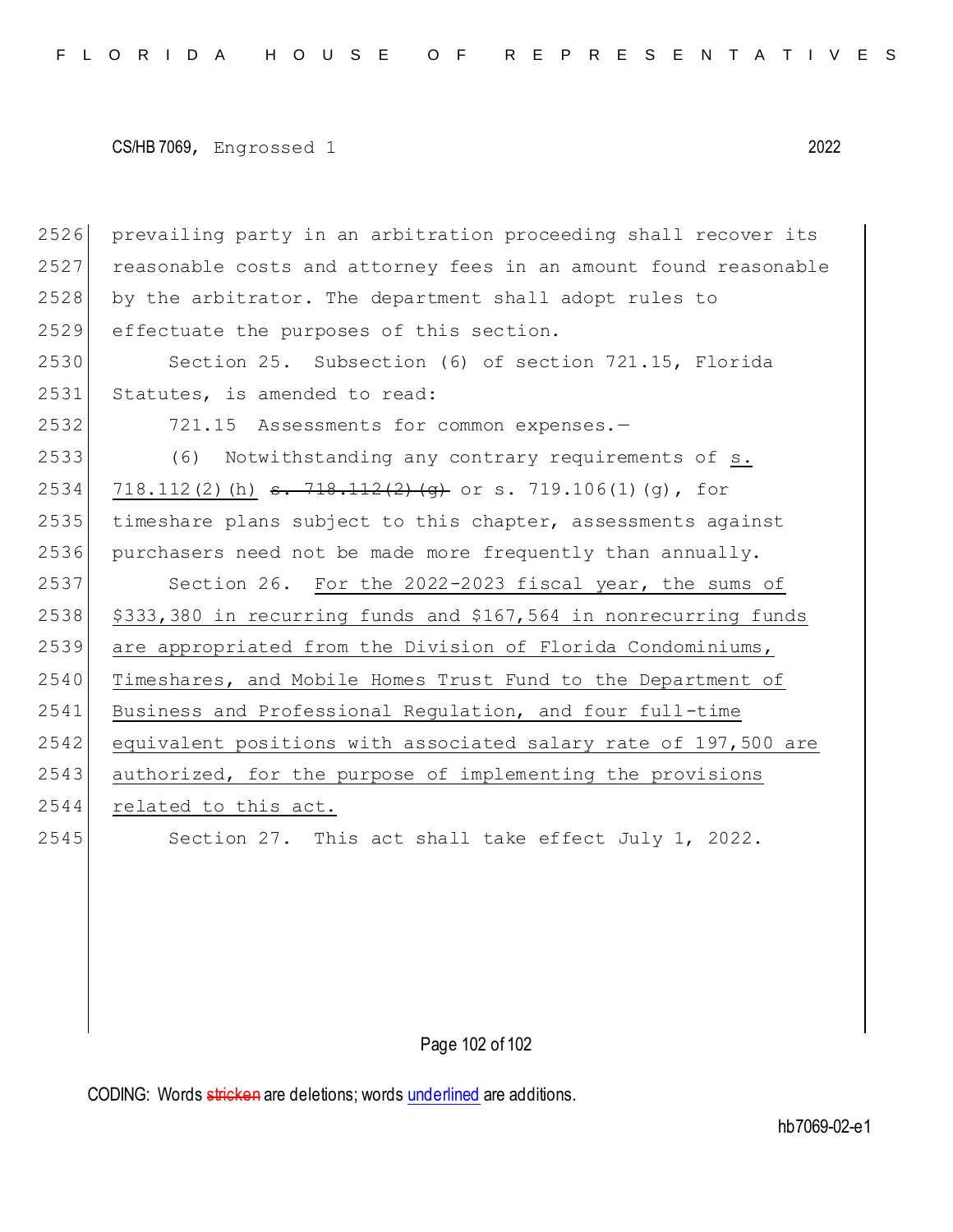prevailing party in an arbitration proceeding shall recover its reasonable costs and attorney fees in an amount found reasonable by the arbitrator. The department shall adopt rules to effectuate the purposes of this section.

Section 25. Subsection (6) of section 721.15, Florida Statutes, is amended to read:

721.15 Assessments for common expenses.—

(6) Notwithstanding any contrary requirements of s. 718.112(2)(h) ~~s. 718.112(2)(g)~~ or s. 719.106(1)(g), for timeshare plans subject to this chapter, assessments against purchasers need not be made more frequently than annually.

Section 26. For the 2022-2023 fiscal year, the sums of $333,380 in recurring funds and $167,564 in nonrecurring funds are appropriated from the Division of Florida Condominiums, Timeshares, and Mobile Homes Trust Fund to the Department of Business and Professional Regulation, and four full-time equivalent positions with associated salary rate of 197,500 are authorized, for the purpose of implementing the provisions related to this act.

Section 27. This act shall take effect July 1, 2022.